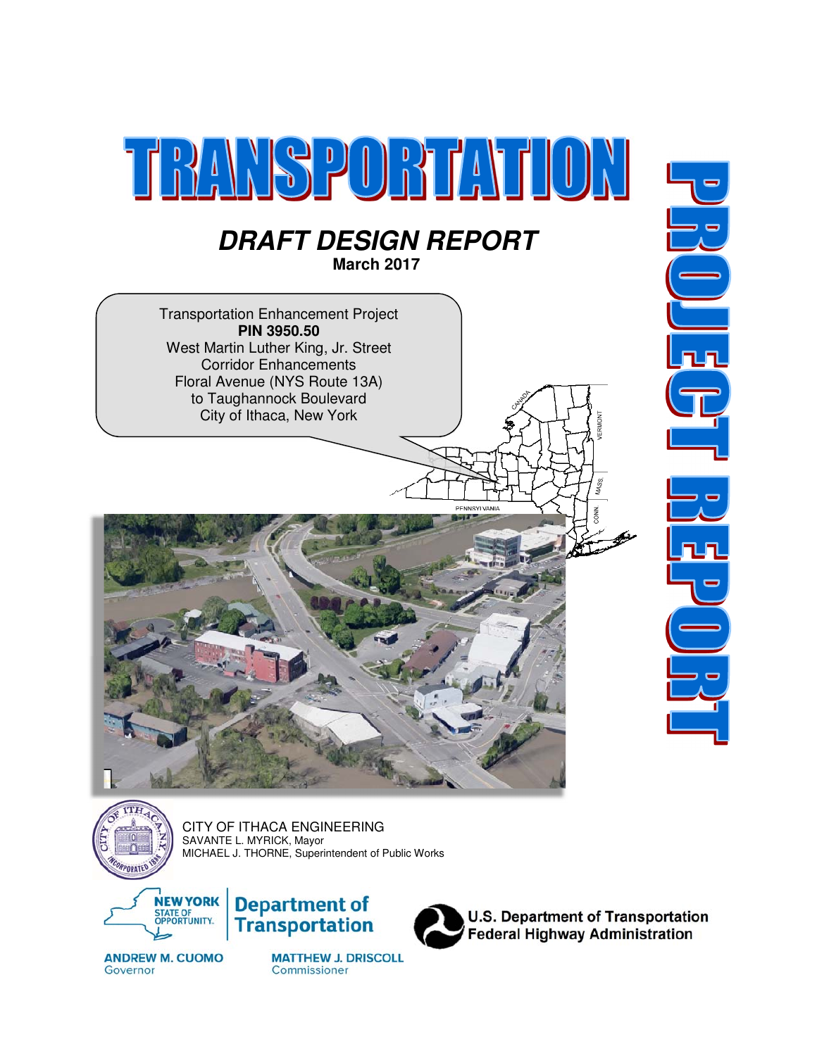# TRANSPORTATION PROJECT REPORT

## *DRAFT DESIGN REPORT*

**March 2017**

Transportation Enhancement Project
**PIN 3950.50**
West Martin Luther King, Jr. Street
Corridor Enhancements
Floral Avenue (NYS Route 13A)
to Taughannock Boulevard
City of Ithaca, New York

CITY OF ITHACA ENGINEERING
SAVANTE L. MYRICK, Mayor
MICHAEL J. THORNE, Superintendent of Public Works

NEW YORK STATE OF OPPORTUNITY. Department of Transportation

ANDREW M. CUOMO
Governor

MATTHEW J. DRISCOLL
Commissioner

U.S. Department of Transportation
Federal Highway Administration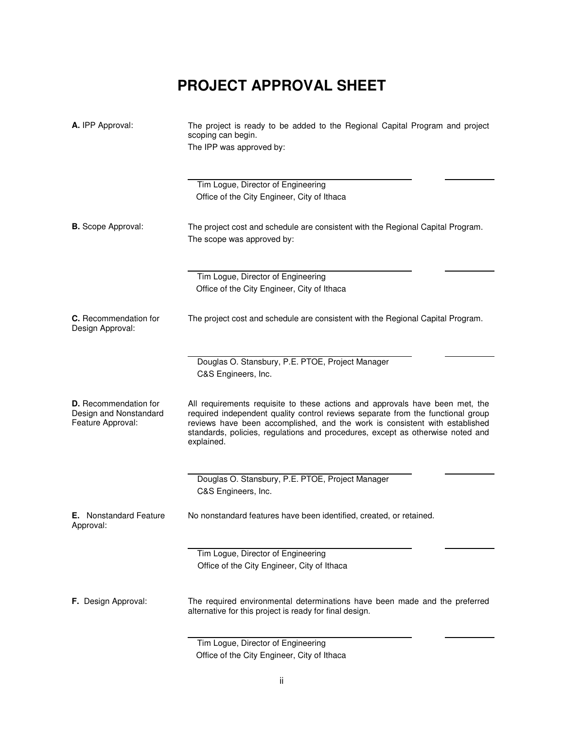# PROJECT APPROVAL SHEET

**A.** IPP Approval:

The project is ready to be added to the Regional Capital Program and project scoping can begin.

The IPP was approved by:

Tim Logue, Director of Engineering
Office of the City Engineer, City of Ithaca

**B.** Scope Approval:

The project cost and schedule are consistent with the Regional Capital Program.

The scope was approved by:

Tim Logue, Director of Engineering
Office of the City Engineer, City of Ithaca

**C.** Recommendation for Design Approval:

The project cost and schedule are consistent with the Regional Capital Program.

Douglas O. Stansbury, P.E. PTOE, Project Manager
C&S Engineers, Inc.

**D.** Recommendation for Design and Nonstandard Feature Approval:

All requirements requisite to these actions and approvals have been met, the required independent quality control reviews separate from the functional group reviews have been accomplished, and the work is consistent with established standards, policies, regulations and procedures, except as otherwise noted and explained.

Douglas O. Stansbury, P.E. PTOE, Project Manager
C&S Engineers, Inc.

**E.** Nonstandard Feature Approval:

No nonstandard features have been identified, created, or retained.

Tim Logue, Director of Engineering
Office of the City Engineer, City of Ithaca

**F.** Design Approval:

The required environmental determinations have been made and the preferred alternative for this project is ready for final design.

Tim Logue, Director of Engineering
Office of the City Engineer, City of Ithaca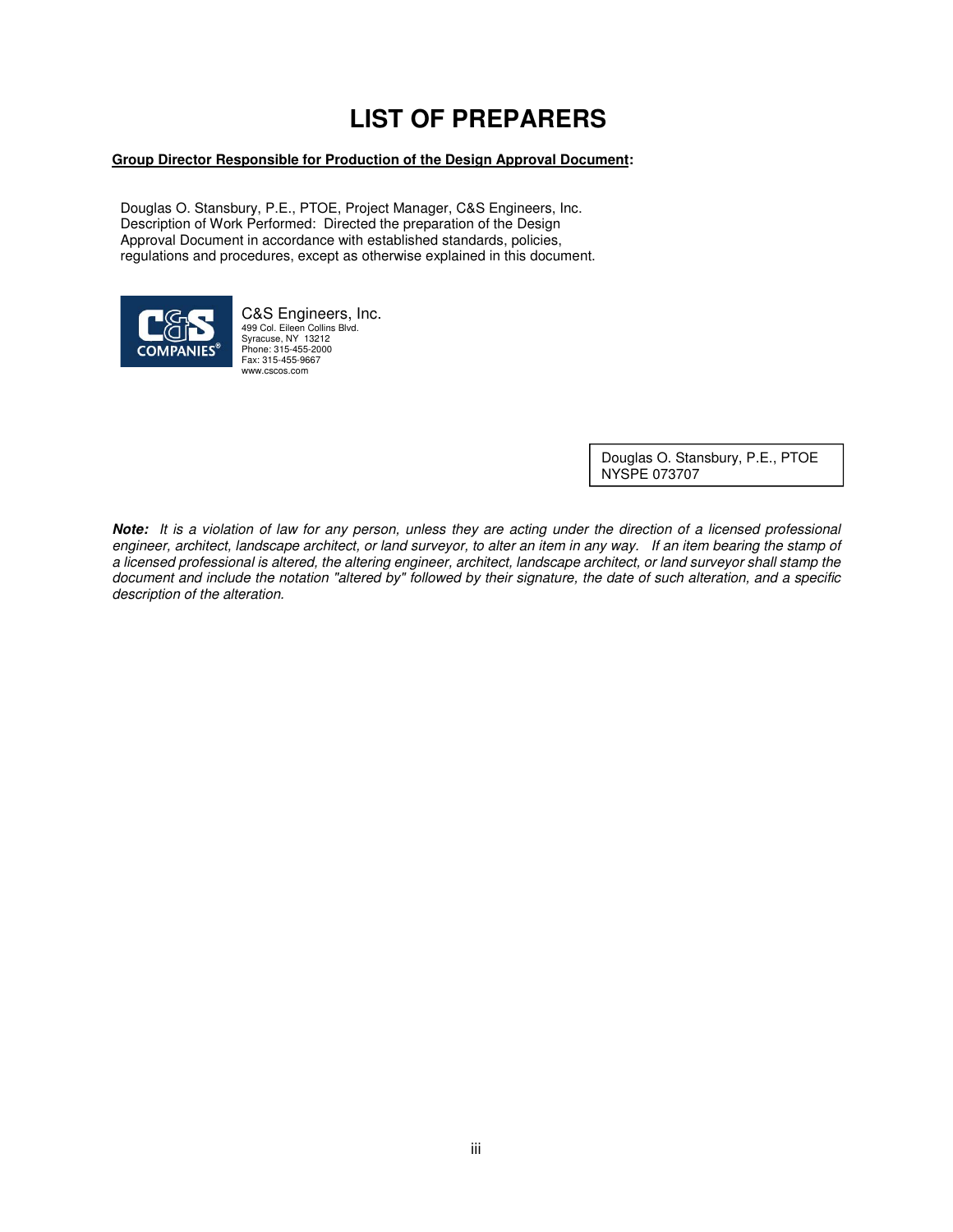# LIST OF PREPARERS

**Group Director Responsible for Production of the Design Approval Document:**

Douglas O. Stansbury, P.E., PTOE, Project Manager, C&S Engineers, Inc.
Description of Work Performed: Directed the preparation of the Design Approval Document in accordance with established standards, policies, regulations and procedures, except as otherwise explained in this document.

C&S COMPANIES®

C&S Engineers, Inc.
499 Col. Eileen Collins Blvd.
Syracuse, NY 13212
Phone: 315-455-2000
Fax: 315-455-9667
www.cscos.com

Douglas O. Stansbury, P.E., PTOE
NYSPE 073707

***Note:*** *It is a violation of law for any person, unless they are acting under the direction of a licensed professional engineer, architect, landscape architect, or land surveyor, to alter an item in any way. If an item bearing the stamp of a licensed professional is altered, the altering engineer, architect, landscape architect, or land surveyor shall stamp the document and include the notation "altered by" followed by their signature, the date of such alteration, and a specific description of the alteration.*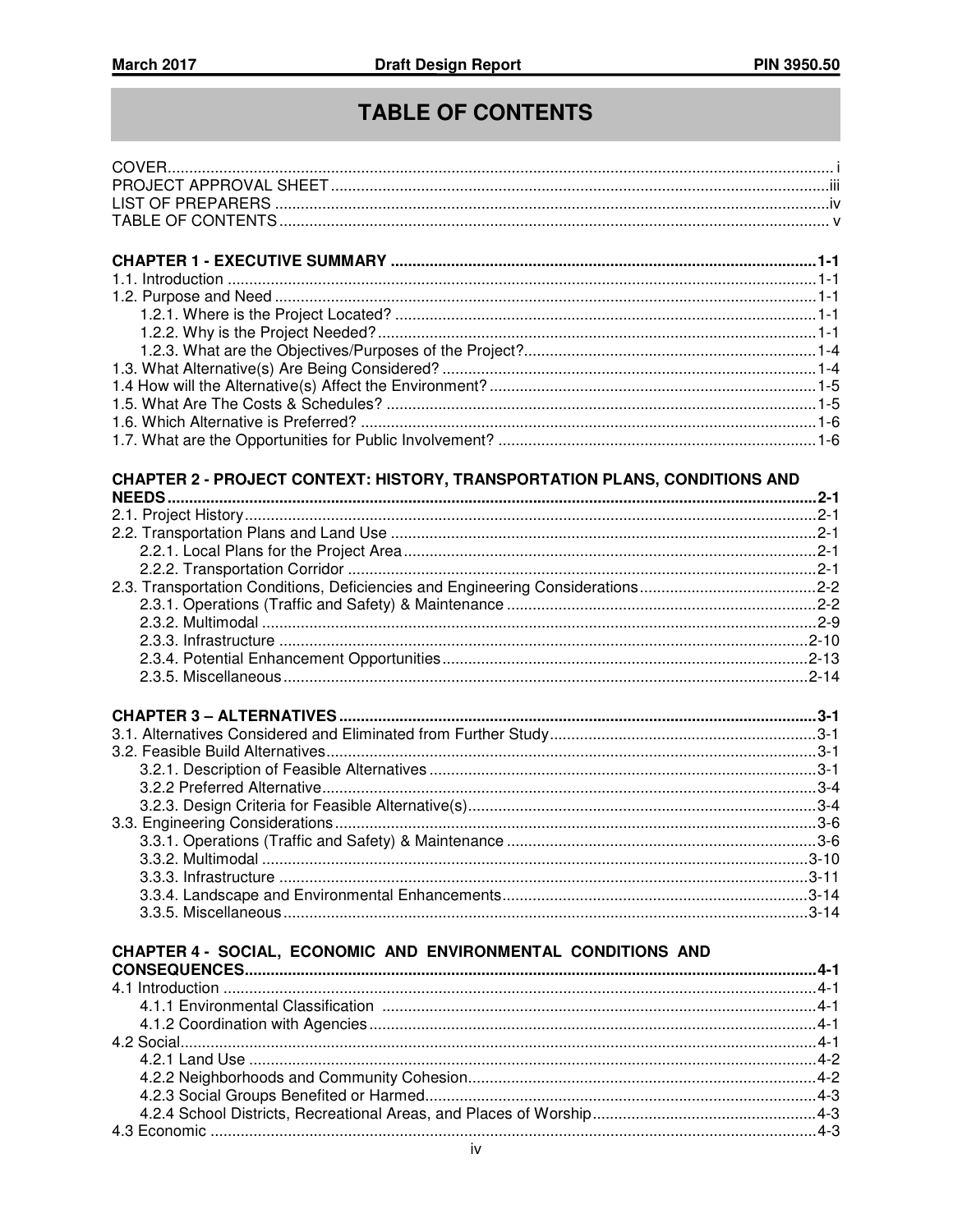# TABLE OF CONTENTS

COVER ..... i
PROJECT APPROVAL SHEET ..... iii
LIST OF PREPARERS ..... iv
TABLE OF CONTENTS ..... v

**CHAPTER 1 - EXECUTIVE SUMMARY ..... 1-1**
1.1. Introduction ..... 1-1
1.2. Purpose and Need ..... 1-1
- 1.2.1. Where is the Project Located? ..... 1-1
- 1.2.2. Why is the Project Needed? ..... 1-1
- 1.2.3. What are the Objectives/Purposes of the Project? ..... 1-4

1.3. What Alternative(s) Are Being Considered? ..... 1-4
1.4 How will the Alternative(s) Affect the Environment? ..... 1-5
1.5. What Are The Costs & Schedules? ..... 1-5
1.6. Which Alternative is Preferred? ..... 1-6
1.7. What are the Opportunities for Public Involvement? ..... 1-6

**CHAPTER 2 - PROJECT CONTEXT: HISTORY, TRANSPORTATION PLANS, CONDITIONS AND NEEDS ..... 2-1**
2.1. Project History ..... 2-1
2.2. Transportation Plans and Land Use ..... 2-1
- 2.2.1. Local Plans for the Project Area ..... 2-1
- 2.2.2. Transportation Corridor ..... 2-1

2.3. Transportation Conditions, Deficiencies and Engineering Considerations ..... 2-2
- 2.3.1. Operations (Traffic and Safety) & Maintenance ..... 2-2
- 2.3.2. Multimodal ..... 2-9
- 2.3.3. Infrastructure ..... 2-10
- 2.3.4. Potential Enhancement Opportunities ..... 2-13
- 2.3.5. Miscellaneous ..... 2-14

**CHAPTER 3 – ALTERNATIVES ..... 3-1**
3.1. Alternatives Considered and Eliminated from Further Study ..... 3-1
3.2. Feasible Build Alternatives ..... 3-1
- 3.2.1. Description of Feasible Alternatives ..... 3-1
- 3.2.2 Preferred Alternative ..... 3-4
- 3.2.3. Design Criteria for Feasible Alternative(s) ..... 3-4

3.3. Engineering Considerations ..... 3-6
- 3.3.1. Operations (Traffic and Safety) & Maintenance ..... 3-6
- 3.3.2. Multimodal ..... 3-10
- 3.3.3. Infrastructure ..... 3-11
- 3.3.4. Landscape and Environmental Enhancements ..... 3-14
- 3.3.5. Miscellaneous ..... 3-14

**CHAPTER 4 - SOCIAL, ECONOMIC AND ENVIRONMENTAL CONDITIONS AND CONSEQUENCES ..... 4-1**
4.1 Introduction ..... 4-1
- 4.1.1 Environmental Classification ..... 4-1
- 4.1.2 Coordination with Agencies ..... 4-1

4.2 Social ..... 4-1
- 4.2.1 Land Use ..... 4-2
- 4.2.2 Neighborhoods and Community Cohesion ..... 4-2
- 4.2.3 Social Groups Benefited or Harmed ..... 4-3
- 4.2.4 School Districts, Recreational Areas, and Places of Worship ..... 4-3

4.3 Economic ..... 4-3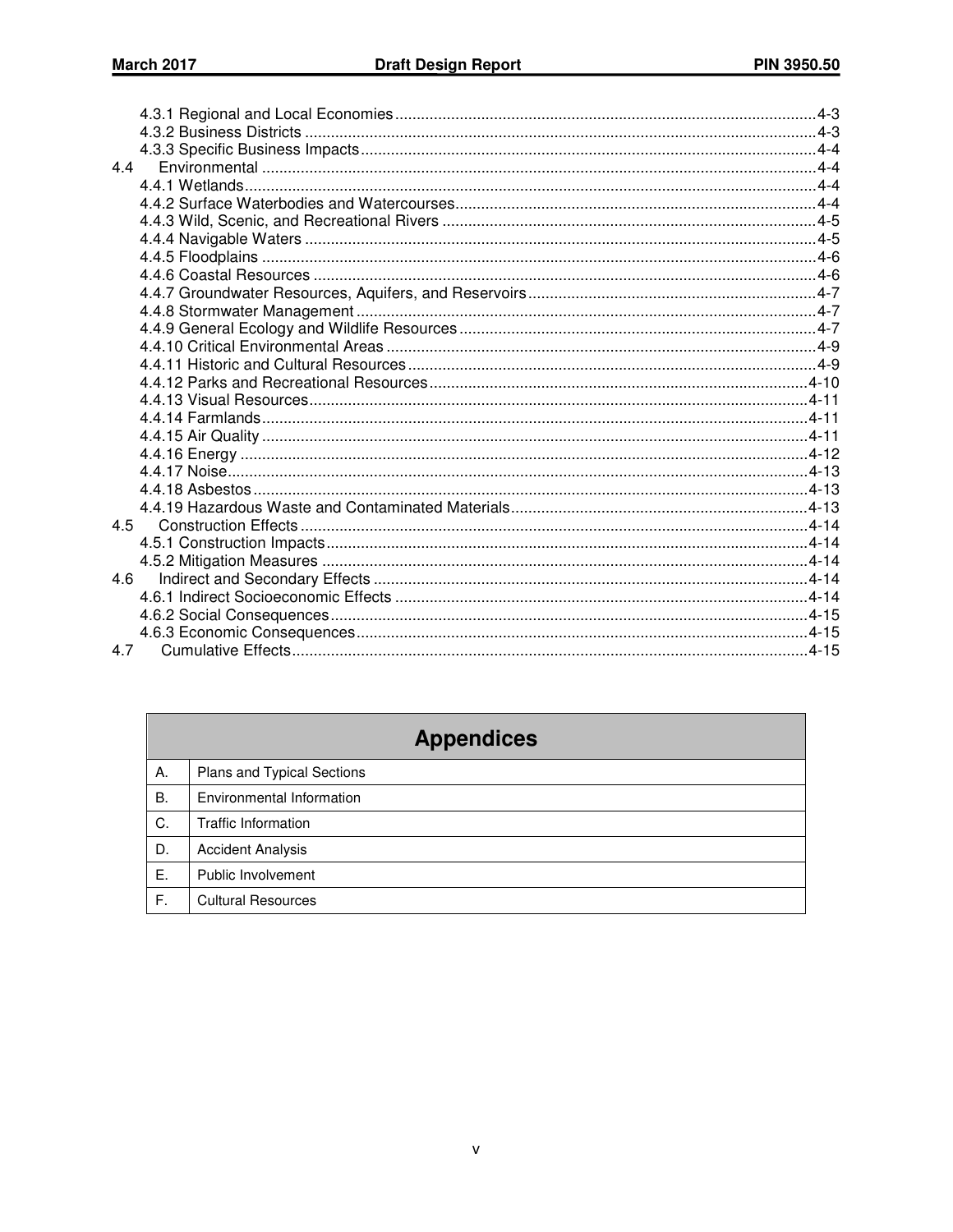4.3.1 Regional and Local Economies ............................................................................................4-3
4.3.2 Business Districts ...................................................................................................................4-3
4.3.3 Specific Business Impacts ......................................................................................................4-4
4.4 Environmental .............................................................................................................................4-4
4.4.1 Wetlands ................................................................................................................................4-4
4.4.2 Surface Waterbodies and Watercourses ................................................................................4-4
4.4.3 Wild, Scenic, and Recreational Rivers ...................................................................................4-5
4.4.4 Navigable Waters ...................................................................................................................4-5
4.4.5 Floodplains .............................................................................................................................4-6
4.4.6 Coastal Resources .................................................................................................................4-6
4.4.7 Groundwater Resources, Aquifers, and Reservoirs ................................................................4-7
4.4.8 Stormwater Management .......................................................................................................4-7
4.4.9 General Ecology and Wildlife Resources ................................................................................4-7
4.4.10 Critical Environmental Areas ................................................................................................4-9
4.4.11 Historic and Cultural Resources ...........................................................................................4-9
4.4.12 Parks and Recreational Resources .....................................................................................4-10
4.4.13 Visual Resources ................................................................................................................4-11
4.4.14 Farmlands ...........................................................................................................................4-11
4.4.15 Air Quality ...........................................................................................................................4-11
4.4.16 Energy ................................................................................................................................4-12
4.4.17 Noise ...................................................................................................................................4-13
4.4.18 Asbestos .............................................................................................................................4-13
4.4.19 Hazardous Waste and Contaminated Materials ..................................................................4-13
4.5 Construction Effects ..................................................................................................................4-14
4.5.1 Construction Impacts ............................................................................................................4-14
4.5.2 Mitigation Measures .............................................................................................................4-14
4.6 Indirect and Secondary Effects ..................................................................................................4-14
4.6.1 Indirect Socioeconomic Effects .............................................................................................4-14
4.6.2 Social Consequences ...........................................................................................................4-15
4.6.3 Economic Consequences .....................................................................................................4-15
4.7 Cumulative Effects .....................................................................................................................4-15

| Appendices | |
|---|---|
| A. | Plans and Typical Sections |
| B. | Environmental Information |
| C. | Traffic Information |
| D. | Accident Analysis |
| E. | Public Involvement |
| F. | Cultural Resources |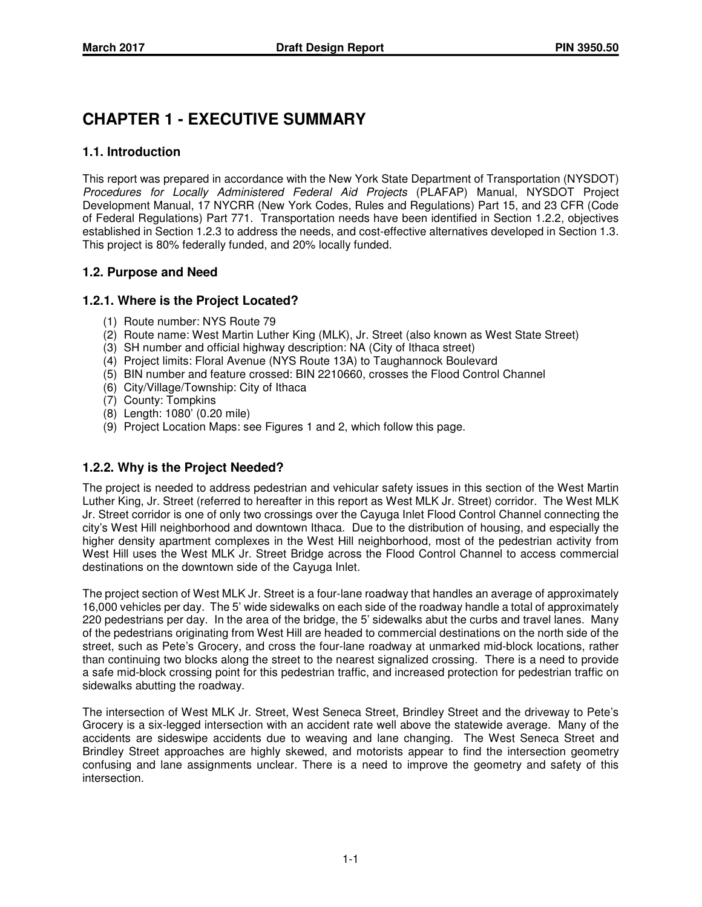# CHAPTER 1 - EXECUTIVE SUMMARY

## 1.1. Introduction

This report was prepared in accordance with the New York State Department of Transportation (NYSDOT) *Procedures for Locally Administered Federal Aid Projects* (PLAFAP) Manual, NYSDOT Project Development Manual, 17 NYCRR (New York Codes, Rules and Regulations) Part 15, and 23 CFR (Code of Federal Regulations) Part 771. Transportation needs have been identified in Section 1.2.2, objectives established in Section 1.2.3 to address the needs, and cost-effective alternatives developed in Section 1.3. This project is 80% federally funded, and 20% locally funded.

## 1.2. Purpose and Need

### 1.2.1. Where is the Project Located?

(1) Route number: NYS Route 79
(2) Route name: West Martin Luther King (MLK), Jr. Street (also known as West State Street)
(3) SH number and official highway description: NA (City of Ithaca street)
(4) Project limits: Floral Avenue (NYS Route 13A) to Taughannock Boulevard
(5) BIN number and feature crossed: BIN 2210660, crosses the Flood Control Channel
(6) City/Village/Township: City of Ithaca
(7) County: Tompkins
(8) Length: 1080' (0.20 mile)
(9) Project Location Maps: see Figures 1 and 2, which follow this page.

### 1.2.2. Why is the Project Needed?

The project is needed to address pedestrian and vehicular safety issues in this section of the West Martin Luther King, Jr. Street (referred to hereafter in this report as West MLK Jr. Street) corridor. The West MLK Jr. Street corridor is one of only two crossings over the Cayuga Inlet Flood Control Channel connecting the city's West Hill neighborhood and downtown Ithaca. Due to the distribution of housing, and especially the higher density apartment complexes in the West Hill neighborhood, most of the pedestrian activity from West Hill uses the West MLK Jr. Street Bridge across the Flood Control Channel to access commercial destinations on the downtown side of the Cayuga Inlet.

The project section of West MLK Jr. Street is a four-lane roadway that handles an average of approximately 16,000 vehicles per day. The 5' wide sidewalks on each side of the roadway handle a total of approximately 220 pedestrians per day. In the area of the bridge, the 5' sidewalks abut the curbs and travel lanes. Many of the pedestrians originating from West Hill are headed to commercial destinations on the north side of the street, such as Pete's Grocery, and cross the four-lane roadway at unmarked mid-block locations, rather than continuing two blocks along the street to the nearest signalized crossing. There is a need to provide a safe mid-block crossing point for this pedestrian traffic, and increased protection for pedestrian traffic on sidewalks abutting the roadway.

The intersection of West MLK Jr. Street, West Seneca Street, Brindley Street and the driveway to Pete's Grocery is a six-legged intersection with an accident rate well above the statewide average. Many of the accidents are sideswipe accidents due to weaving and lane changing. The West Seneca Street and Brindley Street approaches are highly skewed, and motorists appear to find the intersection geometry confusing and lane assignments unclear. There is a need to improve the geometry and safety of this intersection.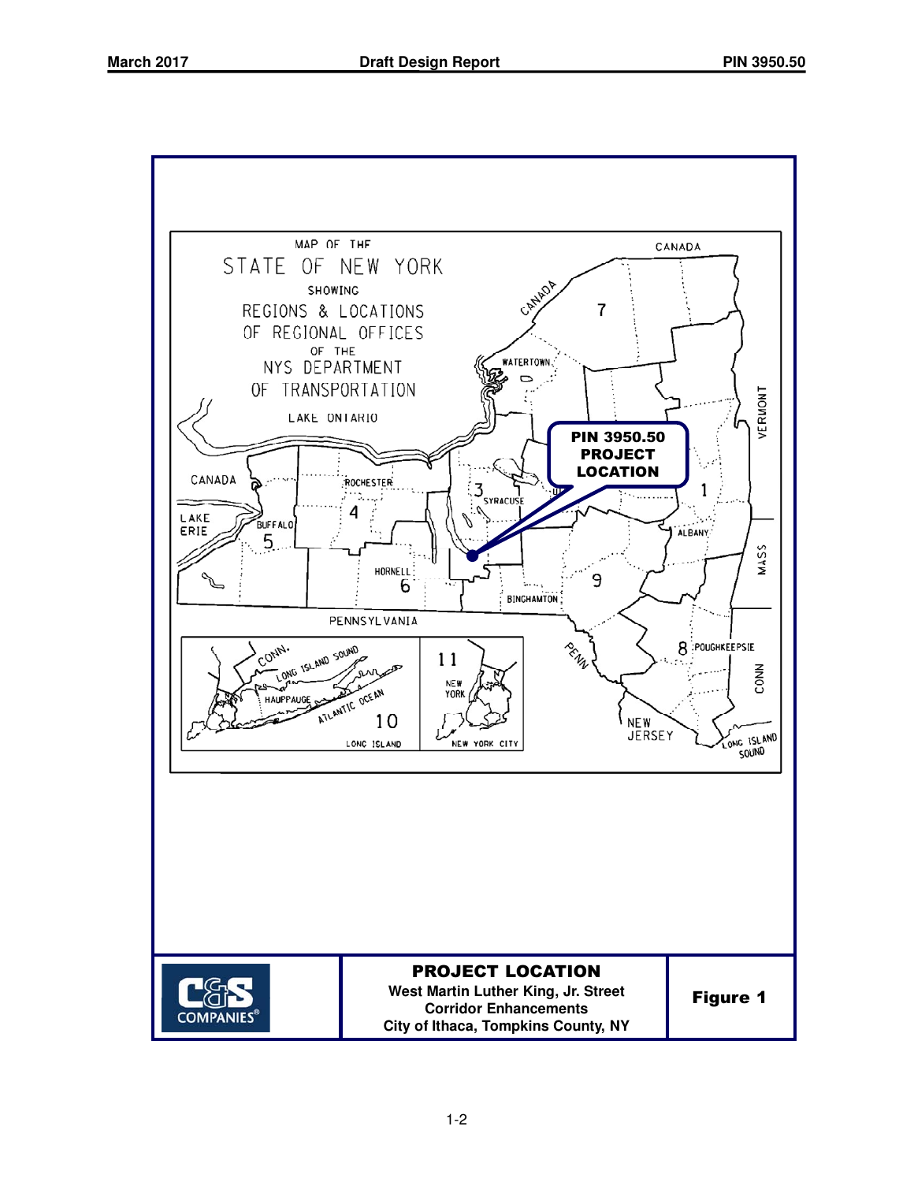MAP OF THE
STATE OF NEW YORK
SHOWING
REGIONS & LOCATIONS
OF REGIONAL OFFICES
OF THE
NYS DEPARTMENT
OF TRANSPORTATION

LAKE ONTARIO

CANADA

WATERTOWN

7

VERMONT

PIN 3950.50
PROJECT
LOCATION

CANADA

ROCHESTER

3

SYRACUSE

1

LAKE
ERIE

BUFFALO

4

ALBANY

5

HORNELL

6

9

MASS

BINGHAMTON

PENNSYLVANIA

CONN.

LONG ISLAND SOUND

HAUPPAUGE

ATLANTIC OCEAN

10

LONG ISLAND

11

NEW YORK

NEW YORK CITY

PENN

8 POUGHKEEPSIE

CONN

NEW
JERSEY

LONG ISLAND
SOUND

C&S COMPANIES®

**PROJECT LOCATION**

**West Martin Luther King, Jr. Street Corridor Enhancements**

**City of Ithaca, Tompkins County, NY**

**Figure 1**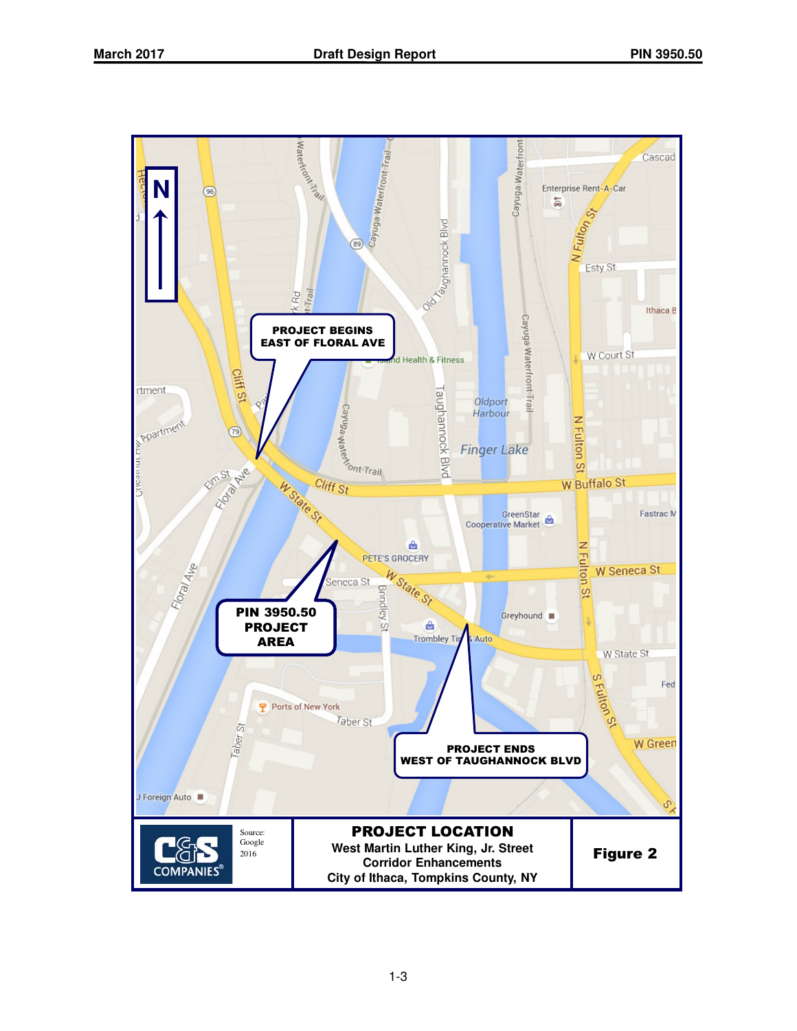PROJECT BEGINS EAST OF FLORAL AVE

PIN 3950.50 PROJECT AREA

PROJECT ENDS WEST OF TAUGHANNOCK BLVD

N

Source: Google 2016

C&S COMPANIES®

**PROJECT LOCATION**

**West Martin Luther King, Jr. Street Corridor Enhancements**

**City of Ithaca, Tompkins County, NY**

**Figure 2**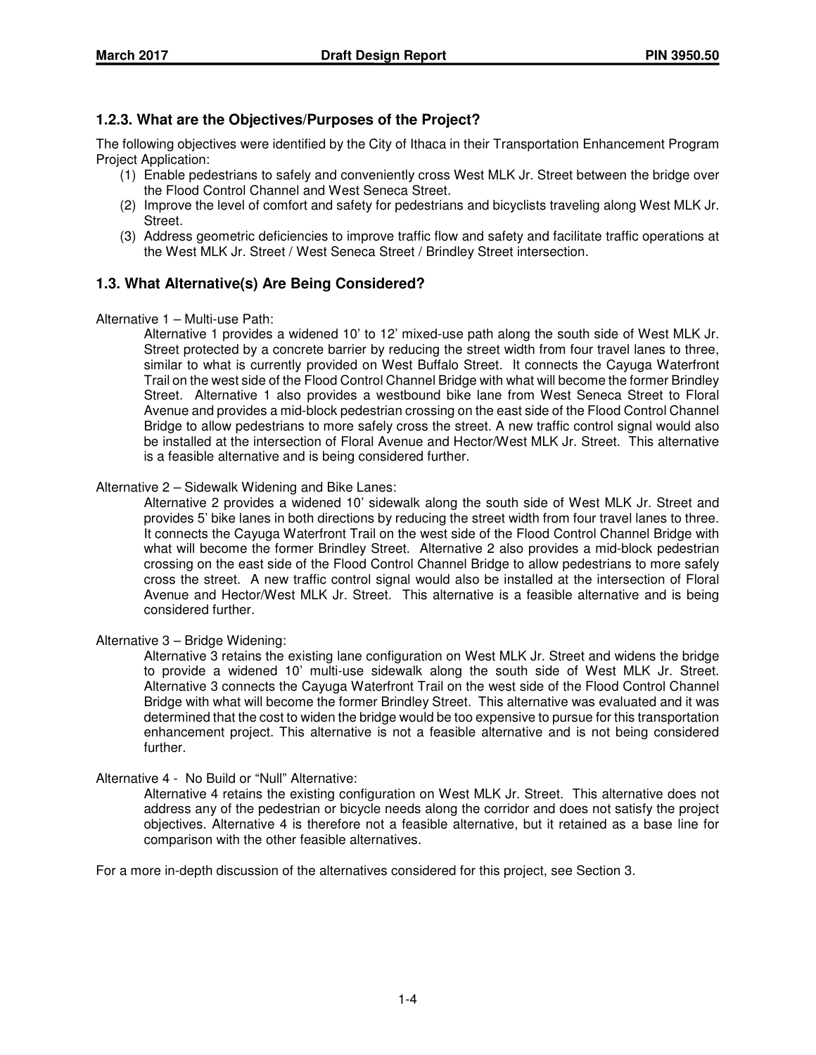### 1.2.3. What are the Objectives/Purposes of the Project?

The following objectives were identified by the City of Ithaca in their Transportation Enhancement Program Project Application:

(1) Enable pedestrians to safely and conveniently cross West MLK Jr. Street between the bridge over the Flood Control Channel and West Seneca Street.
(2) Improve the level of comfort and safety for pedestrians and bicyclists traveling along West MLK Jr. Street.
(3) Address geometric deficiencies to improve traffic flow and safety and facilitate traffic operations at the West MLK Jr. Street / West Seneca Street / Brindley Street intersection.

## 1.3. What Alternative(s) Are Being Considered?

Alternative 1 – Multi-use Path:

Alternative 1 provides a widened 10' to 12' mixed-use path along the south side of West MLK Jr. Street protected by a concrete barrier by reducing the street width from four travel lanes to three, similar to what is currently provided on West Buffalo Street. It connects the Cayuga Waterfront Trail on the west side of the Flood Control Channel Bridge with what will become the former Brindley Street. Alternative 1 also provides a westbound bike lane from West Seneca Street to Floral Avenue and provides a mid-block pedestrian crossing on the east side of the Flood Control Channel Bridge to allow pedestrians to more safely cross the street. A new traffic control signal would also be installed at the intersection of Floral Avenue and Hector/West MLK Jr. Street. This alternative is a feasible alternative and is being considered further.

Alternative 2 – Sidewalk Widening and Bike Lanes:

Alternative 2 provides a widened 10' sidewalk along the south side of West MLK Jr. Street and provides 5' bike lanes in both directions by reducing the street width from four travel lanes to three. It connects the Cayuga Waterfront Trail on the west side of the Flood Control Channel Bridge with what will become the former Brindley Street. Alternative 2 also provides a mid-block pedestrian crossing on the east side of the Flood Control Channel Bridge to allow pedestrians to more safely cross the street. A new traffic control signal would also be installed at the intersection of Floral Avenue and Hector/West MLK Jr. Street. This alternative is a feasible alternative and is being considered further.

Alternative 3 – Bridge Widening:

Alternative 3 retains the existing lane configuration on West MLK Jr. Street and widens the bridge to provide a widened 10' multi-use sidewalk along the south side of West MLK Jr. Street. Alternative 3 connects the Cayuga Waterfront Trail on the west side of the Flood Control Channel Bridge with what will become the former Brindley Street. This alternative was evaluated and it was determined that the cost to widen the bridge would be too expensive to pursue for this transportation enhancement project. This alternative is not a feasible alternative and is not being considered further.

Alternative 4 - No Build or "Null" Alternative:

Alternative 4 retains the existing configuration on West MLK Jr. Street. This alternative does not address any of the pedestrian or bicycle needs along the corridor and does not satisfy the project objectives. Alternative 4 is therefore not a feasible alternative, but it retained as a base line for comparison with the other feasible alternatives.

For a more in-depth discussion of the alternatives considered for this project, see Section 3.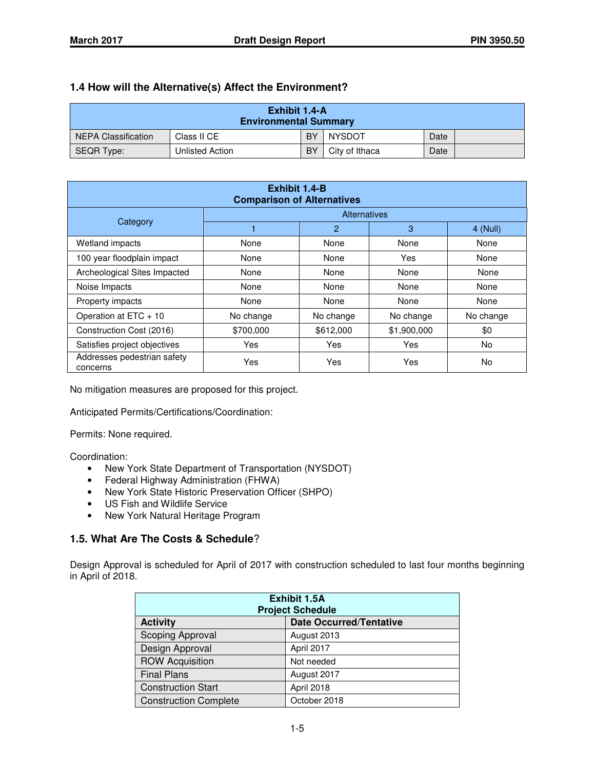### 1.4 How will the Alternative(s) Affect the Environment?

| Exhibit 1.4-A<br>Environmental Summary | | | | | |
|---|---|---|---|---|---|
| NEPA Classification | Class II CE | BY | NYSDOT | Date | |
| SEQR Type: | Unlisted Action | BY | City of Ithaca | Date | |

| Exhibit 1.4-B<br>Comparison of Alternatives | | | | |
|---|---|---|---|---|
| Category | Alternatives | | | |
| | 1 | 2 | 3 | 4 (Null) |
| Wetland impacts | None | None | None | None |
| 100 year floodplain impact | None | None | Yes | None |
| Archeological Sites Impacted | None | None | None | None |
| Noise Impacts | None | None | None | None |
| Property impacts | None | None | None | None |
| Operation at ETC + 10 | No change | No change | No change | No change |
| Construction Cost (2016) | $700,000 | $612,000 | $1,900,000 | $0 |
| Satisfies project objectives | Yes | Yes | Yes | No |
| Addresses pedestrian safety concerns | Yes | Yes | Yes | No |

No mitigation measures are proposed for this project.

Anticipated Permits/Certifications/Coordination:

Permits: None required.

Coordination:

- New York State Department of Transportation (NYSDOT)
- Federal Highway Administration (FHWA)
- New York State Historic Preservation Officer (SHPO)
- US Fish and Wildlife Service
- New York Natural Heritage Program

### 1.5. What Are The Costs & Schedule?

Design Approval is scheduled for April of 2017 with construction scheduled to last four months beginning in April of 2018.

| Exhibit 1.5A<br>Project Schedule | |
|---|---|
| **Activity** | **Date Occurred/Tentative** |
| Scoping Approval | August 2013 |
| Design Approval | April 2017 |
| ROW Acquisition | Not needed |
| Final Plans | August 2017 |
| Construction Start | April 2018 |
| Construction Complete | October 2018 |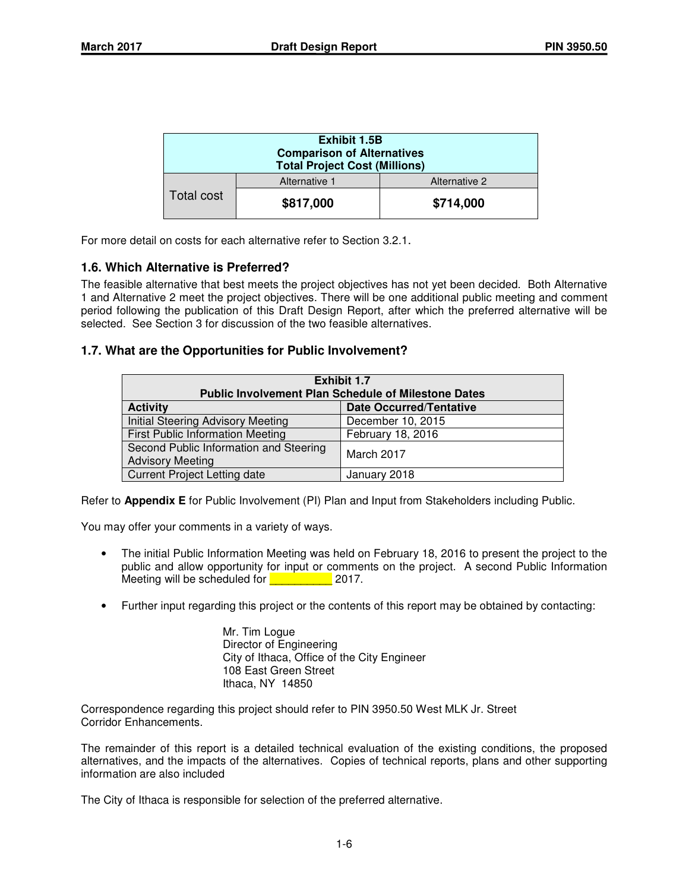| Exhibit 1.5B<br>Comparison of Alternatives<br>Total Project Cost (Millions) | | |
|---|---|---|
| Total cost | Alternative 1 | Alternative 2 |
| | **$817,000** | **$714,000** |

For more detail on costs for each alternative refer to Section 3.2.1.

### 1.6. Which Alternative is Preferred?

The feasible alternative that best meets the project objectives has not yet been decided. Both Alternative 1 and Alternative 2 meet the project objectives. There will be one additional public meeting and comment period following the publication of this Draft Design Report, after which the preferred alternative will be selected. See Section 3 for discussion of the two feasible alternatives.

### 1.7. What are the Opportunities for Public Involvement?

| Exhibit 1.7<br>Public Involvement Plan Schedule of Milestone Dates | |
|---|---|
| **Activity** | **Date Occurred/Tentative** |
| Initial Steering Advisory Meeting | December 10, 2015 |
| First Public Information Meeting | February 18, 2016 |
| Second Public Information and Steering Advisory Meeting | March 2017 |
| Current Project Letting date | January 2018 |

Refer to **Appendix E** for Public Involvement (PI) Plan and Input from Stakeholders including Public.

You may offer your comments in a variety of ways.

- The initial Public Information Meeting was held on February 18, 2016 to present the project to the public and allow opportunity for input or comments on the project. A second Public Information Meeting will be scheduled for __________ 2017.

- Further input regarding this project or the contents of this report may be obtained by contacting:

  Mr. Tim Logue
  Director of Engineering
  City of Ithaca, Office of the City Engineer
  108 East Green Street
  Ithaca, NY 14850

Correspondence regarding this project should refer to PIN 3950.50 West MLK Jr. Street Corridor Enhancements.

The remainder of this report is a detailed technical evaluation of the existing conditions, the proposed alternatives, and the impacts of the alternatives. Copies of technical reports, plans and other supporting information are also included

The City of Ithaca is responsible for selection of the preferred alternative.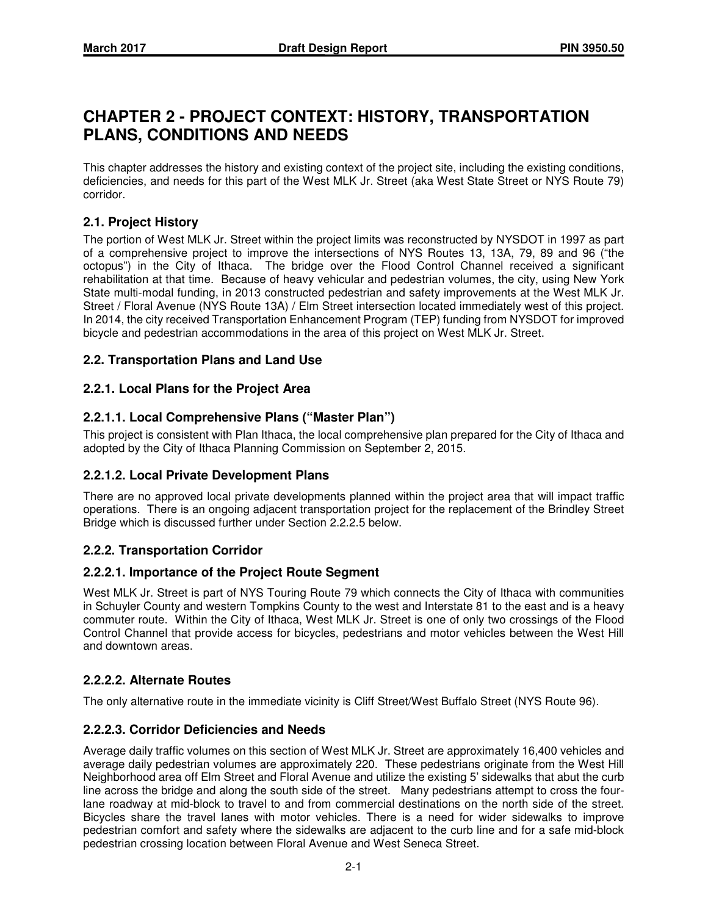# CHAPTER 2 - PROJECT CONTEXT: HISTORY, TRANSPORTATION PLANS, CONDITIONS AND NEEDS

This chapter addresses the history and existing context of the project site, including the existing conditions, deficiencies, and needs for this part of the West MLK Jr. Street (aka West State Street or NYS Route 79) corridor.

## 2.1. Project History

The portion of West MLK Jr. Street within the project limits was reconstructed by NYSDOT in 1997 as part of a comprehensive project to improve the intersections of NYS Routes 13, 13A, 79, 89 and 96 ("the octopus") in the City of Ithaca. The bridge over the Flood Control Channel received a significant rehabilitation at that time. Because of heavy vehicular and pedestrian volumes, the city, using New York State multi-modal funding, in 2013 constructed pedestrian and safety improvements at the West MLK Jr. Street / Floral Avenue (NYS Route 13A) / Elm Street intersection located immediately west of this project. In 2014, the city received Transportation Enhancement Program (TEP) funding from NYSDOT for improved bicycle and pedestrian accommodations in the area of this project on West MLK Jr. Street.

## 2.2. Transportation Plans and Land Use

### 2.2.1. Local Plans for the Project Area

#### 2.2.1.1. Local Comprehensive Plans ("Master Plan")

This project is consistent with Plan Ithaca, the local comprehensive plan prepared for the City of Ithaca and adopted by the City of Ithaca Planning Commission on September 2, 2015.

#### 2.2.1.2. Local Private Development Plans

There are no approved local private developments planned within the project area that will impact traffic operations. There is an ongoing adjacent transportation project for the replacement of the Brindley Street Bridge which is discussed further under Section 2.2.2.5 below.

### 2.2.2. Transportation Corridor

#### 2.2.2.1. Importance of the Project Route Segment

West MLK Jr. Street is part of NYS Touring Route 79 which connects the City of Ithaca with communities in Schuyler County and western Tompkins County to the west and Interstate 81 to the east and is a heavy commuter route. Within the City of Ithaca, West MLK Jr. Street is one of only two crossings of the Flood Control Channel that provide access for bicycles, pedestrians and motor vehicles between the West Hill and downtown areas.

#### 2.2.2.2. Alternate Routes

The only alternative route in the immediate vicinity is Cliff Street/West Buffalo Street (NYS Route 96).

#### 2.2.2.3. Corridor Deficiencies and Needs

Average daily traffic volumes on this section of West MLK Jr. Street are approximately 16,400 vehicles and average daily pedestrian volumes are approximately 220. These pedestrians originate from the West Hill Neighborhood area off Elm Street and Floral Avenue and utilize the existing 5' sidewalks that abut the curb line across the bridge and along the south side of the street. Many pedestrians attempt to cross the four-lane roadway at mid-block to travel to and from commercial destinations on the north side of the street. Bicycles share the travel lanes with motor vehicles. There is a need for wider sidewalks to improve pedestrian comfort and safety where the sidewalks are adjacent to the curb line and for a safe mid-block pedestrian crossing location between Floral Avenue and West Seneca Street.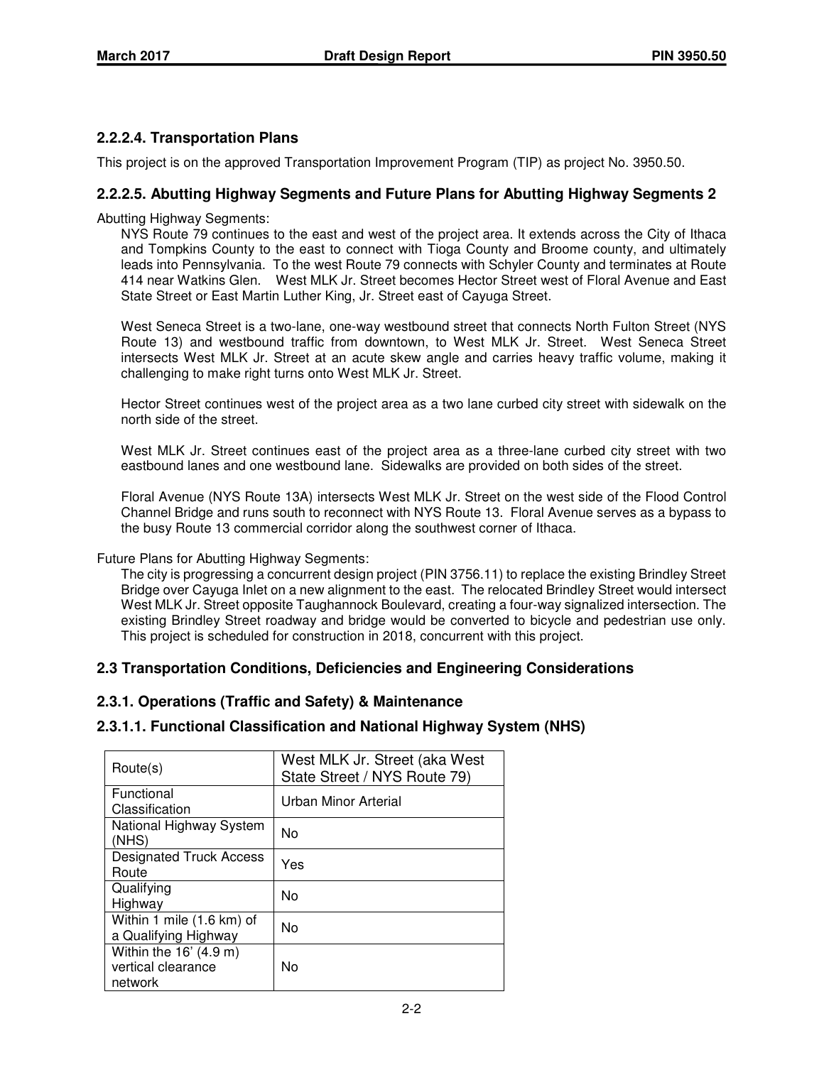#### 2.2.2.4. Transportation Plans

This project is on the approved Transportation Improvement Program (TIP) as project No. 3950.50.

#### 2.2.2.5. Abutting Highway Segments and Future Plans for Abutting Highway Segments 2

Abutting Highway Segments:

NYS Route 79 continues to the east and west of the project area. It extends across the City of Ithaca and Tompkins County to the east to connect with Tioga County and Broome county, and ultimately leads into Pennsylvania. To the west Route 79 connects with Schyler County and terminates at Route 414 near Watkins Glen. West MLK Jr. Street becomes Hector Street west of Floral Avenue and East State Street or East Martin Luther King, Jr. Street east of Cayuga Street.

West Seneca Street is a two-lane, one-way westbound street that connects North Fulton Street (NYS Route 13) and westbound traffic from downtown, to West MLK Jr. Street. West Seneca Street intersects West MLK Jr. Street at an acute skew angle and carries heavy traffic volume, making it challenging to make right turns onto West MLK Jr. Street.

Hector Street continues west of the project area as a two lane curbed city street with sidewalk on the north side of the street.

West MLK Jr. Street continues east of the project area as a three-lane curbed city street with two eastbound lanes and one westbound lane. Sidewalks are provided on both sides of the street.

Floral Avenue (NYS Route 13A) intersects West MLK Jr. Street on the west side of the Flood Control Channel Bridge and runs south to reconnect with NYS Route 13. Floral Avenue serves as a bypass to the busy Route 13 commercial corridor along the southwest corner of Ithaca.

Future Plans for Abutting Highway Segments:

The city is progressing a concurrent design project (PIN 3756.11) to replace the existing Brindley Street Bridge over Cayuga Inlet on a new alignment to the east. The relocated Brindley Street would intersect West MLK Jr. Street opposite Taughannock Boulevard, creating a four-way signalized intersection. The existing Brindley Street roadway and bridge would be converted to bicycle and pedestrian use only. This project is scheduled for construction in 2018, concurrent with this project.

### 2.3 Transportation Conditions, Deficiencies and Engineering Considerations

#### 2.3.1. Operations (Traffic and Safety) & Maintenance

#### 2.3.1.1. Functional Classification and National Highway System (NHS)

| Route(s) | West MLK Jr. Street (aka West State Street / NYS Route 79) |
|---|---|
| Functional Classification | Urban Minor Arterial |
| National Highway System (NHS) | No |
| Designated Truck Access Route | Yes |
| Qualifying Highway | No |
| Within 1 mile (1.6 km) of a Qualifying Highway | No |
| Within the 16' (4.9 m) vertical clearance network | No |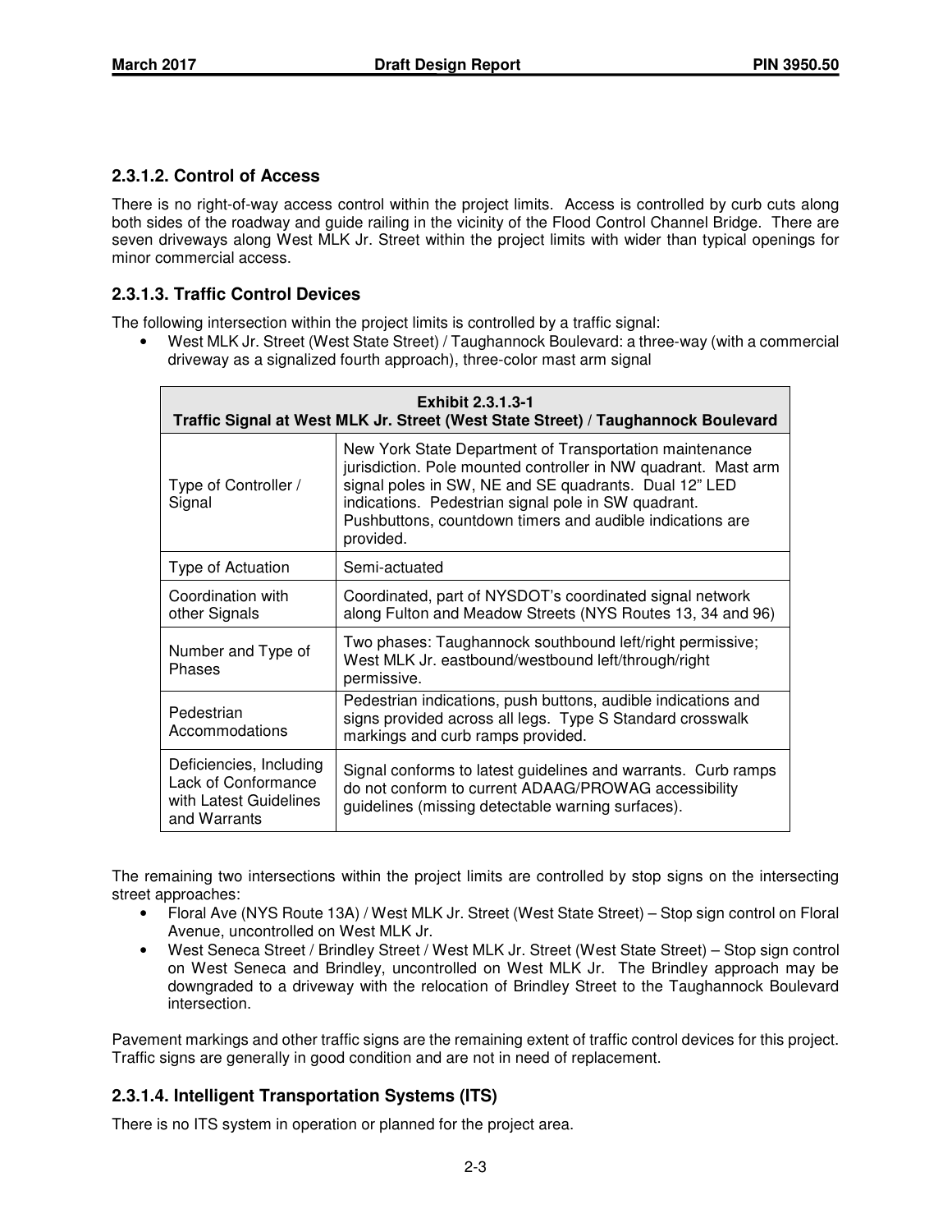### 2.3.1.2. Control of Access

There is no right-of-way access control within the project limits. Access is controlled by curb cuts along both sides of the roadway and guide railing in the vicinity of the Flood Control Channel Bridge. There are seven driveways along West MLK Jr. Street within the project limits with wider than typical openings for minor commercial access.

### 2.3.1.3. Traffic Control Devices

The following intersection within the project limits is controlled by a traffic signal:

- West MLK Jr. Street (West State Street) / Taughannock Boulevard: a three-way (with a commercial driveway as a signalized fourth approach), three-color mast arm signal

**Exhibit 2.3.1.3-1**
**Traffic Signal at West MLK Jr. Street (West State Street) / Taughannock Boulevard**

| | |
|---|---|
| Type of Controller / Signal | New York State Department of Transportation maintenance jurisdiction. Pole mounted controller in NW quadrant. Mast arm signal poles in SW, NE and SE quadrants. Dual 12" LED indications. Pedestrian signal pole in SW quadrant. Pushbuttons, countdown timers and audible indications are provided. |
| Type of Actuation | Semi-actuated |
| Coordination with other Signals | Coordinated, part of NYSDOT's coordinated signal network along Fulton and Meadow Streets (NYS Routes 13, 34 and 96) |
| Number and Type of Phases | Two phases: Taughannock southbound left/right permissive; West MLK Jr. eastbound/westbound left/through/right permissive. |
| Pedestrian Accommodations | Pedestrian indications, push buttons, audible indications and signs provided across all legs. Type S Standard crosswalk markings and curb ramps provided. |
| Deficiencies, Including Lack of Conformance with Latest Guidelines and Warrants | Signal conforms to latest guidelines and warrants. Curb ramps do not conform to current ADAAG/PROWAG accessibility guidelines (missing detectable warning surfaces). |

The remaining two intersections within the project limits are controlled by stop signs on the intersecting street approaches:

- Floral Ave (NYS Route 13A) / West MLK Jr. Street (West State Street) – Stop sign control on Floral Avenue, uncontrolled on West MLK Jr.
- West Seneca Street / Brindley Street / West MLK Jr. Street (West State Street) – Stop sign control on West Seneca and Brindley, uncontrolled on West MLK Jr. The Brindley approach may be downgraded to a driveway with the relocation of Brindley Street to the Taughannock Boulevard intersection.

Pavement markings and other traffic signs are the remaining extent of traffic control devices for this project. Traffic signs are generally in good condition and are not in need of replacement.

### 2.3.1.4. Intelligent Transportation Systems (ITS)

There is no ITS system in operation or planned for the project area.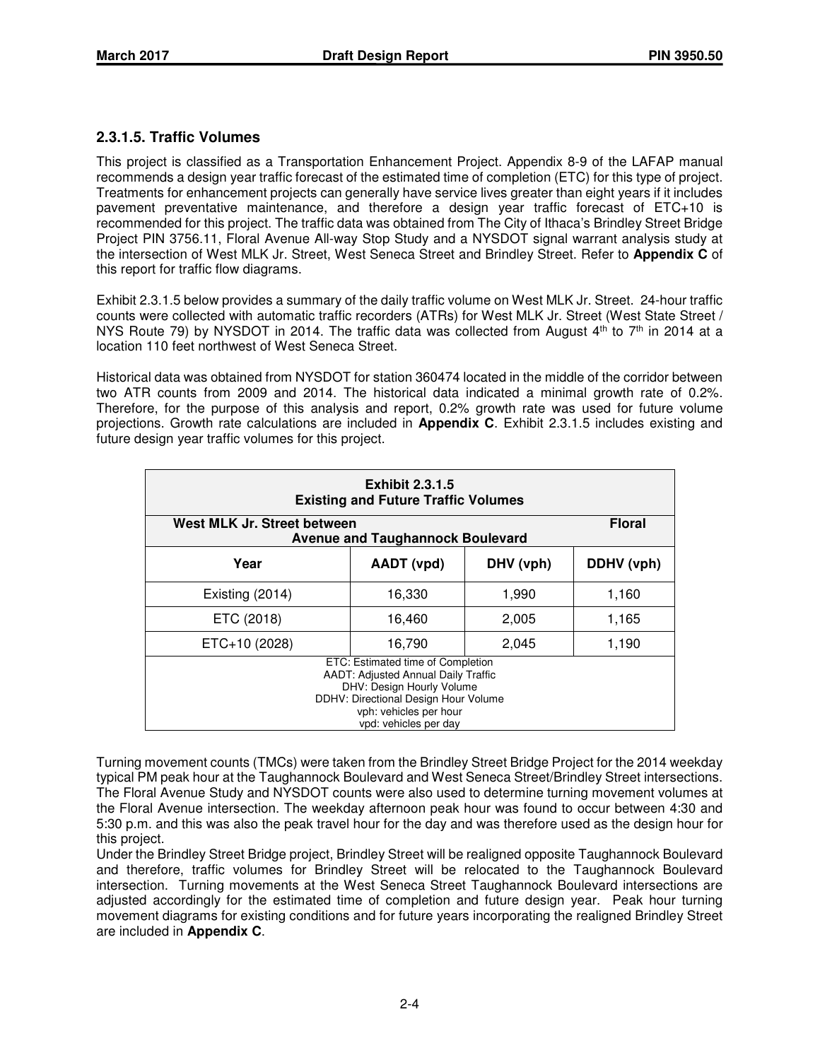### 2.3.1.5. Traffic Volumes

This project is classified as a Transportation Enhancement Project. Appendix 8-9 of the LAFAP manual recommends a design year traffic forecast of the estimated time of completion (ETC) for this type of project. Treatments for enhancement projects can generally have service lives greater than eight years if it includes pavement preventative maintenance, and therefore a design year traffic forecast of ETC+10 is recommended for this project. The traffic data was obtained from The City of Ithaca's Brindley Street Bridge Project PIN 3756.11, Floral Avenue All-way Stop Study and a NYSDOT signal warrant analysis study at the intersection of West MLK Jr. Street, West Seneca Street and Brindley Street. Refer to **Appendix C** of this report for traffic flow diagrams.

Exhibit 2.3.1.5 below provides a summary of the daily traffic volume on West MLK Jr. Street. 24-hour traffic counts were collected with automatic traffic recorders (ATRs) for West MLK Jr. Street (West State Street / NYS Route 79) by NYSDOT in 2014. The traffic data was collected from August 4th to 7th in 2014 at a location 110 feet northwest of West Seneca Street.

Historical data was obtained from NYSDOT for station 360474 located in the middle of the corridor between two ATR counts from 2009 and 2014. The historical data indicated a minimal growth rate of 0.2%. Therefore, for the purpose of this analysis and report, 0.2% growth rate was used for future volume projections. Growth rate calculations are included in **Appendix C**. Exhibit 2.3.1.5 includes existing and future design year traffic volumes for this project.

**Exhibit 2.3.1.5**
**Existing and Future Traffic Volumes**

**West MLK Jr. Street between Floral Avenue and Taughannock Boulevard**

| Year | AADT (vpd) | DHV (vph) | DDHV (vph) |
|---|---|---|---|
| Existing (2014) | 16,330 | 1,990 | 1,160 |
| ETC (2018) | 16,460 | 2,005 | 1,165 |
| ETC+10 (2028) | 16,790 | 2,045 | 1,190 |

ETC: Estimated time of Completion
AADT: Adjusted Annual Daily Traffic
DHV: Design Hourly Volume
DDHV: Directional Design Hour Volume
vph: vehicles per hour
vpd: vehicles per day

Turning movement counts (TMCs) were taken from the Brindley Street Bridge Project for the 2014 weekday typical PM peak hour at the Taughannock Boulevard and West Seneca Street/Brindley Street intersections. The Floral Avenue Study and NYSDOT counts were also used to determine turning movement volumes at the Floral Avenue intersection. The weekday afternoon peak hour was found to occur between 4:30 and 5:30 p.m. and this was also the peak travel hour for the day and was therefore used as the design hour for this project.

Under the Brindley Street Bridge project, Brindley Street will be realigned opposite Taughannock Boulevard and therefore, traffic volumes for Brindley Street will be relocated to the Taughannock Boulevard intersection. Turning movements at the West Seneca Street Taughannock Boulevard intersections are adjusted accordingly for the estimated time of completion and future design year. Peak hour turning movement diagrams for existing conditions and for future years incorporating the realigned Brindley Street are included in **Appendix C**.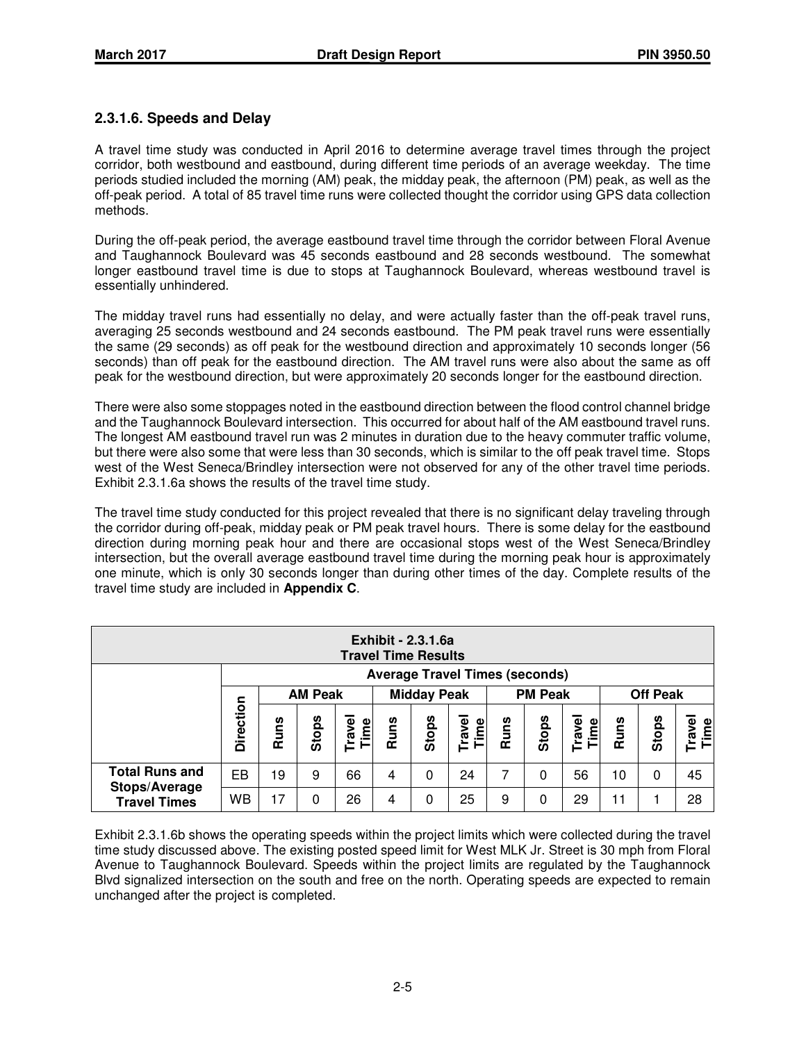### 2.3.1.6. Speeds and Delay

A travel time study was conducted in April 2016 to determine average travel times through the project corridor, both westbound and eastbound, during different time periods of an average weekday. The time periods studied included the morning (AM) peak, the midday peak, the afternoon (PM) peak, as well as the off-peak period. A total of 85 travel time runs were collected thought the corridor using GPS data collection methods.

During the off-peak period, the average eastbound travel time through the corridor between Floral Avenue and Taughannock Boulevard was 45 seconds eastbound and 28 seconds westbound. The somewhat longer eastbound travel time is due to stops at Taughannock Boulevard, whereas westbound travel is essentially unhindered.

The midday travel runs had essentially no delay, and were actually faster than the off-peak travel runs, averaging 25 seconds westbound and 24 seconds eastbound. The PM peak travel runs were essentially the same (29 seconds) as off peak for the westbound direction and approximately 10 seconds longer (56 seconds) than off peak for the eastbound direction. The AM travel runs were also about the same as off peak for the westbound direction, but were approximately 20 seconds longer for the eastbound direction.

There were also some stoppages noted in the eastbound direction between the flood control channel bridge and the Taughannock Boulevard intersection. This occurred for about half of the AM eastbound travel runs. The longest AM eastbound travel run was 2 minutes in duration due to the heavy commuter traffic volume, but there were also some that were less than 30 seconds, which is similar to the off peak travel time. Stops west of the West Seneca/Brindley intersection were not observed for any of the other travel time periods. Exhibit 2.3.1.6a shows the results of the travel time study.

The travel time study conducted for this project revealed that there is no significant delay traveling through the corridor during off-peak, midday peak or PM peak travel hours. There is some delay for the eastbound direction during morning peak hour and there are occasional stops west of the West Seneca/Brindley intersection, but the overall average eastbound travel time during the morning peak hour is approximately one minute, which is only 30 seconds longer than during other times of the day. Complete results of the travel time study are included in **Appendix C**.

**Exhibit - 2.3.1.6a**
**Travel Time Results**

| | Average Travel Times (seconds) | | | | | | | | | | | | |
|---|---|---|---|---|---|---|---|---|---|---|---|---|---|
| | | AM Peak | | | Midday Peak | | | PM Peak | | | Off Peak | | |
| | Direction | Runs | Stops | Travel Time | Runs | Stops | Travel Time | Runs | Stops | Travel Time | Runs | Stops | Travel Time |
| Total Runs and Stops/Average Travel Times | EB | 19 | 9 | 66 | 4 | 0 | 24 | 7 | 0 | 56 | 10 | 0 | 45 |
| | WB | 17 | 0 | 26 | 4 | 0 | 25 | 9 | 0 | 29 | 11 | 1 | 28 |

Exhibit 2.3.1.6b shows the operating speeds within the project limits which were collected during the travel time study discussed above. The existing posted speed limit for West MLK Jr. Street is 30 mph from Floral Avenue to Taughannock Boulevard. Speeds within the project limits are regulated by the Taughannock Blvd signalized intersection on the south and free on the north. Operating speeds are expected to remain unchanged after the project is completed.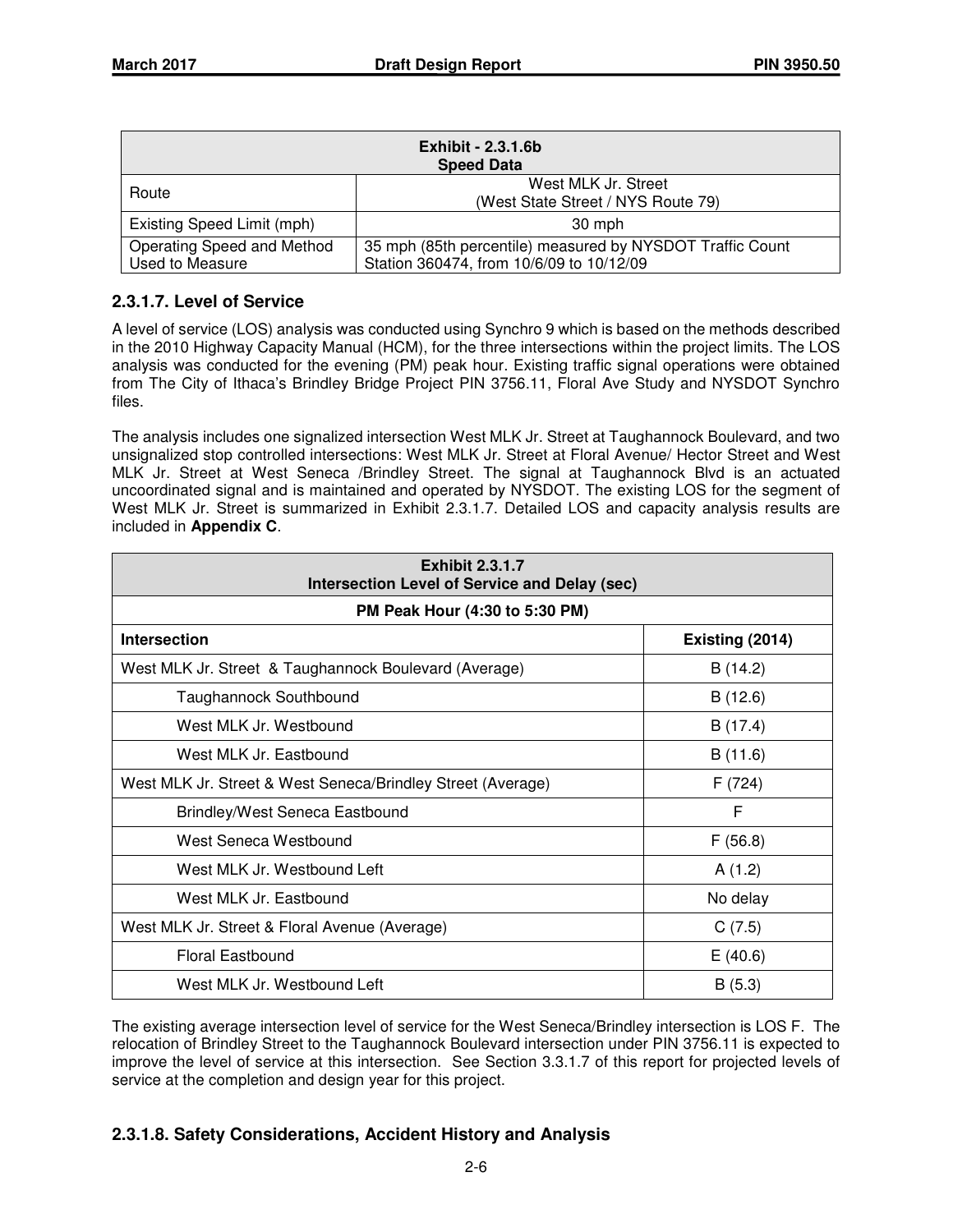| Exhibit - 2.3.1.6b<br>Speed Data | |
|---|---|
| Route | West MLK Jr. Street<br>(West State Street / NYS Route 79) |
| Existing Speed Limit (mph) | 30 mph |
| Operating Speed and Method Used to Measure | 35 mph (85th percentile) measured by NYSDOT Traffic Count Station 360474, from 10/6/09 to 10/12/09 |

### 2.3.1.7. Level of Service

A level of service (LOS) analysis was conducted using Synchro 9 which is based on the methods described in the 2010 Highway Capacity Manual (HCM), for the three intersections within the project limits. The LOS analysis was conducted for the evening (PM) peak hour. Existing traffic signal operations were obtained from The City of Ithaca's Brindley Bridge Project PIN 3756.11, Floral Ave Study and NYSDOT Synchro files.

The analysis includes one signalized intersection West MLK Jr. Street at Taughannock Boulevard, and two unsignalized stop controlled intersections: West MLK Jr. Street at Floral Avenue/ Hector Street and West MLK Jr. Street at West Seneca /Brindley Street. The signal at Taughannock Blvd is an actuated uncoordinated signal and is maintained and operated by NYSDOT. The existing LOS for the segment of West MLK Jr. Street is summarized in Exhibit 2.3.1.7. Detailed LOS and capacity analysis results are included in **Appendix C**.

| Exhibit 2.3.1.7<br>Intersection Level of Service and Delay (sec) | |
|---|---|
| **PM Peak Hour (4:30 to 5:30 PM)** | |
| **Intersection** | **Existing (2014)** |
| West MLK Jr. Street & Taughannock Boulevard (Average) | B (14.2) |
| Taughannock Southbound | B (12.6) |
| West MLK Jr. Westbound | B (17.4) |
| West MLK Jr. Eastbound | B (11.6) |
| West MLK Jr. Street & West Seneca/Brindley Street (Average) | F (724) |
| Brindley/West Seneca Eastbound | F |
| West Seneca Westbound | F (56.8) |
| West MLK Jr. Westbound Left | A (1.2) |
| West MLK Jr. Eastbound | No delay |
| West MLK Jr. Street & Floral Avenue (Average) | C (7.5) |
| Floral Eastbound | E (40.6) |
| West MLK Jr. Westbound Left | B (5.3) |

The existing average intersection level of service for the West Seneca/Brindley intersection is LOS F. The relocation of Brindley Street to the Taughannock Boulevard intersection under PIN 3756.11 is expected to improve the level of service at this intersection. See Section 3.3.1.7 of this report for projected levels of service at the completion and design year for this project.

### 2.3.1.8. Safety Considerations, Accident History and Analysis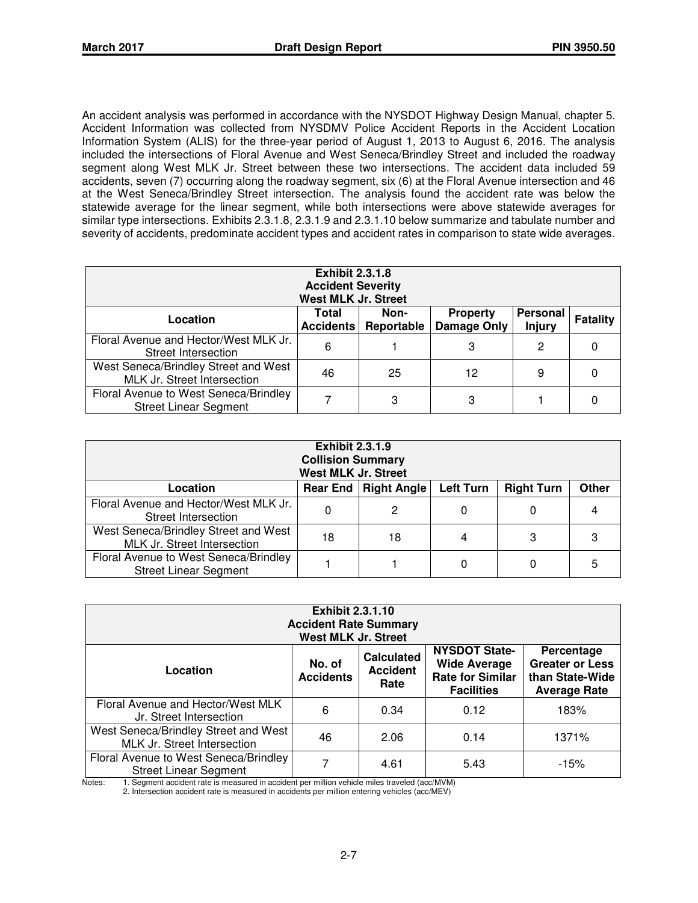An accident analysis was performed in accordance with the NYSDOT Highway Design Manual, chapter 5. Accident Information was collected from NYSDMV Police Accident Reports in the Accident Location Information System (ALIS) for the three-year period of August 1, 2013 to August 6, 2016. The analysis included the intersections of Floral Avenue and West Seneca/Brindley Street and included the roadway segment along West MLK Jr. Street between these two intersections. The accident data included 59 accidents, seven (7) occurring along the roadway segment, six (6) at the Floral Avenue intersection and 46 at the West Seneca/Brindley Street intersection. The analysis found the accident rate was below the statewide average for the linear segment, while both intersections were above statewide averages for similar type intersections. Exhibits 2.3.1.8, 2.3.1.9 and 2.3.1.10 below summarize and tabulate number and severity of accidents, predominate accident types and accident rates in comparison to state wide averages.

**Exhibit 2.3.1.8**
**Accident Severity**
**West MLK Jr. Street**

| Location | Total Accidents | Non-Reportable | Property Damage Only | Personal Injury | Fatality |
|---|---|---|---|---|---|
| Floral Avenue and Hector/West MLK Jr. Street Intersection | 6 | 1 | 3 | 2 | 0 |
| West Seneca/Brindley Street and West MLK Jr. Street Intersection | 46 | 25 | 12 | 9 | 0 |
| Floral Avenue to West Seneca/Brindley Street Linear Segment | 7 | 3 | 3 | 1 | 0 |

**Exhibit 2.3.1.9**
**Collision Summary**
**West MLK Jr. Street**

| Location | Rear End | Right Angle | Left Turn | Right Turn | Other |
|---|---|---|---|---|---|
| Floral Avenue and Hector/West MLK Jr. Street Intersection | 0 | 2 | 0 | 0 | 4 |
| West Seneca/Brindley Street and West MLK Jr. Street Intersection | 18 | 18 | 4 | 3 | 3 |
| Floral Avenue to West Seneca/Brindley Street Linear Segment | 1 | 1 | 0 | 0 | 5 |

**Exhibit 2.3.1.10**
**Accident Rate Summary**
**West MLK Jr. Street**

| Location | No. of Accidents | Calculated Accident Rate | NYSDOT State-Wide Average Rate for Similar Facilities | Percentage Greater or Less than State-Wide Average Rate |
|---|---|---|---|---|
| Floral Avenue and Hector/West MLK Jr. Street Intersection | 6 | 0.34 | 0.12 | 183% |
| West Seneca/Brindley Street and West MLK Jr. Street Intersection | 46 | 2.06 | 0.14 | 1371% |
| Floral Avenue to West Seneca/Brindley Street Linear Segment | 7 | 4.61 | 5.43 | -15% |

Notes: 1. Segment accident rate is measured in accident per million vehicle miles traveled (acc/MVM)
2. Intersection accident rate is measured in accidents per million entering vehicles (acc/MEV)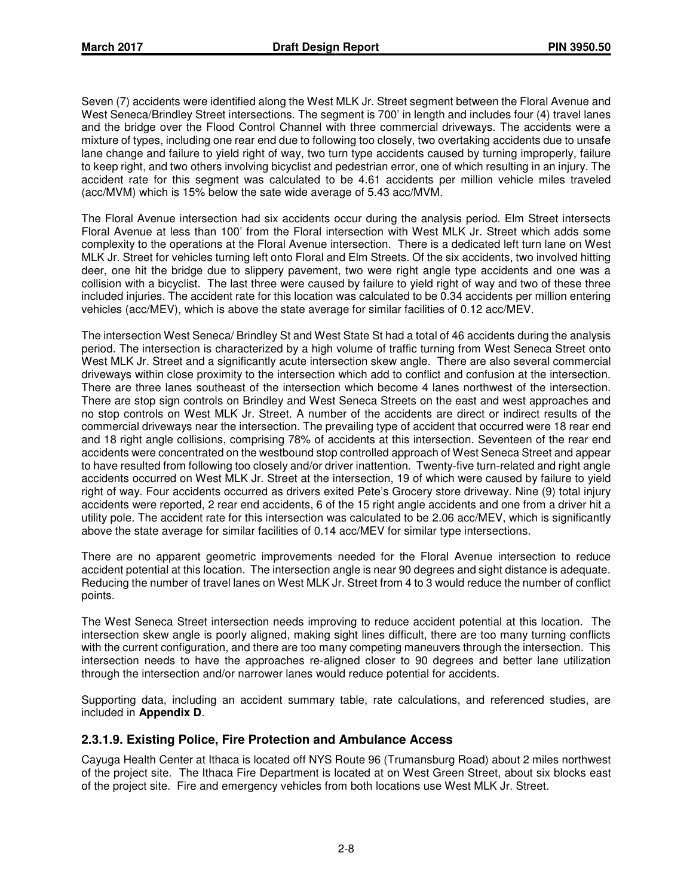Seven (7) accidents were identified along the West MLK Jr. Street segment between the Floral Avenue and West Seneca/Brindley Street intersections. The segment is 700' in length and includes four (4) travel lanes and the bridge over the Flood Control Channel with three commercial driveways. The accidents were a mixture of types, including one rear end due to following too closely, two overtaking accidents due to unsafe lane change and failure to yield right of way, two turn type accidents caused by turning improperly, failure to keep right, and two others involving bicyclist and pedestrian error, one of which resulting in an injury. The accident rate for this segment was calculated to be 4.61 accidents per million vehicle miles traveled (acc/MVM) which is 15% below the sate wide average of 5.43 acc/MVM.

The Floral Avenue intersection had six accidents occur during the analysis period. Elm Street intersects Floral Avenue at less than 100' from the Floral intersection with West MLK Jr. Street which adds some complexity to the operations at the Floral Avenue intersection. There is a dedicated left turn lane on West MLK Jr. Street for vehicles turning left onto Floral and Elm Streets. Of the six accidents, two involved hitting deer, one hit the bridge due to slippery pavement, two were right angle type accidents and one was a collision with a bicyclist. The last three were caused by failure to yield right of way and two of these three included injuries. The accident rate for this location was calculated to be 0.34 accidents per million entering vehicles (acc/MEV), which is above the state average for similar facilities of 0.12 acc/MEV.

The intersection West Seneca/ Brindley St and West State St had a total of 46 accidents during the analysis period. The intersection is characterized by a high volume of traffic turning from West Seneca Street onto West MLK Jr. Street and a significantly acute intersection skew angle. There are also several commercial driveways within close proximity to the intersection which add to conflict and confusion at the intersection. There are three lanes southeast of the intersection which become 4 lanes northwest of the intersection. There are stop sign controls on Brindley and West Seneca Streets on the east and west approaches and no stop controls on West MLK Jr. Street. A number of the accidents are direct or indirect results of the commercial driveways near the intersection. The prevailing type of accident that occurred were 18 rear end and 18 right angle collisions, comprising 78% of accidents at this intersection. Seventeen of the rear end accidents were concentrated on the westbound stop controlled approach of West Seneca Street and appear to have resulted from following too closely and/or driver inattention. Twenty-five turn-related and right angle accidents occurred on West MLK Jr. Street at the intersection, 19 of which were caused by failure to yield right of way. Four accidents occurred as drivers exited Pete's Grocery store driveway. Nine (9) total injury accidents were reported, 2 rear end accidents, 6 of the 15 right angle accidents and one from a driver hit a utility pole. The accident rate for this intersection was calculated to be 2.06 acc/MEV, which is significantly above the state average for similar facilities of 0.14 acc/MEV for similar type intersections.

There are no apparent geometric improvements needed for the Floral Avenue intersection to reduce accident potential at this location. The intersection angle is near 90 degrees and sight distance is adequate. Reducing the number of travel lanes on West MLK Jr. Street from 4 to 3 would reduce the number of conflict points.

The West Seneca Street intersection needs improving to reduce accident potential at this location. The intersection skew angle is poorly aligned, making sight lines difficult, there are too many turning conflicts with the current configuration, and there are too many competing maneuvers through the intersection. This intersection needs to have the approaches re-aligned closer to 90 degrees and better lane utilization through the intersection and/or narrower lanes would reduce potential for accidents.

Supporting data, including an accident summary table, rate calculations, and referenced studies, are included in **Appendix D**.

### 2.3.1.9. Existing Police, Fire Protection and Ambulance Access

Cayuga Health Center at Ithaca is located off NYS Route 96 (Trumansburg Road) about 2 miles northwest of the project site. The Ithaca Fire Department is located at on West Green Street, about six blocks east of the project site. Fire and emergency vehicles from both locations use West MLK Jr. Street.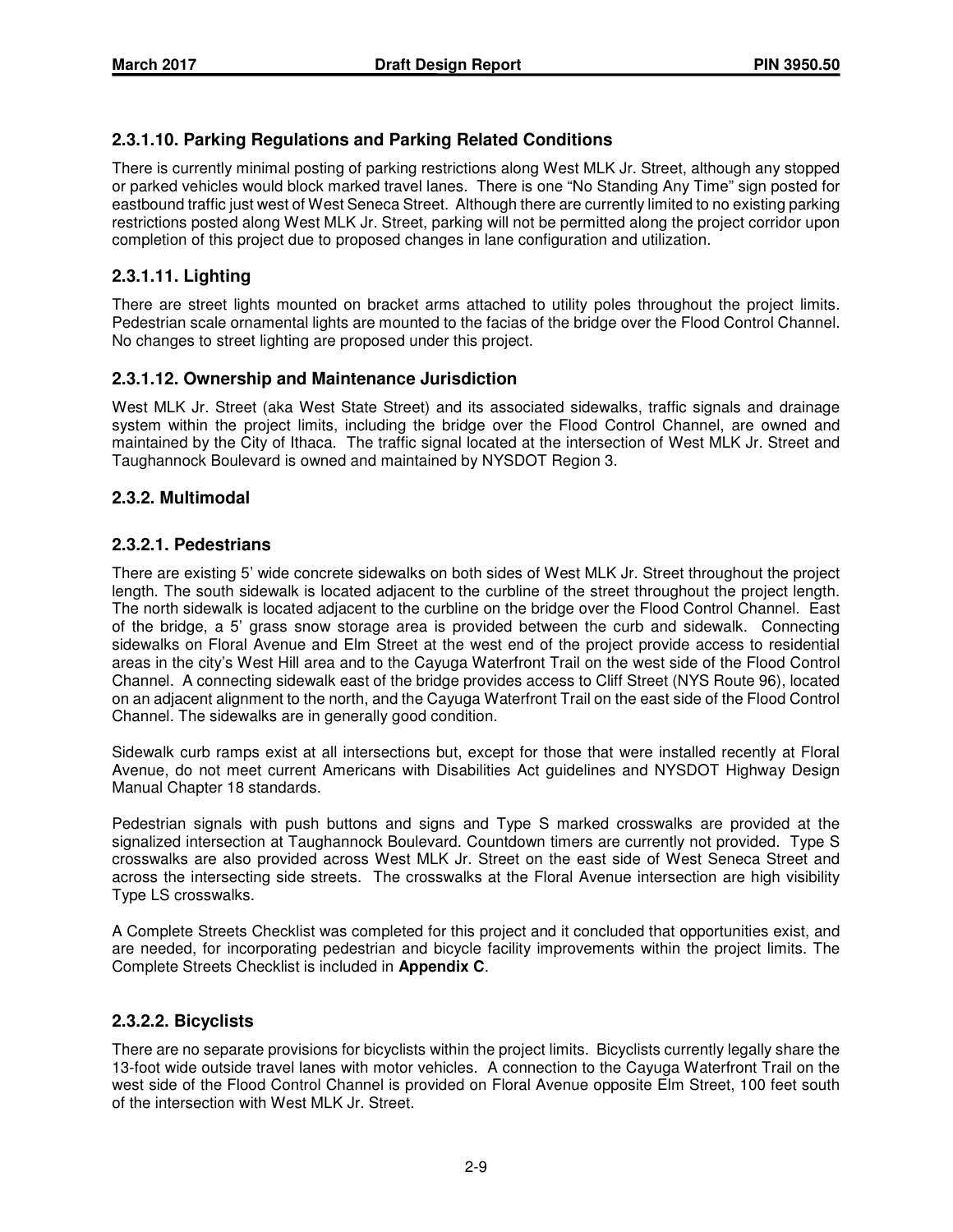### 2.3.1.10. Parking Regulations and Parking Related Conditions

There is currently minimal posting of parking restrictions along West MLK Jr. Street, although any stopped or parked vehicles would block marked travel lanes. There is one "No Standing Any Time" sign posted for eastbound traffic just west of West Seneca Street. Although there are currently limited to no existing parking restrictions posted along West MLK Jr. Street, parking will not be permitted along the project corridor upon completion of this project due to proposed changes in lane configuration and utilization.

### 2.3.1.11. Lighting

There are street lights mounted on bracket arms attached to utility poles throughout the project limits. Pedestrian scale ornamental lights are mounted to the facias of the bridge over the Flood Control Channel. No changes to street lighting are proposed under this project.

### 2.3.1.12. Ownership and Maintenance Jurisdiction

West MLK Jr. Street (aka West State Street) and its associated sidewalks, traffic signals and drainage system within the project limits, including the bridge over the Flood Control Channel, are owned and maintained by the City of Ithaca. The traffic signal located at the intersection of West MLK Jr. Street and Taughannock Boulevard is owned and maintained by NYSDOT Region 3.

## 2.3.2. Multimodal

### 2.3.2.1. Pedestrians

There are existing 5' wide concrete sidewalks on both sides of West MLK Jr. Street throughout the project length. The south sidewalk is located adjacent to the curbline of the street throughout the project length. The north sidewalk is located adjacent to the curbline on the bridge over the Flood Control Channel. East of the bridge, a 5' grass snow storage area is provided between the curb and sidewalk. Connecting sidewalks on Floral Avenue and Elm Street at the west end of the project provide access to residential areas in the city's West Hill area and to the Cayuga Waterfront Trail on the west side of the Flood Control Channel. A connecting sidewalk east of the bridge provides access to Cliff Street (NYS Route 96), located on an adjacent alignment to the north, and the Cayuga Waterfront Trail on the east side of the Flood Control Channel. The sidewalks are in generally good condition.

Sidewalk curb ramps exist at all intersections but, except for those that were installed recently at Floral Avenue, do not meet current Americans with Disabilities Act guidelines and NYSDOT Highway Design Manual Chapter 18 standards.

Pedestrian signals with push buttons and signs and Type S marked crosswalks are provided at the signalized intersection at Taughannock Boulevard. Countdown timers are currently not provided. Type S crosswalks are also provided across West MLK Jr. Street on the east side of West Seneca Street and across the intersecting side streets. The crosswalks at the Floral Avenue intersection are high visibility Type LS crosswalks.

A Complete Streets Checklist was completed for this project and it concluded that opportunities exist, and are needed, for incorporating pedestrian and bicycle facility improvements within the project limits. The Complete Streets Checklist is included in **Appendix C**.

### 2.3.2.2. Bicyclists

There are no separate provisions for bicyclists within the project limits. Bicyclists currently legally share the 13-foot wide outside travel lanes with motor vehicles. A connection to the Cayuga Waterfront Trail on the west side of the Flood Control Channel is provided on Floral Avenue opposite Elm Street, 100 feet south of the intersection with West MLK Jr. Street.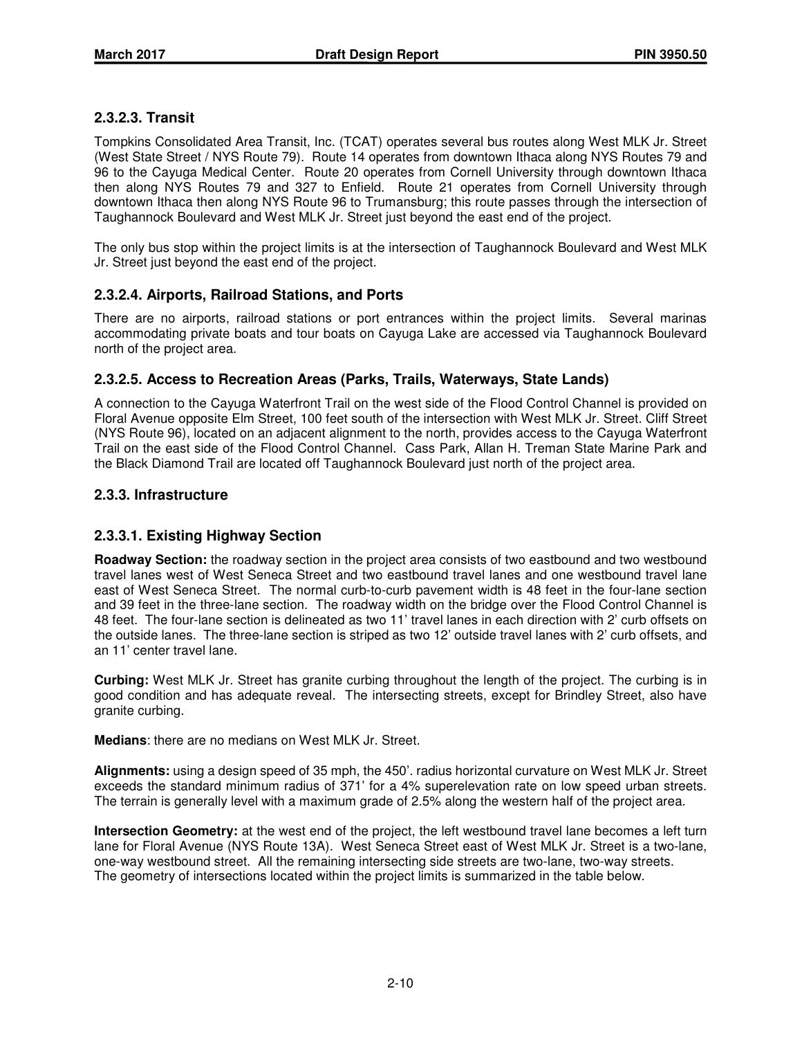### 2.3.2.3. Transit

Tompkins Consolidated Area Transit, Inc. (TCAT) operates several bus routes along West MLK Jr. Street (West State Street / NYS Route 79). Route 14 operates from downtown Ithaca along NYS Routes 79 and 96 to the Cayuga Medical Center. Route 20 operates from Cornell University through downtown Ithaca then along NYS Routes 79 and 327 to Enfield. Route 21 operates from Cornell University through downtown Ithaca then along NYS Route 96 to Trumansburg; this route passes through the intersection of Taughannock Boulevard and West MLK Jr. Street just beyond the east end of the project.

The only bus stop within the project limits is at the intersection of Taughannock Boulevard and West MLK Jr. Street just beyond the east end of the project.

### 2.3.2.4. Airports, Railroad Stations, and Ports

There are no airports, railroad stations or port entrances within the project limits. Several marinas accommodating private boats and tour boats on Cayuga Lake are accessed via Taughannock Boulevard north of the project area.

### 2.3.2.5. Access to Recreation Areas (Parks, Trails, Waterways, State Lands)

A connection to the Cayuga Waterfront Trail on the west side of the Flood Control Channel is provided on Floral Avenue opposite Elm Street, 100 feet south of the intersection with West MLK Jr. Street. Cliff Street (NYS Route 96), located on an adjacent alignment to the north, provides access to the Cayuga Waterfront Trail on the east side of the Flood Control Channel. Cass Park, Allan H. Treman State Marine Park and the Black Diamond Trail are located off Taughannock Boulevard just north of the project area.

## 2.3.3. Infrastructure

### 2.3.3.1. Existing Highway Section

**Roadway Section:** the roadway section in the project area consists of two eastbound and two westbound travel lanes west of West Seneca Street and two eastbound travel lanes and one westbound travel lane east of West Seneca Street. The normal curb-to-curb pavement width is 48 feet in the four-lane section and 39 feet in the three-lane section. The roadway width on the bridge over the Flood Control Channel is 48 feet. The four-lane section is delineated as two 11' travel lanes in each direction with 2' curb offsets on the outside lanes. The three-lane section is striped as two 12' outside travel lanes with 2' curb offsets, and an 11' center travel lane.

**Curbing:** West MLK Jr. Street has granite curbing throughout the length of the project. The curbing is in good condition and has adequate reveal. The intersecting streets, except for Brindley Street, also have granite curbing.

**Medians**: there are no medians on West MLK Jr. Street.

**Alignments:** using a design speed of 35 mph, the 450'. radius horizontal curvature on West MLK Jr. Street exceeds the standard minimum radius of 371' for a 4% superelevation rate on low speed urban streets. The terrain is generally level with a maximum grade of 2.5% along the western half of the project area.

**Intersection Geometry:** at the west end of the project, the left westbound travel lane becomes a left turn lane for Floral Avenue (NYS Route 13A). West Seneca Street east of West MLK Jr. Street is a two-lane, one-way westbound street. All the remaining intersecting side streets are two-lane, two-way streets. The geometry of intersections located within the project limits is summarized in the table below.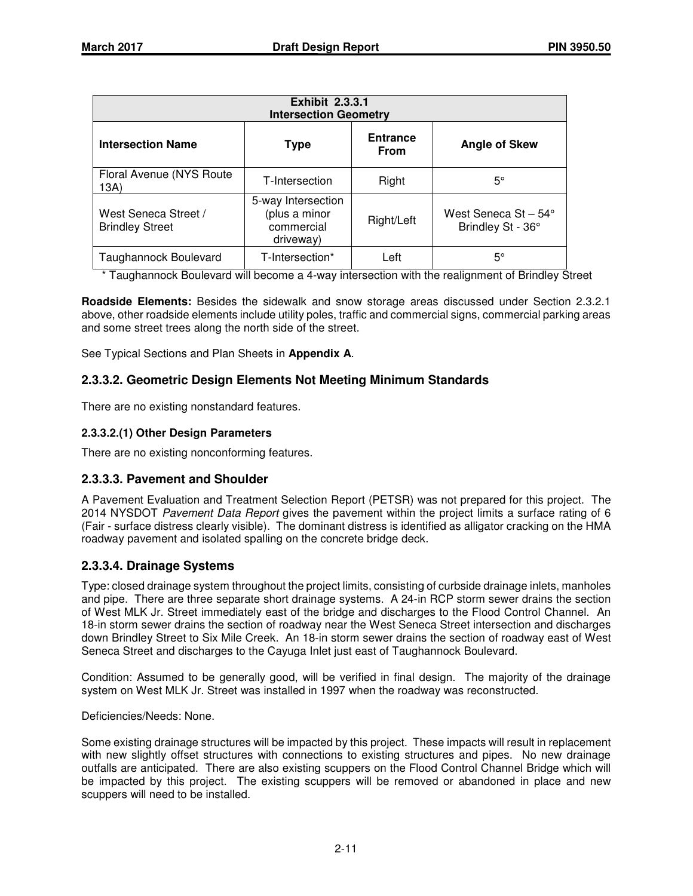| Exhibit 2.3.3.1<br>Intersection Geometry | | | |
|---|---|---|---|
| **Intersection Name** | **Type** | **Entrance From** | **Angle of Skew** |
| Floral Avenue (NYS Route 13A) | T-Intersection | Right | 5° |
| West Seneca Street / Brindley Street | 5-way Intersection (plus a minor commercial driveway) | Right/Left | West Seneca St – 54°<br>Brindley St - 36° |
| Taughannock Boulevard | T-Intersection* | Left | 5° |

\* Taughannock Boulevard will become a 4-way intersection with the realignment of Brindley Street

**Roadside Elements:** Besides the sidewalk and snow storage areas discussed under Section 2.3.2.1 above, other roadside elements include utility poles, traffic and commercial signs, commercial parking areas and some street trees along the north side of the street.

See Typical Sections and Plan Sheets in **Appendix A**.

### 2.3.3.2. Geometric Design Elements Not Meeting Minimum Standards

There are no existing nonstandard features.

#### 2.3.3.2.(1) Other Design Parameters

There are no existing nonconforming features.

### 2.3.3.3. Pavement and Shoulder

A Pavement Evaluation and Treatment Selection Report (PETSR) was not prepared for this project. The 2014 NYSDOT *Pavement Data Report* gives the pavement within the project limits a surface rating of 6 (Fair - surface distress clearly visible). The dominant distress is identified as alligator cracking on the HMA roadway pavement and isolated spalling on the concrete bridge deck.

### 2.3.3.4. Drainage Systems

Type: closed drainage system throughout the project limits, consisting of curbside drainage inlets, manholes and pipe. There are three separate short drainage systems. A 24-in RCP storm sewer drains the section of West MLK Jr. Street immediately east of the bridge and discharges to the Flood Control Channel. An 18-in storm sewer drains the section of roadway near the West Seneca Street intersection and discharges down Brindley Street to Six Mile Creek. An 18-in storm sewer drains the section of roadway east of West Seneca Street and discharges to the Cayuga Inlet just east of Taughannock Boulevard.

Condition: Assumed to be generally good, will be verified in final design. The majority of the drainage system on West MLK Jr. Street was installed in 1997 when the roadway was reconstructed.

Deficiencies/Needs: None.

Some existing drainage structures will be impacted by this project. These impacts will result in replacement with new slightly offset structures with connections to existing structures and pipes. No new drainage outfalls are anticipated. There are also existing scuppers on the Flood Control Channel Bridge which will be impacted by this project. The existing scuppers will be removed or abandoned in place and new scuppers will need to be installed.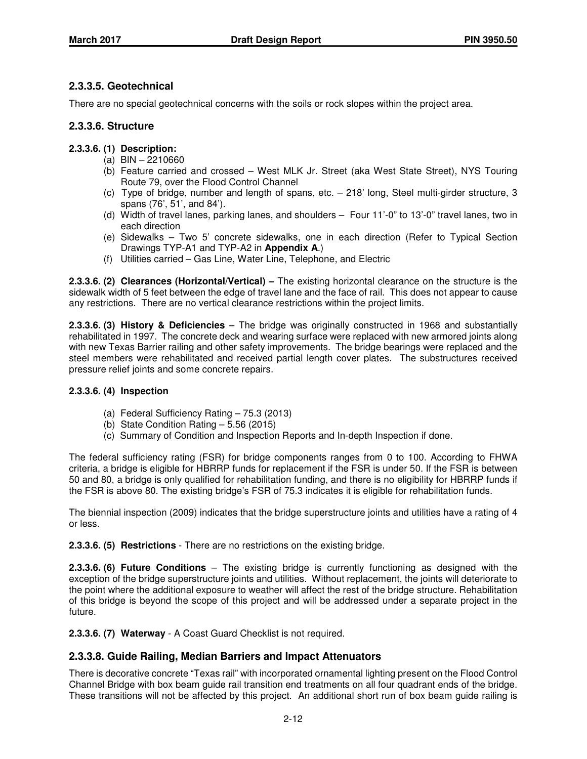### 2.3.3.5. Geotechnical

There are no special geotechnical concerns with the soils or rock slopes within the project area.

### 2.3.3.6. Structure

**2.3.3.6. (1) Description:**

(a) BIN – 2210660
(b) Feature carried and crossed – West MLK Jr. Street (aka West State Street), NYS Touring Route 79, over the Flood Control Channel
(c) Type of bridge, number and length of spans, etc. – 218' long, Steel multi-girder structure, 3 spans (76', 51', and 84').
(d) Width of travel lanes, parking lanes, and shoulders – Four 11'-0" to 13'-0" travel lanes, two in each direction
(e) Sidewalks – Two 5' concrete sidewalks, one in each direction (Refer to Typical Section Drawings TYP-A1 and TYP-A2 in **Appendix A**.)
(f) Utilities carried – Gas Line, Water Line, Telephone, and Electric

**2.3.3.6. (2) Clearances (Horizontal/Vertical) –** The existing horizontal clearance on the structure is the sidewalk width of 5 feet between the edge of travel lane and the face of rail. This does not appear to cause any restrictions. There are no vertical clearance restrictions within the project limits.

**2.3.3.6. (3) History & Deficiencies** – The bridge was originally constructed in 1968 and substantially rehabilitated in 1997. The concrete deck and wearing surface were replaced with new armored joints along with new Texas Barrier railing and other safety improvements. The bridge bearings were replaced and the steel members were rehabilitated and received partial length cover plates. The substructures received pressure relief joints and some concrete repairs.

**2.3.3.6. (4) Inspection**

(a) Federal Sufficiency Rating – 75.3 (2013)
(b) State Condition Rating – 5.56 (2015)
(c) Summary of Condition and Inspection Reports and In-depth Inspection if done.

The federal sufficiency rating (FSR) for bridge components ranges from 0 to 100. According to FHWA criteria, a bridge is eligible for HBRRP funds for replacement if the FSR is under 50. If the FSR is between 50 and 80, a bridge is only qualified for rehabilitation funding, and there is no eligibility for HBRRP funds if the FSR is above 80. The existing bridge's FSR of 75.3 indicates it is eligible for rehabilitation funds.

The biennial inspection (2009) indicates that the bridge superstructure joints and utilities have a rating of 4 or less.

**2.3.3.6. (5) Restrictions** - There are no restrictions on the existing bridge.

**2.3.3.6. (6) Future Conditions** – The existing bridge is currently functioning as designed with the exception of the bridge superstructure joints and utilities. Without replacement, the joints will deteriorate to the point where the additional exposure to weather will affect the rest of the bridge structure. Rehabilitation of this bridge is beyond the scope of this project and will be addressed under a separate project in the future.

**2.3.3.6. (7) Waterway** - A Coast Guard Checklist is not required.

### 2.3.3.8. Guide Railing, Median Barriers and Impact Attenuators

There is decorative concrete "Texas rail" with incorporated ornamental lighting present on the Flood Control Channel Bridge with box beam guide rail transition end treatments on all four quadrant ends of the bridge. These transitions will not be affected by this project. An additional short run of box beam guide railing is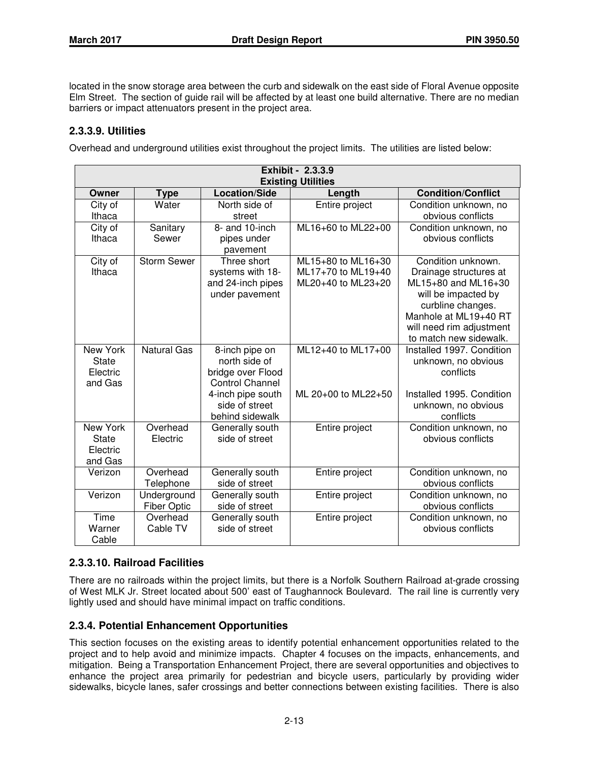located in the snow storage area between the curb and sidewalk on the east side of Floral Avenue opposite Elm Street. The section of guide rail will be affected by at least one build alternative. There are no median barriers or impact attenuators present in the project area.

### 2.3.3.9. Utilities

Overhead and underground utilities exist throughout the project limits. The utilities are listed below:

**Exhibit - 2.3.3.9**
**Existing Utilities**

| Owner | Type | Location/Side | Length | Condition/Conflict |
|---|---|---|---|---|
| City of Ithaca | Water | North side of street | Entire project | Condition unknown, no obvious conflicts |
| City of Ithaca | Sanitary Sewer | 8- and 10-inch pipes under pavement | ML16+60 to ML22+00 | Condition unknown, no obvious conflicts |
| City of Ithaca | Storm Sewer | Three short systems with 18- and 24-inch pipes under pavement | ML15+80 to ML16+30<br>ML17+70 to ML19+40<br>ML20+40 to ML23+20 | Condition unknown. Drainage structures at ML15+80 and ML16+30 will be impacted by curbline changes. Manhole at ML19+40 RT will need rim adjustment to match new sidewalk. |
| New York State Electric and Gas | Natural Gas | 8-inch pipe on north side of bridge over Flood Control Channel<br>4-inch pipe south side of street behind sidewalk | ML12+40 to ML17+00<br>ML 20+00 to ML22+50 | Installed 1997. Condition unknown, no obvious conflicts<br>Installed 1995. Condition unknown, no obvious conflicts |
| New York State Electric and Gas | Overhead Electric | Generally south side of street | Entire project | Condition unknown, no obvious conflicts |
| Verizon | Overhead Telephone | Generally south side of street | Entire project | Condition unknown, no obvious conflicts |
| Verizon | Underground Fiber Optic | Generally south side of street | Entire project | Condition unknown, no obvious conflicts |
| Time Warner Cable | Overhead Cable TV | Generally south side of street | Entire project | Condition unknown, no obvious conflicts |

### 2.3.3.10. Railroad Facilities

There are no railroads within the project limits, but there is a Norfolk Southern Railroad at-grade crossing of West MLK Jr. Street located about 500' east of Taughannock Boulevard. The rail line is currently very lightly used and should have minimal impact on traffic conditions.

### 2.3.4. Potential Enhancement Opportunities

This section focuses on the existing areas to identify potential enhancement opportunities related to the project and to help avoid and minimize impacts. Chapter 4 focuses on the impacts, enhancements, and mitigation. Being a Transportation Enhancement Project, there are several opportunities and objectives to enhance the project area primarily for pedestrian and bicycle users, particularly by providing wider sidewalks, bicycle lanes, safer crossings and better connections between existing facilities. There is also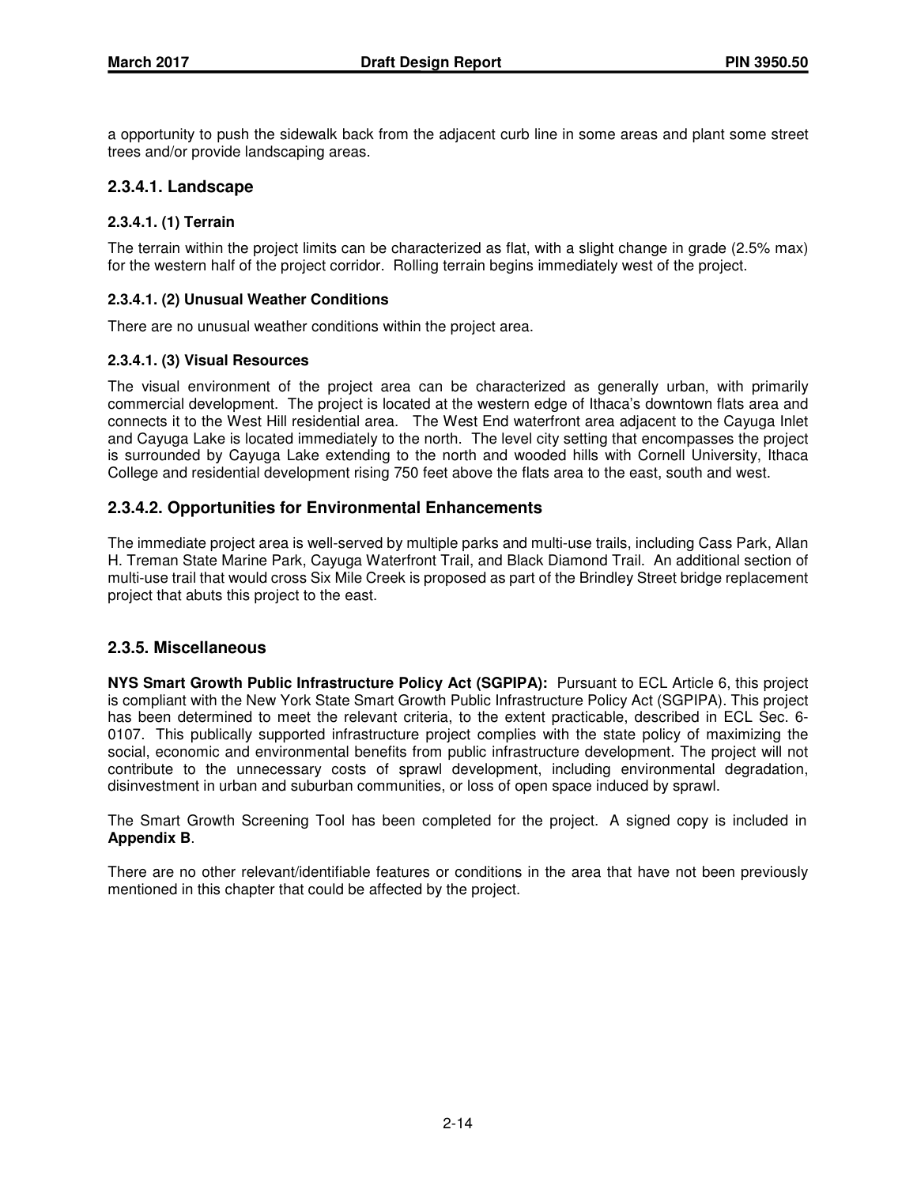a opportunity to push the sidewalk back from the adjacent curb line in some areas and plant some street trees and/or provide landscaping areas.

### 2.3.4.1. Landscape

#### 2.3.4.1. (1) Terrain

The terrain within the project limits can be characterized as flat, with a slight change in grade (2.5% max) for the western half of the project corridor. Rolling terrain begins immediately west of the project.

#### 2.3.4.1. (2) Unusual Weather Conditions

There are no unusual weather conditions within the project area.

#### 2.3.4.1. (3) Visual Resources

The visual environment of the project area can be characterized as generally urban, with primarily commercial development. The project is located at the western edge of Ithaca's downtown flats area and connects it to the West Hill residential area. The West End waterfront area adjacent to the Cayuga Inlet and Cayuga Lake is located immediately to the north. The level city setting that encompasses the project is surrounded by Cayuga Lake extending to the north and wooded hills with Cornell University, Ithaca College and residential development rising 750 feet above the flats area to the east, south and west.

### 2.3.4.2. Opportunities for Environmental Enhancements

The immediate project area is well-served by multiple parks and multi-use trails, including Cass Park, Allan H. Treman State Marine Park, Cayuga Waterfront Trail, and Black Diamond Trail. An additional section of multi-use trail that would cross Six Mile Creek is proposed as part of the Brindley Street bridge replacement project that abuts this project to the east.

### 2.3.5. Miscellaneous

**NYS Smart Growth Public Infrastructure Policy Act (SGPIPA):** Pursuant to ECL Article 6, this project is compliant with the New York State Smart Growth Public Infrastructure Policy Act (SGPIPA). This project has been determined to meet the relevant criteria, to the extent practicable, described in ECL Sec. 6-0107. This publically supported infrastructure project complies with the state policy of maximizing the social, economic and environmental benefits from public infrastructure development. The project will not contribute to the unnecessary costs of sprawl development, including environmental degradation, disinvestment in urban and suburban communities, or loss of open space induced by sprawl.

The Smart Growth Screening Tool has been completed for the project. A signed copy is included in **Appendix B**.

There are no other relevant/identifiable features or conditions in the area that have not been previously mentioned in this chapter that could be affected by the project.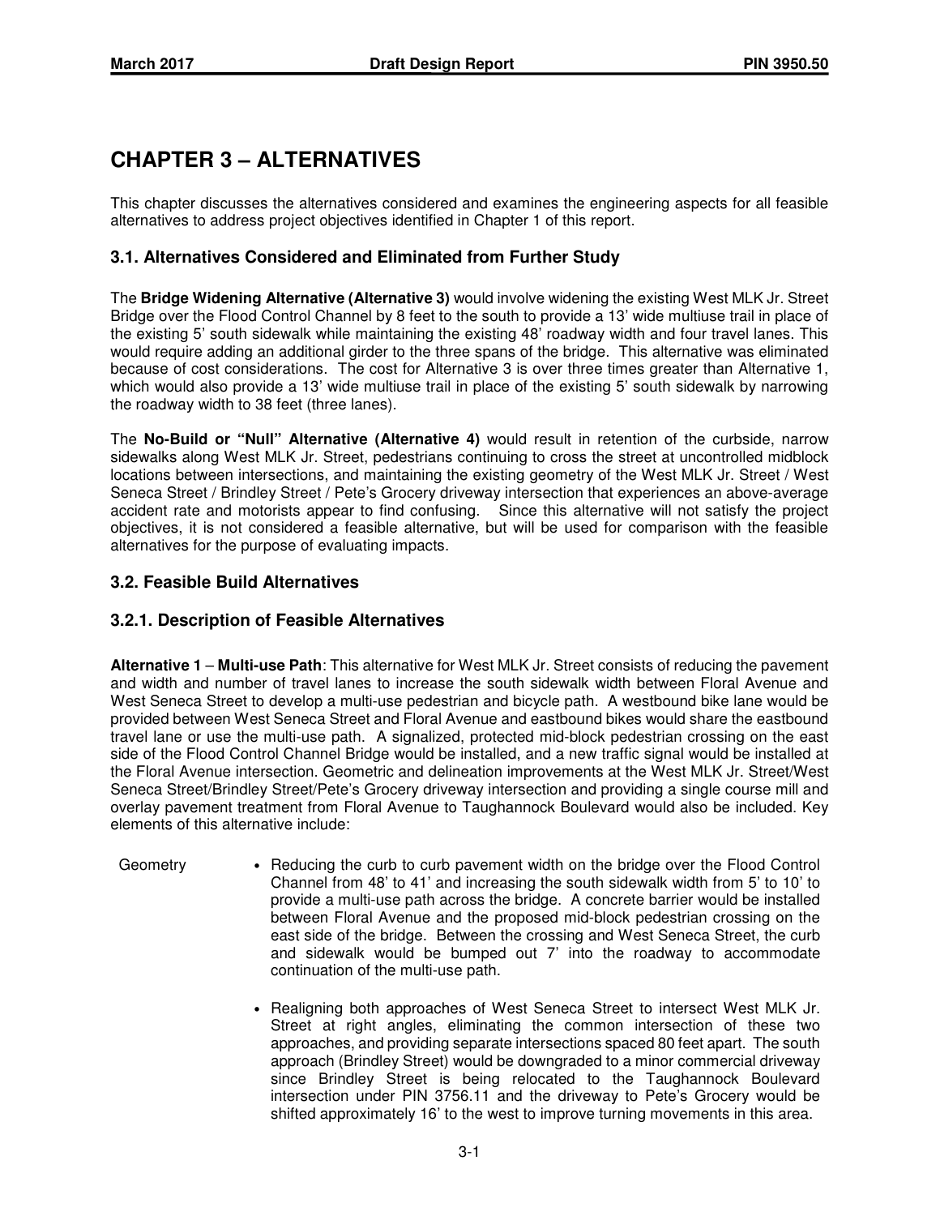# CHAPTER 3 – ALTERNATIVES

This chapter discusses the alternatives considered and examines the engineering aspects for all feasible alternatives to address project objectives identified in Chapter 1 of this report.

## 3.1. Alternatives Considered and Eliminated from Further Study

The **Bridge Widening Alternative (Alternative 3)** would involve widening the existing West MLK Jr. Street Bridge over the Flood Control Channel by 8 feet to the south to provide a 13' wide multiuse trail in place of the existing 5' south sidewalk while maintaining the existing 48' roadway width and four travel lanes. This would require adding an additional girder to the three spans of the bridge. This alternative was eliminated because of cost considerations. The cost for Alternative 3 is over three times greater than Alternative 1, which would also provide a 13' wide multiuse trail in place of the existing 5' south sidewalk by narrowing the roadway width to 38 feet (three lanes).

The **No-Build or "Null" Alternative (Alternative 4)** would result in retention of the curbside, narrow sidewalks along West MLK Jr. Street, pedestrians continuing to cross the street at uncontrolled midblock locations between intersections, and maintaining the existing geometry of the West MLK Jr. Street / West Seneca Street / Brindley Street / Pete's Grocery driveway intersection that experiences an above-average accident rate and motorists appear to find confusing. Since this alternative will not satisfy the project objectives, it is not considered a feasible alternative, but will be used for comparison with the feasible alternatives for the purpose of evaluating impacts.

## 3.2. Feasible Build Alternatives

## 3.2.1. Description of Feasible Alternatives

**Alternative 1** – **Multi-use Path**: This alternative for West MLK Jr. Street consists of reducing the pavement and width and number of travel lanes to increase the south sidewalk width between Floral Avenue and West Seneca Street to develop a multi-use pedestrian and bicycle path. A westbound bike lane would be provided between West Seneca Street and Floral Avenue and eastbound bikes would share the eastbound travel lane or use the multi-use path. A signalized, protected mid-block pedestrian crossing on the east side of the Flood Control Channel Bridge would be installed, and a new traffic signal would be installed at the Floral Avenue intersection. Geometric and delineation improvements at the West MLK Jr. Street/West Seneca Street/Brindley Street/Pete's Grocery driveway intersection and providing a single course mill and overlay pavement treatment from Floral Avenue to Taughannock Boulevard would also be included. Key elements of this alternative include:

Geometry

- Reducing the curb to curb pavement width on the bridge over the Flood Control Channel from 48' to 41' and increasing the south sidewalk width from 5' to 10' to provide a multi-use path across the bridge. A concrete barrier would be installed between Floral Avenue and the proposed mid-block pedestrian crossing on the east side of the bridge. Between the crossing and West Seneca Street, the curb and sidewalk would be bumped out 7' into the roadway to accommodate continuation of the multi-use path.

- Realigning both approaches of West Seneca Street to intersect West MLK Jr. Street at right angles, eliminating the common intersection of these two approaches, and providing separate intersections spaced 80 feet apart. The south approach (Brindley Street) would be downgraded to a minor commercial driveway since Brindley Street is being relocated to the Taughannock Boulevard intersection under PIN 3756.11 and the driveway to Pete's Grocery would be shifted approximately 16' to the west to improve turning movements in this area.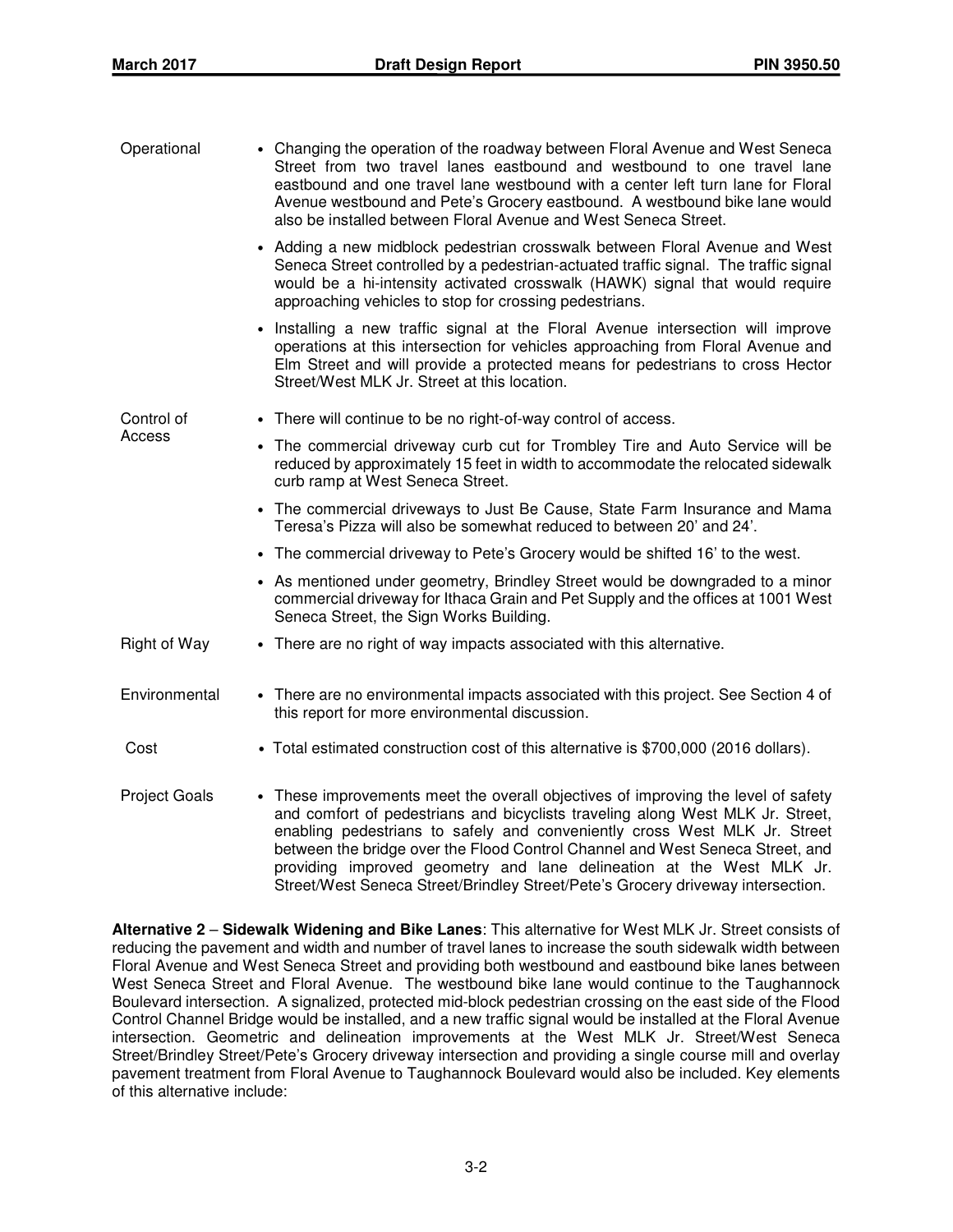| | |
|---|---|
| Operational | • Changing the operation of the roadway between Floral Avenue and West Seneca Street from two travel lanes eastbound and westbound to one travel lane eastbound and one travel lane westbound with a center left turn lane for Floral Avenue westbound and Pete's Grocery eastbound. A westbound bike lane would also be installed between Floral Avenue and West Seneca Street.<br>• Adding a new midblock pedestrian crosswalk between Floral Avenue and West Seneca Street controlled by a pedestrian-actuated traffic signal. The traffic signal would be a hi-intensity activated crosswalk (HAWK) signal that would require approaching vehicles to stop for crossing pedestrians.<br>• Installing a new traffic signal at the Floral Avenue intersection will improve operations at this intersection for vehicles approaching from Floral Avenue and Elm Street and will provide a protected means for pedestrians to cross Hector Street/West MLK Jr. Street at this location. |
| Control of Access | • There will continue to be no right-of-way control of access.<br>• The commercial driveway curb cut for Trombley Tire and Auto Service will be reduced by approximately 15 feet in width to accommodate the relocated sidewalk curb ramp at West Seneca Street.<br>• The commercial driveways to Just Be Cause, State Farm Insurance and Mama Teresa's Pizza will also be somewhat reduced to between 20' and 24'.<br>• The commercial driveway to Pete's Grocery would be shifted 16' to the west.<br>• As mentioned under geometry, Brindley Street would be downgraded to a minor commercial driveway for Ithaca Grain and Pet Supply and the offices at 1001 West Seneca Street, the Sign Works Building. |
| Right of Way | • There are no right of way impacts associated with this alternative. |
| Environmental | • There are no environmental impacts associated with this project. See Section 4 of this report for more environmental discussion. |
| Cost | • Total estimated construction cost of this alternative is $700,000 (2016 dollars). |
| Project Goals | • These improvements meet the overall objectives of improving the level of safety and comfort of pedestrians and bicyclists traveling along West MLK Jr. Street, enabling pedestrians to safely and conveniently cross West MLK Jr. Street between the bridge over the Flood Control Channel and West Seneca Street, and providing improved geometry and lane delineation at the West MLK Jr. Street/West Seneca Street/Brindley Street/Pete's Grocery driveway intersection. |

**Alternative 2** – **Sidewalk Widening and Bike Lanes**: This alternative for West MLK Jr. Street consists of reducing the pavement and width and number of travel lanes to increase the south sidewalk width between Floral Avenue and West Seneca Street and providing both westbound and eastbound bike lanes between West Seneca Street and Floral Avenue. The westbound bike lane would continue to the Taughannock Boulevard intersection. A signalized, protected mid-block pedestrian crossing on the east side of the Flood Control Channel Bridge would be installed, and a new traffic signal would be installed at the Floral Avenue intersection. Geometric and delineation improvements at the West MLK Jr. Street/West Seneca Street/Brindley Street/Pete's Grocery driveway intersection and providing a single course mill and overlay pavement treatment from Floral Avenue to Taughannock Boulevard would also be included. Key elements of this alternative include: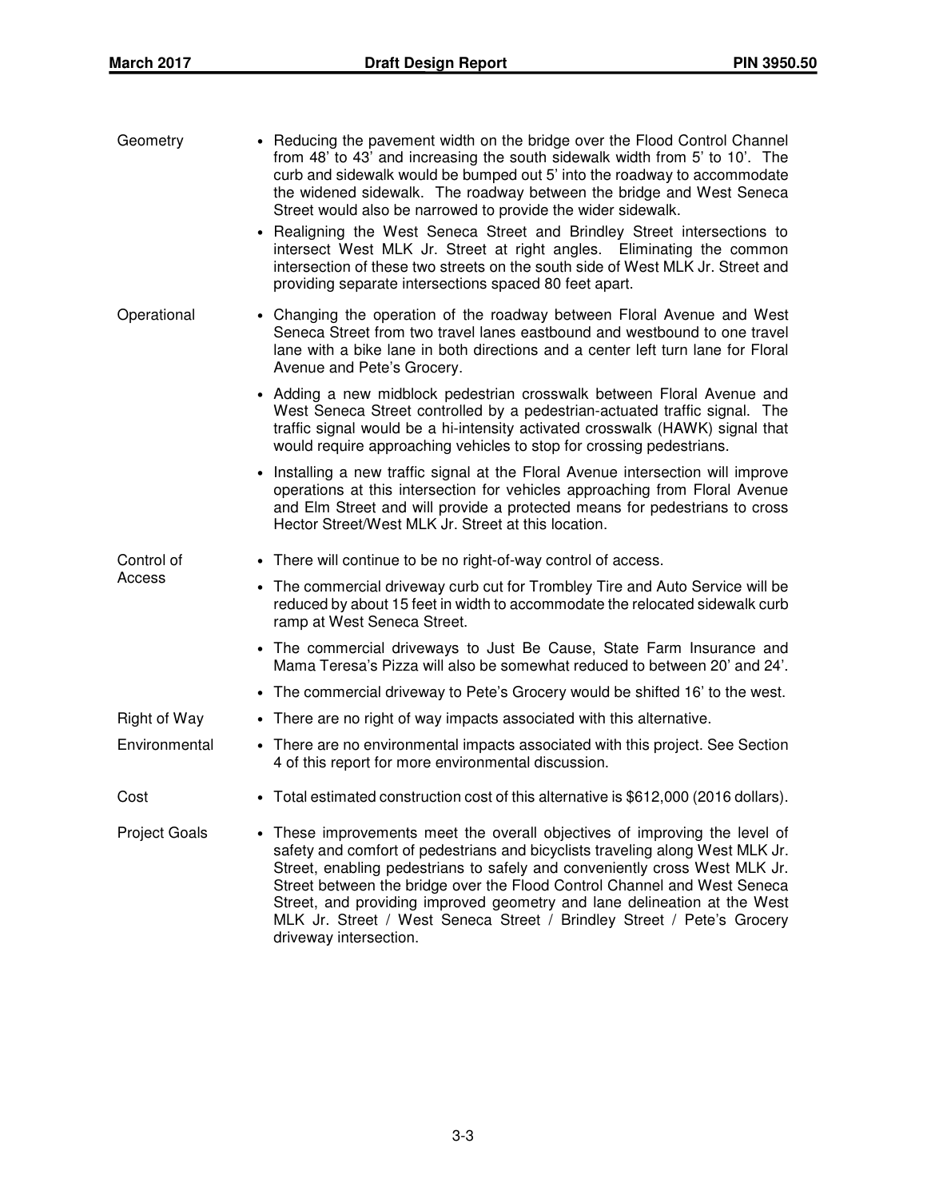| | |
|---|---|
| Geometry | • Reducing the pavement width on the bridge over the Flood Control Channel from 48' to 43' and increasing the south sidewalk width from 5' to 10'. The curb and sidewalk would be bumped out 5' into the roadway to accommodate the widened sidewalk. The roadway between the bridge and West Seneca Street would also be narrowed to provide the wider sidewalk.<br>• Realigning the West Seneca Street and Brindley Street intersections to intersect West MLK Jr. Street at right angles. Eliminating the common intersection of these two streets on the south side of West MLK Jr. Street and providing separate intersections spaced 80 feet apart. |
| Operational | • Changing the operation of the roadway between Floral Avenue and West Seneca Street from two travel lanes eastbound and westbound to one travel lane with a bike lane in both directions and a center left turn lane for Floral Avenue and Pete's Grocery.<br>• Adding a new midblock pedestrian crosswalk between Floral Avenue and West Seneca Street controlled by a pedestrian-actuated traffic signal. The traffic signal would be a hi-intensity activated crosswalk (HAWK) signal that would require approaching vehicles to stop for crossing pedestrians.<br>• Installing a new traffic signal at the Floral Avenue intersection will improve operations at this intersection for vehicles approaching from Floral Avenue and Elm Street and will provide a protected means for pedestrians to cross Hector Street/West MLK Jr. Street at this location. |
| Control of Access | • There will continue to be no right-of-way control of access.<br>• The commercial driveway curb cut for Trombley Tire and Auto Service will be reduced by about 15 feet in width to accommodate the relocated sidewalk curb ramp at West Seneca Street.<br>• The commercial driveways to Just Be Cause, State Farm Insurance and Mama Teresa's Pizza will also be somewhat reduced to between 20' and 24'.<br>• The commercial driveway to Pete's Grocery would be shifted 16' to the west. |
| Right of Way | • There are no right of way impacts associated with this alternative. |
| Environmental | • There are no environmental impacts associated with this project. See Section 4 of this report for more environmental discussion. |
| Cost | • Total estimated construction cost of this alternative is $612,000 (2016 dollars). |
| Project Goals | • These improvements meet the overall objectives of improving the level of safety and comfort of pedestrians and bicyclists traveling along West MLK Jr. Street, enabling pedestrians to safely and conveniently cross West MLK Jr. Street between the bridge over the Flood Control Channel and West Seneca Street, and providing improved geometry and lane delineation at the West MLK Jr. Street / West Seneca Street / Brindley Street / Pete's Grocery driveway intersection. |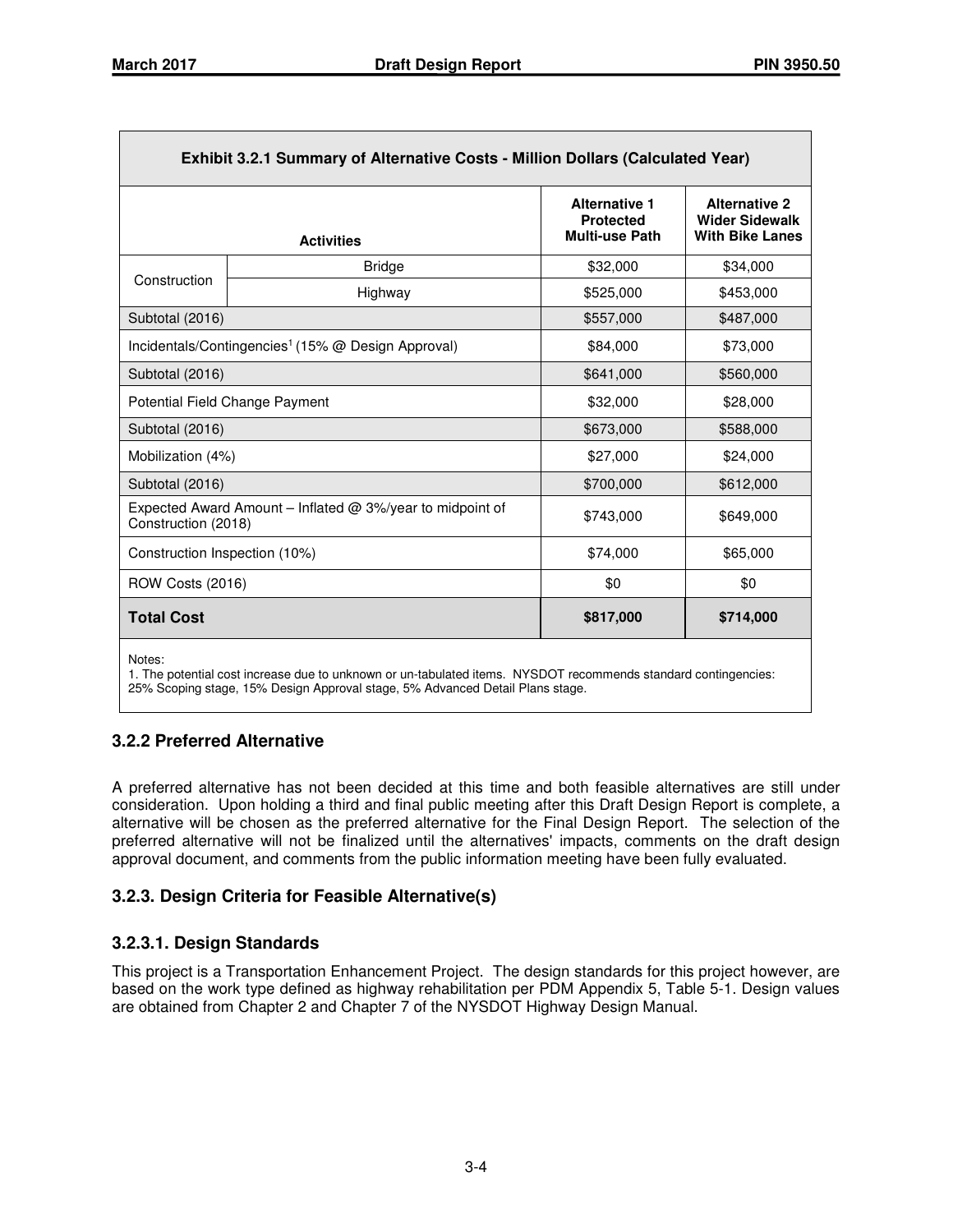| Exhibit 3.2.1 Summary of Alternative Costs - Million Dollars (Calculated Year) | | | |
|---|---|---|---|
| Activities | | Alternative 1 Protected Multi-use Path | Alternative 2 Wider Sidewalk With Bike Lanes |
| Construction | Bridge | $32,000 | $34,000 |
| | Highway | $525,000 | $453,000 |
| Subtotal (2016) | | $557,000 | $487,000 |
| Incidentals/Contingencies[1] (15% @ Design Approval) | | $84,000 | $73,000 |
| Subtotal (2016) | | $641,000 | $560,000 |
| Potential Field Change Payment | | $32,000 | $28,000 |
| Subtotal (2016) | | $673,000 | $588,000 |
| Mobilization (4%) | | $27,000 | $24,000 |
| Subtotal (2016) | | $700,000 | $612,000 |
| Expected Award Amount – Inflated @ 3%/year to midpoint of Construction (2018) | | $743,000 | $649,000 |
| Construction Inspection (10%) | | $74,000 | $65,000 |
| ROW Costs (2016) | | $0 | $0 |
| **Total Cost** | | **$817,000** | **$714,000** |

Notes:
1. The potential cost increase due to unknown or un-tabulated items. NYSDOT recommends standard contingencies: 25% Scoping stage, 15% Design Approval stage, 5% Advanced Detail Plans stage.

## 3.2.2 Preferred Alternative

A preferred alternative has not been decided at this time and both feasible alternatives are still under consideration. Upon holding a third and final public meeting after this Draft Design Report is complete, a alternative will be chosen as the preferred alternative for the Final Design Report. The selection of the preferred alternative will not be finalized until the alternatives' impacts, comments on the draft design approval document, and comments from the public information meeting have been fully evaluated.

## 3.2.3. Design Criteria for Feasible Alternative(s)

### 3.2.3.1. Design Standards

This project is a Transportation Enhancement Project. The design standards for this project however, are based on the work type defined as highway rehabilitation per PDM Appendix 5, Table 5-1. Design values are obtained from Chapter 2 and Chapter 7 of the NYSDOT Highway Design Manual.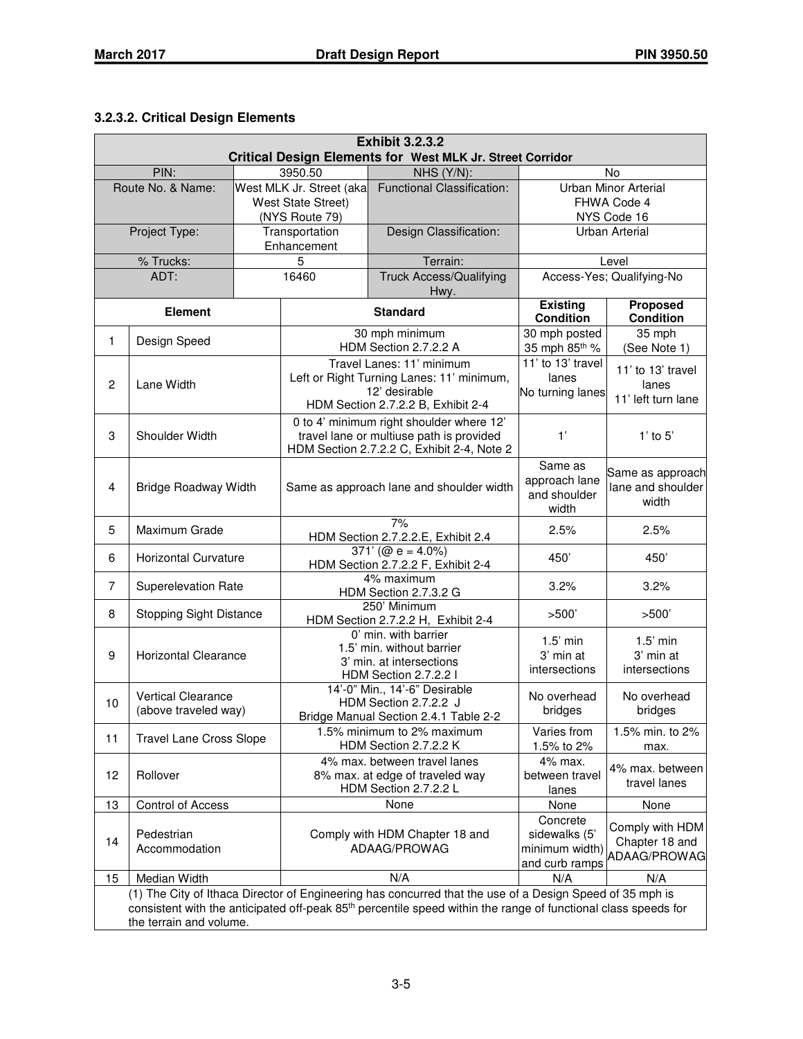### 3.2.3.2. Critical Design Elements

| Exhibit 3.2.3.2 Critical Design Elements for West MLK Jr. Street Corridor | | | | |
|---|---|---|---|---|
| PIN: | 3950.50 | | NHS (Y/N): | No |
| Route No. & Name: | West MLK Jr. Street (aka West State Street) (NYS Route 79) | | Functional Classification: | Urban Minor Arterial FHWA Code 4 NYS Code 16 |
| Project Type: | Transportation Enhancement | | Design Classification: | Urban Arterial |
| % Trucks: | 5 | | Terrain: | Level |
| ADT: | 16460 | | Truck Access/Qualifying Hwy. | Access-Yes; Qualifying-No |

| | Element | Standard | Existing Condition | Proposed Condition |
|---|---|---|---|---|
| 1 | Design Speed | 30 mph minimum HDM Section 2.7.2.2 A | 30 mph posted 35 mph 85th % | 35 mph (See Note 1) |
| 2 | Lane Width | Travel Lanes: 11' minimum Left or Right Turning Lanes: 11' minimum, 12' desirable HDM Section 2.7.2.2 B, Exhibit 2-4 | 11' to 13' travel lanes No turning lanes | 11' to 13' travel lanes 11' left turn lane |
| 3 | Shoulder Width | 0 to 4' minimum right shoulder where 12' travel lane or multiuse path is provided HDM Section 2.7.2.2 C, Exhibit 2-4, Note 2 | 1' | 1' to 5' |
| 4 | Bridge Roadway Width | Same as approach lane and shoulder width | Same as approach lane and shoulder width | Same as approach lane and shoulder width |
| 5 | Maximum Grade | 7% HDM Section 2.7.2.2.E, Exhibit 2.4 | 2.5% | 2.5% |
| 6 | Horizontal Curvature | 371' (@ e = 4.0%) HDM Section 2.7.2.2 F, Exhibit 2-4 | 450' | 450' |
| 7 | Superelevation Rate | 4% maximum HDM Section 2.7.3.2 G | 3.2% | 3.2% |
| 8 | Stopping Sight Distance | 250' Minimum HDM Section 2.7.2.2 H, Exhibit 2-4 | >500' | >500' |
| 9 | Horizontal Clearance | 0' min. with barrier 1.5' min. without barrier 3' min. at intersections HDM Section 2.7.2.2 I | 1.5' min 3' min at intersections | 1.5' min 3' min at intersections |
| 10 | Vertical Clearance (above traveled way) | 14'-0" Min., 14'-6" Desirable HDM Section 2.7.2.2 J Bridge Manual Section 2.4.1 Table 2-2 | No overhead bridges | No overhead bridges |
| 11 | Travel Lane Cross Slope | 1.5% minimum to 2% maximum HDM Section 2.7.2.2 K | Varies from 1.5% to 2% | 1.5% min. to 2% max. |
| 12 | Rollover | 4% max. between travel lanes 8% max. at edge of traveled way HDM Section 2.7.2.2 L | 4% max. between travel lanes | 4% max. between travel lanes |
| 13 | Control of Access | None | None | None |
| 14 | Pedestrian Accommodation | Comply with HDM Chapter 18 and ADAAG/PROWAG | Concrete sidewalks (5' minimum width) and curb ramps | Comply with HDM Chapter 18 and ADAAG/PROWAG |
| 15 | Median Width | N/A | N/A | N/A |

(1) The City of Ithaca Director of Engineering has concurred that the use of a Design Speed of 35 mph is consistent with the anticipated off-peak 85th percentile speed within the range of functional class speeds for the terrain and volume.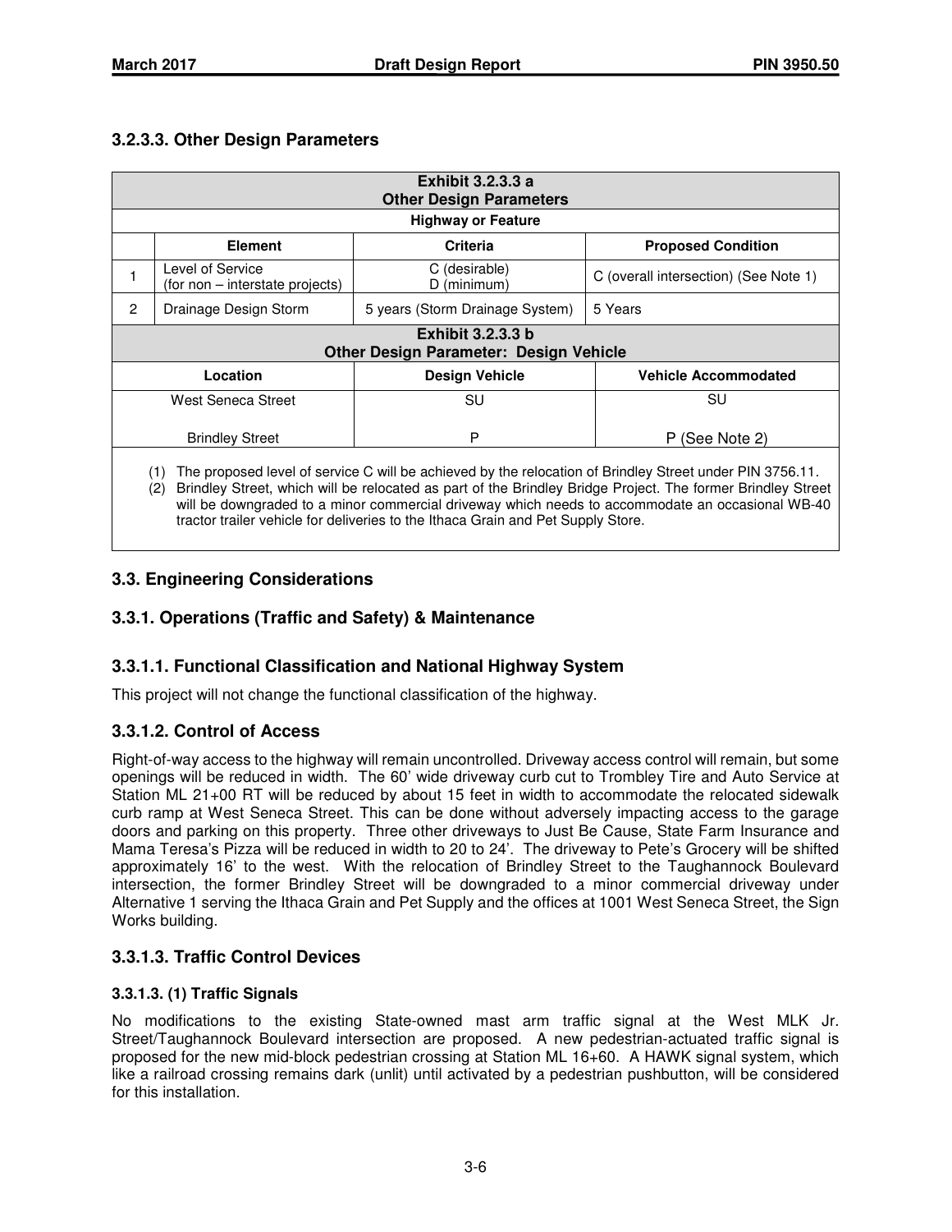### 3.2.3.3. Other Design Parameters

| Exhibit 3.2.3.3 a Other Design Parameters | | | |
|---|---|---|---|
| Highway or Feature | | | |
| | **Element** | **Criteria** | **Proposed Condition** |
| 1 | Level of Service (for non – interstate projects) | C (desirable) D (minimum) | C (overall intersection) (See Note 1) |
| 2 | Drainage Design Storm | 5 years (Storm Drainage System) | 5 Years |

| Exhibit 3.2.3.3 b Other Design Parameter: Design Vehicle | | |
|---|---|---|
| **Location** | **Design Vehicle** | **Vehicle Accommodated** |
| West Seneca Street | SU | SU |
| Brindley Street | P | P (See Note 2) |

(1) The proposed level of service C will be achieved by the relocation of Brindley Street under PIN 3756.11.
(2) Brindley Street, which will be relocated as part of the Brindley Bridge Project. The former Brindley Street will be downgraded to a minor commercial driveway which needs to accommodate an occasional WB-40 tractor trailer vehicle for deliveries to the Ithaca Grain and Pet Supply Store.

## 3.3. Engineering Considerations

### 3.3.1. Operations (Traffic and Safety) & Maintenance

### 3.3.1.1. Functional Classification and National Highway System

This project will not change the functional classification of the highway.

### 3.3.1.2. Control of Access

Right-of-way access to the highway will remain uncontrolled. Driveway access control will remain, but some openings will be reduced in width. The 60' wide driveway curb cut to Trombley Tire and Auto Service at Station ML 21+00 RT will be reduced by about 15 feet in width to accommodate the relocated sidewalk curb ramp at West Seneca Street. This can be done without adversely impacting access to the garage doors and parking on this property. Three other driveways to Just Be Cause, State Farm Insurance and Mama Teresa's Pizza will be reduced in width to 20 to 24'. The driveway to Pete's Grocery will be shifted approximately 16' to the west. With the relocation of Brindley Street to the Taughannock Boulevard intersection, the former Brindley Street will be downgraded to a minor commercial driveway under Alternative 1 serving the Ithaca Grain and Pet Supply and the offices at 1001 West Seneca Street, the Sign Works building.

### 3.3.1.3. Traffic Control Devices

#### 3.3.1.3. (1) Traffic Signals

No modifications to the existing State-owned mast arm traffic signal at the West MLK Jr. Street/Taughannock Boulevard intersection are proposed. A new pedestrian-actuated traffic signal is proposed for the new mid-block pedestrian crossing at Station ML 16+60. A HAWK signal system, which like a railroad crossing remains dark (unlit) until activated by a pedestrian pushbutton, will be considered for this installation.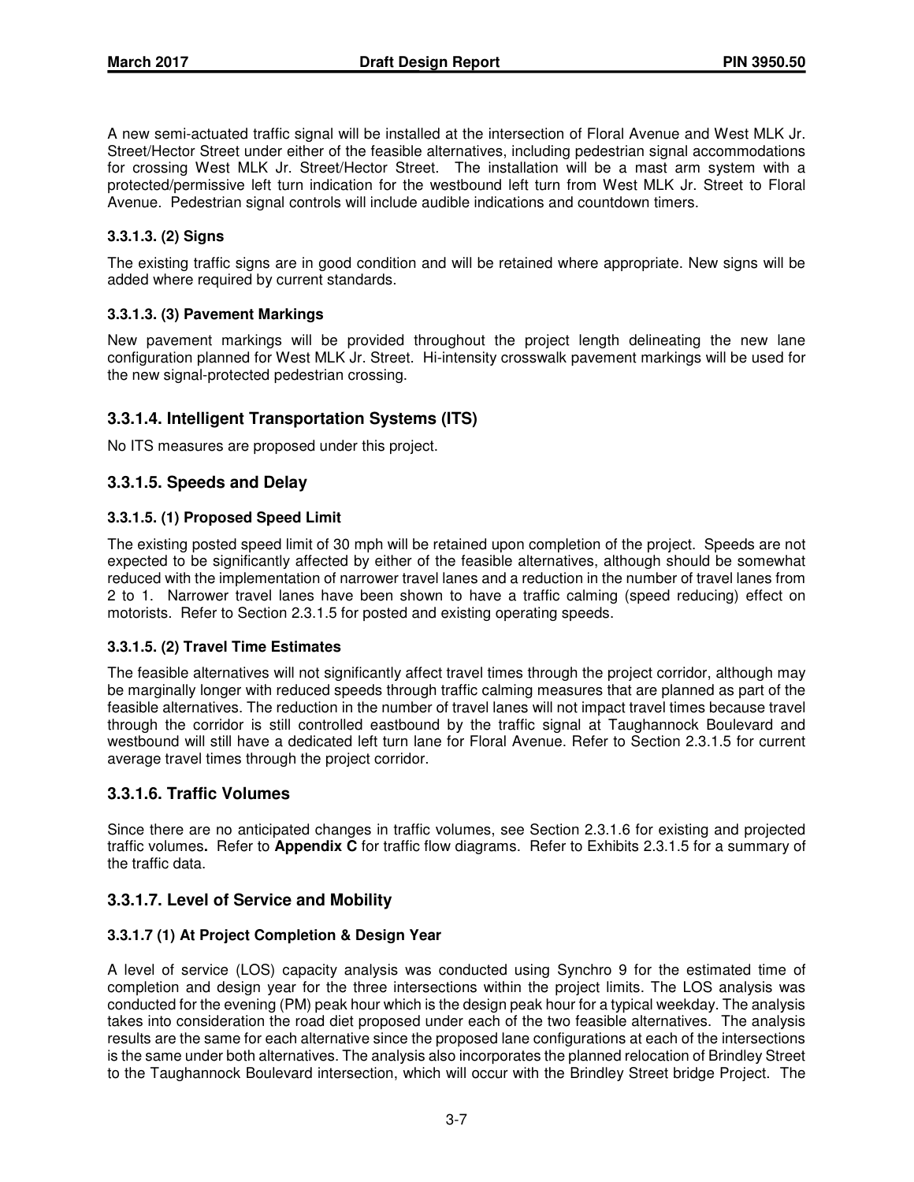A new semi-actuated traffic signal will be installed at the intersection of Floral Avenue and West MLK Jr. Street/Hector Street under either of the feasible alternatives, including pedestrian signal accommodations for crossing West MLK Jr. Street/Hector Street. The installation will be a mast arm system with a protected/permissive left turn indication for the westbound left turn from West MLK Jr. Street to Floral Avenue. Pedestrian signal controls will include audible indications and countdown timers.

#### 3.3.1.3. (2) Signs

The existing traffic signs are in good condition and will be retained where appropriate. New signs will be added where required by current standards.

#### 3.3.1.3. (3) Pavement Markings

New pavement markings will be provided throughout the project length delineating the new lane configuration planned for West MLK Jr. Street. Hi-intensity crosswalk pavement markings will be used for the new signal-protected pedestrian crossing.

### 3.3.1.4. Intelligent Transportation Systems (ITS)

No ITS measures are proposed under this project.

### 3.3.1.5. Speeds and Delay

#### 3.3.1.5. (1) Proposed Speed Limit

The existing posted speed limit of 30 mph will be retained upon completion of the project. Speeds are not expected to be significantly affected by either of the feasible alternatives, although should be somewhat reduced with the implementation of narrower travel lanes and a reduction in the number of travel lanes from 2 to 1. Narrower travel lanes have been shown to have a traffic calming (speed reducing) effect on motorists. Refer to Section 2.3.1.5 for posted and existing operating speeds.

#### 3.3.1.5. (2) Travel Time Estimates

The feasible alternatives will not significantly affect travel times through the project corridor, although may be marginally longer with reduced speeds through traffic calming measures that are planned as part of the feasible alternatives. The reduction in the number of travel lanes will not impact travel times because travel through the corridor is still controlled eastbound by the traffic signal at Taughannock Boulevard and westbound will still have a dedicated left turn lane for Floral Avenue. Refer to Section 2.3.1.5 for current average travel times through the project corridor.

### 3.3.1.6. Traffic Volumes

Since there are no anticipated changes in traffic volumes, see Section 2.3.1.6 for existing and projected traffic volumes**.** Refer to **Appendix C** for traffic flow diagrams. Refer to Exhibits 2.3.1.5 for a summary of the traffic data.

### 3.3.1.7. Level of Service and Mobility

#### 3.3.1.7 (1) At Project Completion & Design Year

A level of service (LOS) capacity analysis was conducted using Synchro 9 for the estimated time of completion and design year for the three intersections within the project limits. The LOS analysis was conducted for the evening (PM) peak hour which is the design peak hour for a typical weekday. The analysis takes into consideration the road diet proposed under each of the two feasible alternatives. The analysis results are the same for each alternative since the proposed lane configurations at each of the intersections is the same under both alternatives. The analysis also incorporates the planned relocation of Brindley Street to the Taughannock Boulevard intersection, which will occur with the Brindley Street bridge Project. The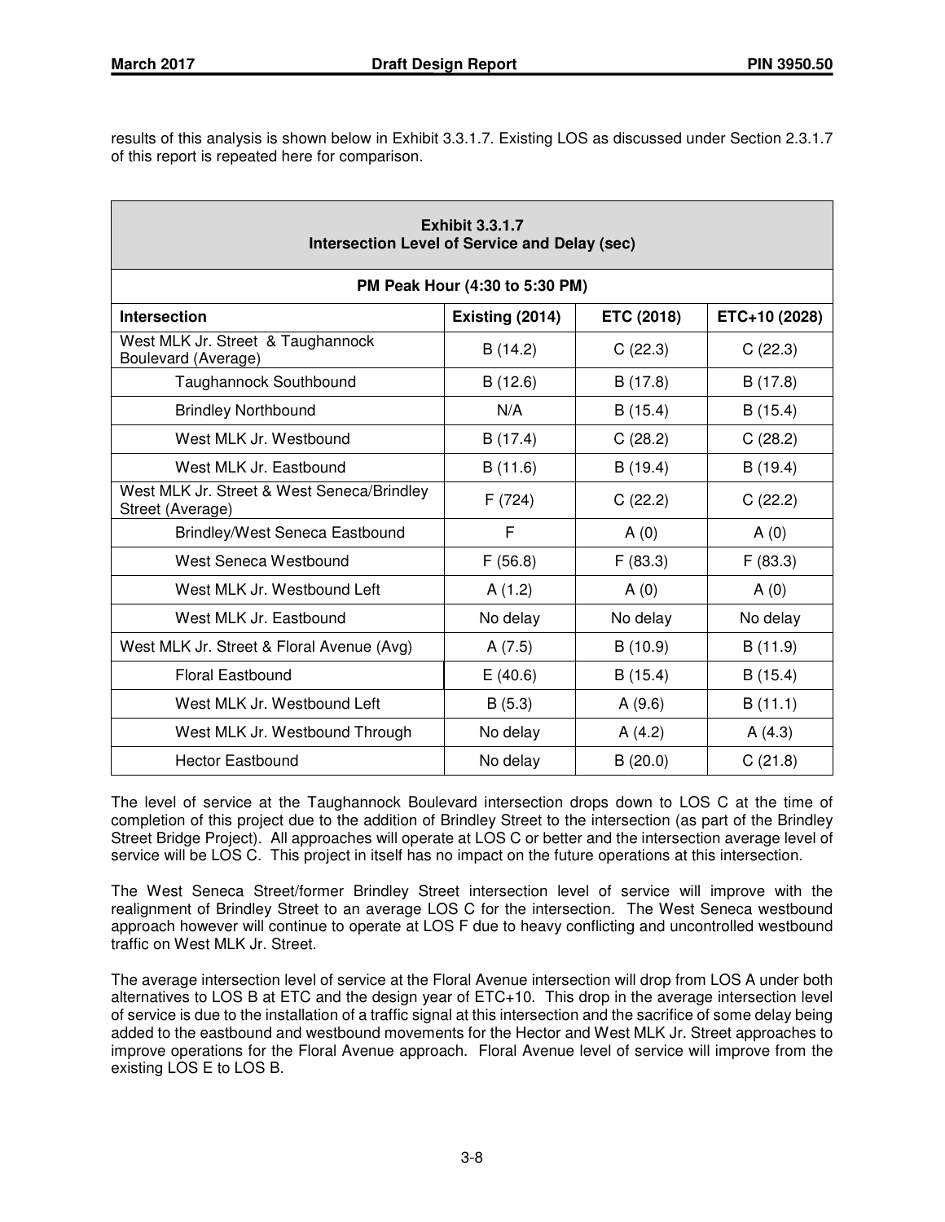results of this analysis is shown below in Exhibit 3.3.1.7. Existing LOS as discussed under Section 2.3.1.7 of this report is repeated here for comparison.

**Exhibit 3.3.1.7**
**Intersection Level of Service and Delay (sec)**

**PM Peak Hour (4:30 to 5:30 PM)**

| Intersection | Existing (2014) | ETC (2018) | ETC+10 (2028) |
|---|---|---|---|
| West MLK Jr. Street & Taughannock Boulevard (Average) | B (14.2) | C (22.3) | C (22.3) |
| Taughannock Southbound | B (12.6) | B (17.8) | B (17.8) |
| Brindley Northbound | N/A | B (15.4) | B (15.4) |
| West MLK Jr. Westbound | B (17.4) | C (28.2) | C (28.2) |
| West MLK Jr. Eastbound | B (11.6) | B (19.4) | B (19.4) |
| West MLK Jr. Street & West Seneca/Brindley Street (Average) | F (724) | C (22.2) | C (22.2) |
| Brindley/West Seneca Eastbound | F | A (0) | A (0) |
| West Seneca Westbound | F (56.8) | F (83.3) | F (83.3) |
| West MLK Jr. Westbound Left | A (1.2) | A (0) | A (0) |
| West MLK Jr. Eastbound | No delay | No delay | No delay |
| West MLK Jr. Street & Floral Avenue (Avg) | A (7.5) | B (10.9) | B (11.9) |
| Floral Eastbound | E (40.6) | B (15.4) | B (15.4) |
| West MLK Jr. Westbound Left | B (5.3) | A (9.6) | B (11.1) |
| West MLK Jr. Westbound Through | No delay | A (4.2) | A (4.3) |
| Hector Eastbound | No delay | B (20.0) | C (21.8) |

The level of service at the Taughannock Boulevard intersection drops down to LOS C at the time of completion of this project due to the addition of Brindley Street to the intersection (as part of the Brindley Street Bridge Project). All approaches will operate at LOS C or better and the intersection average level of service will be LOS C. This project in itself has no impact on the future operations at this intersection.

The West Seneca Street/former Brindley Street intersection level of service will improve with the realignment of Brindley Street to an average LOS C for the intersection. The West Seneca westbound approach however will continue to operate at LOS F due to heavy conflicting and uncontrolled westbound traffic on West MLK Jr. Street.

The average intersection level of service at the Floral Avenue intersection will drop from LOS A under both alternatives to LOS B at ETC and the design year of ETC+10. This drop in the average intersection level of service is due to the installation of a traffic signal at this intersection and the sacrifice of some delay being added to the eastbound and westbound movements for the Hector and West MLK Jr. Street approaches to improve operations for the Floral Avenue approach. Floral Avenue level of service will improve from the existing LOS E to LOS B.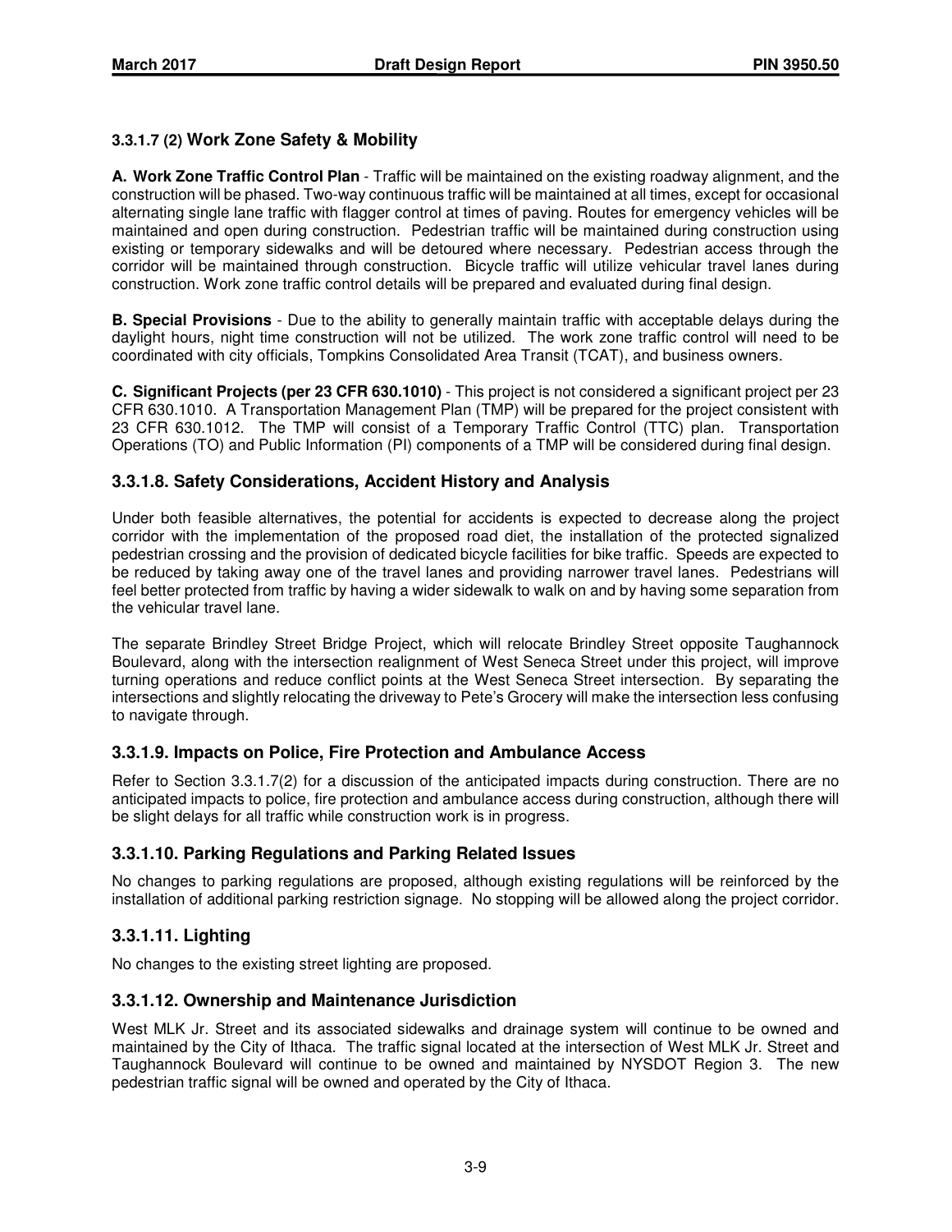### 3.3.1.7 (2) Work Zone Safety & Mobility

**A. Work Zone Traffic Control Plan** - Traffic will be maintained on the existing roadway alignment, and the construction will be phased. Two-way continuous traffic will be maintained at all times, except for occasional alternating single lane traffic with flagger control at times of paving. Routes for emergency vehicles will be maintained and open during construction. Pedestrian traffic will be maintained during construction using existing or temporary sidewalks and will be detoured where necessary. Pedestrian access through the corridor will be maintained through construction. Bicycle traffic will utilize vehicular travel lanes during construction. Work zone traffic control details will be prepared and evaluated during final design.

**B. Special Provisions** - Due to the ability to generally maintain traffic with acceptable delays during the daylight hours, night time construction will not be utilized. The work zone traffic control will need to be coordinated with city officials, Tompkins Consolidated Area Transit (TCAT), and business owners.

**C. Significant Projects (per 23 CFR 630.1010)** - This project is not considered a significant project per 23 CFR 630.1010. A Transportation Management Plan (TMP) will be prepared for the project consistent with 23 CFR 630.1012. The TMP will consist of a Temporary Traffic Control (TTC) plan. Transportation Operations (TO) and Public Information (PI) components of a TMP will be considered during final design.

### 3.3.1.8. Safety Considerations, Accident History and Analysis

Under both feasible alternatives, the potential for accidents is expected to decrease along the project corridor with the implementation of the proposed road diet, the installation of the protected signalized pedestrian crossing and the provision of dedicated bicycle facilities for bike traffic. Speeds are expected to be reduced by taking away one of the travel lanes and providing narrower travel lanes. Pedestrians will feel better protected from traffic by having a wider sidewalk to walk on and by having some separation from the vehicular travel lane.

The separate Brindley Street Bridge Project, which will relocate Brindley Street opposite Taughannock Boulevard, along with the intersection realignment of West Seneca Street under this project, will improve turning operations and reduce conflict points at the West Seneca Street intersection. By separating the intersections and slightly relocating the driveway to Pete's Grocery will make the intersection less confusing to navigate through.

### 3.3.1.9. Impacts on Police, Fire Protection and Ambulance Access

Refer to Section 3.3.1.7(2) for a discussion of the anticipated impacts during construction. There are no anticipated impacts to police, fire protection and ambulance access during construction, although there will be slight delays for all traffic while construction work is in progress.

### 3.3.1.10. Parking Regulations and Parking Related Issues

No changes to parking regulations are proposed, although existing regulations will be reinforced by the installation of additional parking restriction signage. No stopping will be allowed along the project corridor.

### 3.3.1.11. Lighting

No changes to the existing street lighting are proposed.

### 3.3.1.12. Ownership and Maintenance Jurisdiction

West MLK Jr. Street and its associated sidewalks and drainage system will continue to be owned and maintained by the City of Ithaca. The traffic signal located at the intersection of West MLK Jr. Street and Taughannock Boulevard will continue to be owned and maintained by NYSDOT Region 3. The new pedestrian traffic signal will be owned and operated by the City of Ithaca.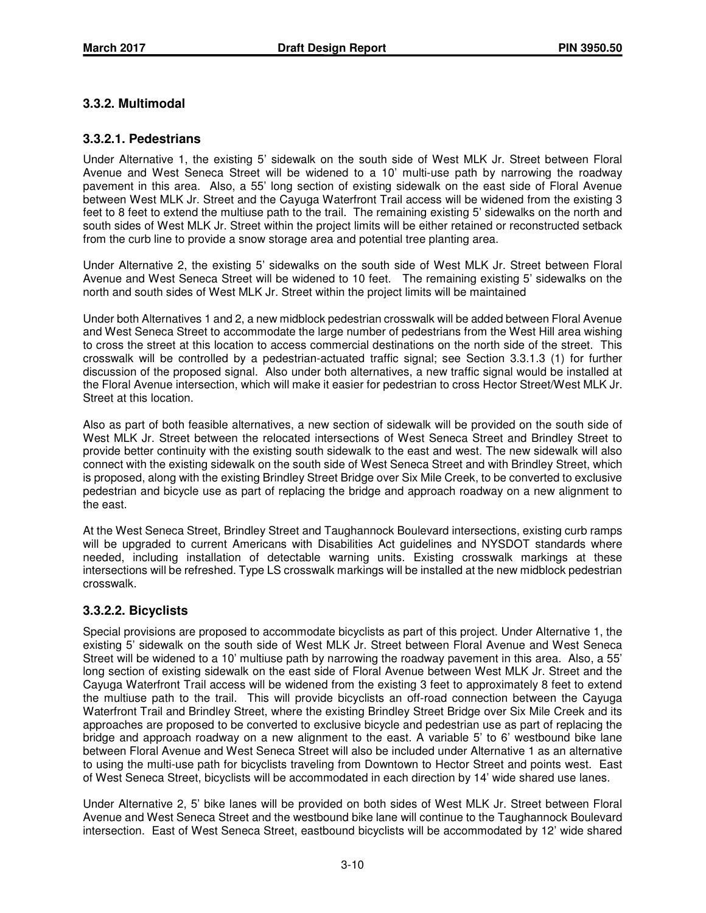### 3.3.2. Multimodal

#### 3.3.2.1. Pedestrians

Under Alternative 1, the existing 5' sidewalk on the south side of West MLK Jr. Street between Floral Avenue and West Seneca Street will be widened to a 10' multi-use path by narrowing the roadway pavement in this area. Also, a 55' long section of existing sidewalk on the east side of Floral Avenue between West MLK Jr. Street and the Cayuga Waterfront Trail access will be widened from the existing 3 feet to 8 feet to extend the multiuse path to the trail. The remaining existing 5' sidewalks on the north and south sides of West MLK Jr. Street within the project limits will be either retained or reconstructed setback from the curb line to provide a snow storage area and potential tree planting area.

Under Alternative 2, the existing 5' sidewalks on the south side of West MLK Jr. Street between Floral Avenue and West Seneca Street will be widened to 10 feet. The remaining existing 5' sidewalks on the north and south sides of West MLK Jr. Street within the project limits will be maintained

Under both Alternatives 1 and 2, a new midblock pedestrian crosswalk will be added between Floral Avenue and West Seneca Street to accommodate the large number of pedestrians from the West Hill area wishing to cross the street at this location to access commercial destinations on the north side of the street. This crosswalk will be controlled by a pedestrian-actuated traffic signal; see Section 3.3.1.3 (1) for further discussion of the proposed signal. Also under both alternatives, a new traffic signal would be installed at the Floral Avenue intersection, which will make it easier for pedestrian to cross Hector Street/West MLK Jr. Street at this location.

Also as part of both feasible alternatives, a new section of sidewalk will be provided on the south side of West MLK Jr. Street between the relocated intersections of West Seneca Street and Brindley Street to provide better continuity with the existing south sidewalk to the east and west. The new sidewalk will also connect with the existing sidewalk on the south side of West Seneca Street and with Brindley Street, which is proposed, along with the existing Brindley Street Bridge over Six Mile Creek, to be converted to exclusive pedestrian and bicycle use as part of replacing the bridge and approach roadway on a new alignment to the east.

At the West Seneca Street, Brindley Street and Taughannock Boulevard intersections, existing curb ramps will be upgraded to current Americans with Disabilities Act guidelines and NYSDOT standards where needed, including installation of detectable warning units. Existing crosswalk markings at these intersections will be refreshed. Type LS crosswalk markings will be installed at the new midblock pedestrian crosswalk.

#### 3.3.2.2. Bicyclists

Special provisions are proposed to accommodate bicyclists as part of this project. Under Alternative 1, the existing 5' sidewalk on the south side of West MLK Jr. Street between Floral Avenue and West Seneca Street will be widened to a 10' multiuse path by narrowing the roadway pavement in this area. Also, a 55' long section of existing sidewalk on the east side of Floral Avenue between West MLK Jr. Street and the Cayuga Waterfront Trail access will be widened from the existing 3 feet to approximately 8 feet to extend the multiuse path to the trail. This will provide bicyclists an off-road connection between the Cayuga Waterfront Trail and Brindley Street, where the existing Brindley Street Bridge over Six Mile Creek and its approaches are proposed to be converted to exclusive bicycle and pedestrian use as part of replacing the bridge and approach roadway on a new alignment to the east. A variable 5' to 6' westbound bike lane between Floral Avenue and West Seneca Street will also be included under Alternative 1 as an alternative to using the multi-use path for bicyclists traveling from Downtown to Hector Street and points west. East of West Seneca Street, bicyclists will be accommodated in each direction by 14' wide shared use lanes.

Under Alternative 2, 5' bike lanes will be provided on both sides of West MLK Jr. Street between Floral Avenue and West Seneca Street and the westbound bike lane will continue to the Taughannock Boulevard intersection. East of West Seneca Street, eastbound bicyclists will be accommodated by 12' wide shared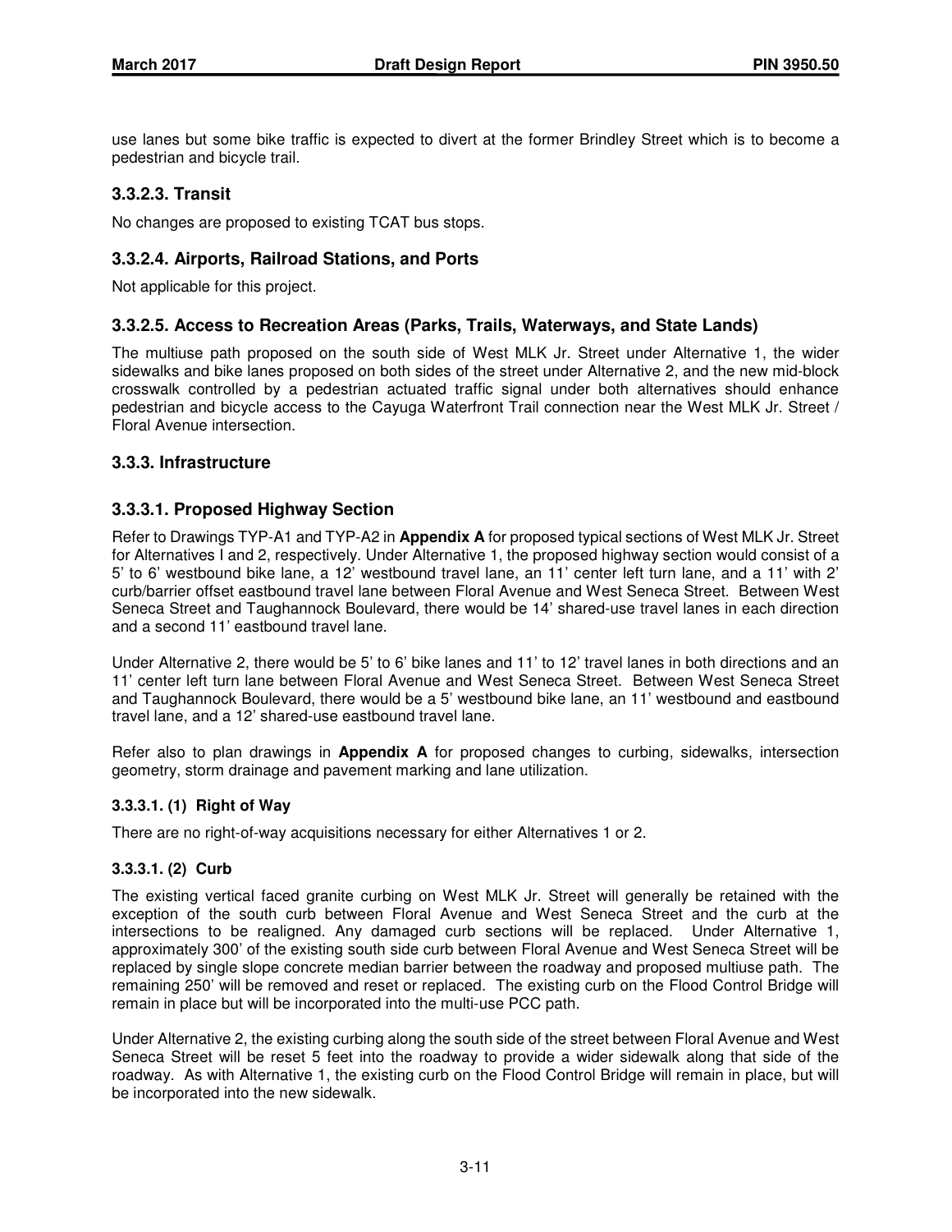use lanes but some bike traffic is expected to divert at the former Brindley Street which is to become a pedestrian and bicycle trail.

### 3.3.2.3. Transit

No changes are proposed to existing TCAT bus stops.

### 3.3.2.4. Airports, Railroad Stations, and Ports

Not applicable for this project.

### 3.3.2.5. Access to Recreation Areas (Parks, Trails, Waterways, and State Lands)

The multiuse path proposed on the south side of West MLK Jr. Street under Alternative 1, the wider sidewalks and bike lanes proposed on both sides of the street under Alternative 2, and the new mid-block crosswalk controlled by a pedestrian actuated traffic signal under both alternatives should enhance pedestrian and bicycle access to the Cayuga Waterfront Trail connection near the West MLK Jr. Street / Floral Avenue intersection.

## 3.3.3. Infrastructure

### 3.3.3.1. Proposed Highway Section

Refer to Drawings TYP-A1 and TYP-A2 in **Appendix A** for proposed typical sections of West MLK Jr. Street for Alternatives I and 2, respectively. Under Alternative 1, the proposed highway section would consist of a 5' to 6' westbound bike lane, a 12' westbound travel lane, an 11' center left turn lane, and a 11' with 2' curb/barrier offset eastbound travel lane between Floral Avenue and West Seneca Street. Between West Seneca Street and Taughannock Boulevard, there would be 14' shared-use travel lanes in each direction and a second 11' eastbound travel lane.

Under Alternative 2, there would be 5' to 6' bike lanes and 11' to 12' travel lanes in both directions and an 11' center left turn lane between Floral Avenue and West Seneca Street. Between West Seneca Street and Taughannock Boulevard, there would be a 5' westbound bike lane, an 11' westbound and eastbound travel lane, and a 12' shared-use eastbound travel lane.

Refer also to plan drawings in **Appendix A** for proposed changes to curbing, sidewalks, intersection geometry, storm drainage and pavement marking and lane utilization.

#### 3.3.3.1. (1) Right of Way

There are no right-of-way acquisitions necessary for either Alternatives 1 or 2.

#### 3.3.3.1. (2) Curb

The existing vertical faced granite curbing on West MLK Jr. Street will generally be retained with the exception of the south curb between Floral Avenue and West Seneca Street and the curb at the intersections to be realigned. Any damaged curb sections will be replaced. Under Alternative 1, approximately 300' of the existing south side curb between Floral Avenue and West Seneca Street will be replaced by single slope concrete median barrier between the roadway and proposed multiuse path. The remaining 250' will be removed and reset or replaced. The existing curb on the Flood Control Bridge will remain in place but will be incorporated into the multi-use PCC path.

Under Alternative 2, the existing curbing along the south side of the street between Floral Avenue and West Seneca Street will be reset 5 feet into the roadway to provide a wider sidewalk along that side of the roadway. As with Alternative 1, the existing curb on the Flood Control Bridge will remain in place, but will be incorporated into the new sidewalk.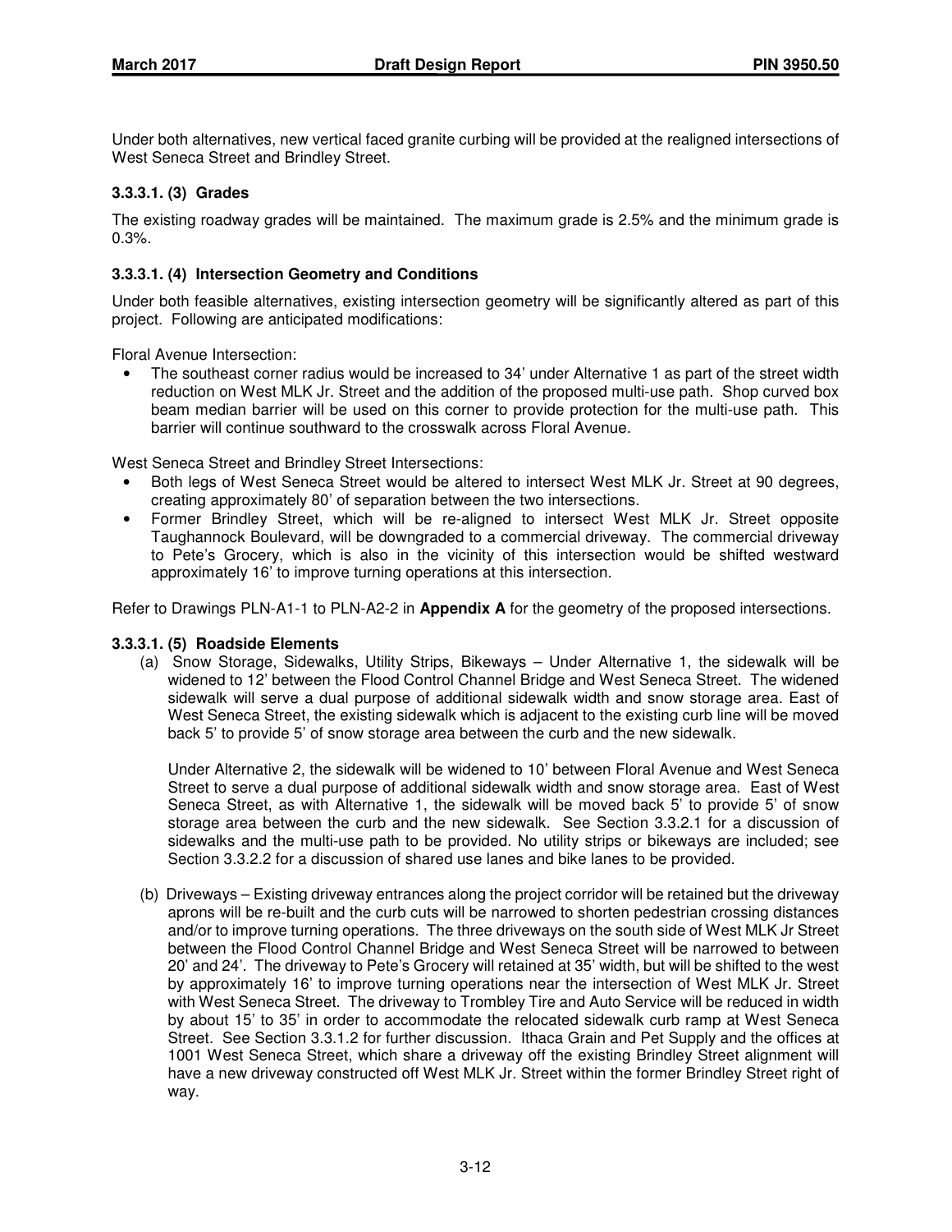Under both alternatives, new vertical faced granite curbing will be provided at the realigned intersections of West Seneca Street and Brindley Street.

### 3.3.3.1. (3) Grades

The existing roadway grades will be maintained. The maximum grade is 2.5% and the minimum grade is 0.3%.

### 3.3.3.1. (4) Intersection Geometry and Conditions

Under both feasible alternatives, existing intersection geometry will be significantly altered as part of this project. Following are anticipated modifications:

Floral Avenue Intersection:

- The southeast corner radius would be increased to 34' under Alternative 1 as part of the street width reduction on West MLK Jr. Street and the addition of the proposed multi-use path. Shop curved box beam median barrier will be used on this corner to provide protection for the multi-use path. This barrier will continue southward to the crosswalk across Floral Avenue.

West Seneca Street and Brindley Street Intersections:

- Both legs of West Seneca Street would be altered to intersect West MLK Jr. Street at 90 degrees, creating approximately 80' of separation between the two intersections.
- Former Brindley Street, which will be re-aligned to intersect West MLK Jr. Street opposite Taughannock Boulevard, will be downgraded to a commercial driveway. The commercial driveway to Pete's Grocery, which is also in the vicinity of this intersection would be shifted westward approximately 16' to improve turning operations at this intersection.

Refer to Drawings PLN-A1-1 to PLN-A2-2 in **Appendix A** for the geometry of the proposed intersections.

### 3.3.3.1. (5) Roadside Elements

(a) Snow Storage, Sidewalks, Utility Strips, Bikeways – Under Alternative 1, the sidewalk will be widened to 12' between the Flood Control Channel Bridge and West Seneca Street. The widened sidewalk will serve a dual purpose of additional sidewalk width and snow storage area. East of West Seneca Street, the existing sidewalk which is adjacent to the existing curb line will be moved back 5' to provide 5' of snow storage area between the curb and the new sidewalk.

Under Alternative 2, the sidewalk will be widened to 10' between Floral Avenue and West Seneca Street to serve a dual purpose of additional sidewalk width and snow storage area. East of West Seneca Street, as with Alternative 1, the sidewalk will be moved back 5' to provide 5' of snow storage area between the curb and the new sidewalk. See Section 3.3.2.1 for a discussion of sidewalks and the multi-use path to be provided. No utility strips or bikeways are included; see Section 3.3.2.2 for a discussion of shared use lanes and bike lanes to be provided.

(b) Driveways – Existing driveway entrances along the project corridor will be retained but the driveway aprons will be re-built and the curb cuts will be narrowed to shorten pedestrian crossing distances and/or to improve turning operations. The three driveways on the south side of West MLK Jr Street between the Flood Control Channel Bridge and West Seneca Street will be narrowed to between 20' and 24'. The driveway to Pete's Grocery will retained at 35' width, but will be shifted to the west by approximately 16' to improve turning operations near the intersection of West MLK Jr. Street with West Seneca Street. The driveway to Trombley Tire and Auto Service will be reduced in width by about 15' to 35' in order to accommodate the relocated sidewalk curb ramp at West Seneca Street. See Section 3.3.1.2 for further discussion. Ithaca Grain and Pet Supply and the offices at 1001 West Seneca Street, which share a driveway off the existing Brindley Street alignment will have a new driveway constructed off West MLK Jr. Street within the former Brindley Street right of way.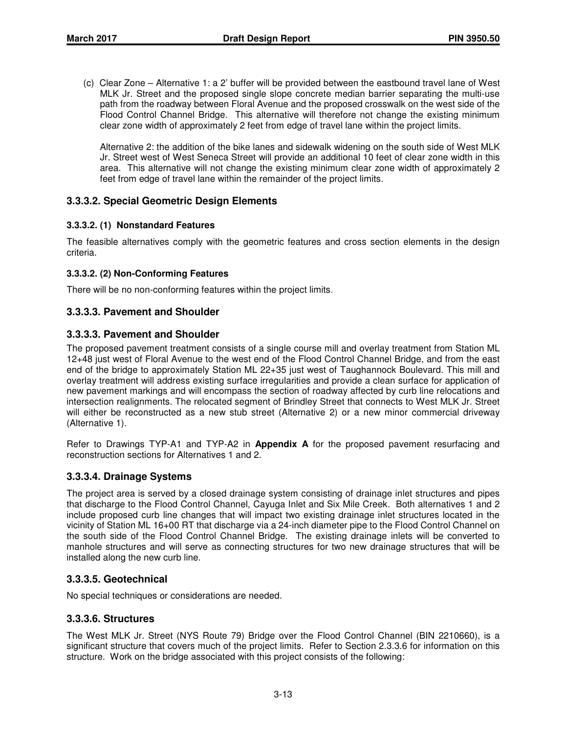(c) Clear Zone – Alternative 1: a 2' buffer will be provided between the eastbound travel lane of West MLK Jr. Street and the proposed single slope concrete median barrier separating the multi-use path from the roadway between Floral Avenue and the proposed crosswalk on the west side of the Flood Control Channel Bridge. This alternative will therefore not change the existing minimum clear zone width of approximately 2 feet from edge of travel lane within the project limits.

Alternative 2: the addition of the bike lanes and sidewalk widening on the south side of West MLK Jr. Street west of West Seneca Street will provide an additional 10 feet of clear zone width in this area. This alternative will not change the existing minimum clear zone width of approximately 2 feet from edge of travel lane within the remainder of the project limits.

## 3.3.3.2. Special Geometric Design Elements

#### 3.3.3.2. (1) Nonstandard Features

The feasible alternatives comply with the geometric features and cross section elements in the design criteria.

#### 3.3.3.2. (2) Non-Conforming Features

There will be no non-conforming features within the project limits.

## 3.3.3.3. Pavement and Shoulder

## 3.3.3.3. Pavement and Shoulder

The proposed pavement treatment consists of a single course mill and overlay treatment from Station ML 12+48 just west of Floral Avenue to the west end of the Flood Control Channel Bridge, and from the east end of the bridge to approximately Station ML 22+35 just west of Taughannock Boulevard. This mill and overlay treatment will address existing surface irregularities and provide a clean surface for application of new pavement markings and will encompass the section of roadway affected by curb line relocations and intersection realignments. The relocated segment of Brindley Street that connects to West MLK Jr. Street will either be reconstructed as a new stub street (Alternative 2) or a new minor commercial driveway (Alternative 1).

Refer to Drawings TYP-A1 and TYP-A2 in **Appendix A** for the proposed pavement resurfacing and reconstruction sections for Alternatives 1 and 2.

## 3.3.3.4. Drainage Systems

The project area is served by a closed drainage system consisting of drainage inlet structures and pipes that discharge to the Flood Control Channel, Cayuga Inlet and Six Mile Creek. Both alternatives 1 and 2 include proposed curb line changes that will impact two existing drainage inlet structures located in the vicinity of Station ML 16+00 RT that discharge via a 24-inch diameter pipe to the Flood Control Channel on the south side of the Flood Control Channel Bridge. The existing drainage inlets will be converted to manhole structures and will serve as connecting structures for two new drainage structures that will be installed along the new curb line.

## 3.3.3.5. Geotechnical

No special techniques or considerations are needed.

## 3.3.3.6. Structures

The West MLK Jr. Street (NYS Route 79) Bridge over the Flood Control Channel (BIN 2210660), is a significant structure that covers much of the project limits. Refer to Section 2.3.3.6 for information on this structure. Work on the bridge associated with this project consists of the following: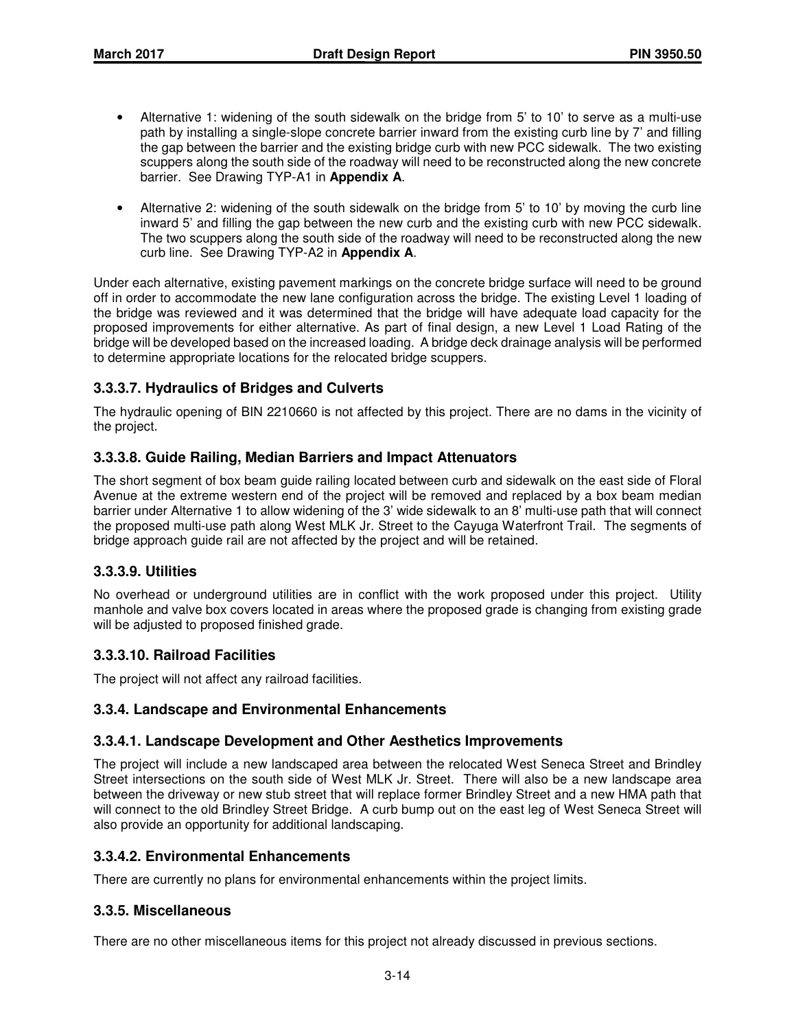- Alternative 1: widening of the south sidewalk on the bridge from 5' to 10' to serve as a multi-use path by installing a single-slope concrete barrier inward from the existing curb line by 7' and filling the gap between the barrier and the existing bridge curb with new PCC sidewalk. The two existing scuppers along the south side of the roadway will need to be reconstructed along the new concrete barrier. See Drawing TYP-A1 in **Appendix A**.

- Alternative 2: widening of the south sidewalk on the bridge from 5' to 10' by moving the curb line inward 5' and filling the gap between the new curb and the existing curb with new PCC sidewalk. The two scuppers along the south side of the roadway will need to be reconstructed along the new curb line. See Drawing TYP-A2 in **Appendix A**.

Under each alternative, existing pavement markings on the concrete bridge surface will need to be ground off in order to accommodate the new lane configuration across the bridge. The existing Level 1 loading of the bridge was reviewed and it was determined that the bridge will have adequate load capacity for the proposed improvements for either alternative. As part of final design, a new Level 1 Load Rating of the bridge will be developed based on the increased loading. A bridge deck drainage analysis will be performed to determine appropriate locations for the relocated bridge scuppers.

### 3.3.3.7. Hydraulics of Bridges and Culverts

The hydraulic opening of BIN 2210660 is not affected by this project. There are no dams in the vicinity of the project.

### 3.3.3.8. Guide Railing, Median Barriers and Impact Attenuators

The short segment of box beam guide railing located between curb and sidewalk on the east side of Floral Avenue at the extreme western end of the project will be removed and replaced by a box beam median barrier under Alternative 1 to allow widening of the 3' wide sidewalk to an 8' multi-use path that will connect the proposed multi-use path along West MLK Jr. Street to the Cayuga Waterfront Trail. The segments of bridge approach guide rail are not affected by the project and will be retained.

### 3.3.3.9. Utilities

No overhead or underground utilities are in conflict with the work proposed under this project. Utility manhole and valve box covers located in areas where the proposed grade is changing from existing grade will be adjusted to proposed finished grade.

### 3.3.3.10. Railroad Facilities

The project will not affect any railroad facilities.

## 3.3.4. Landscape and Environmental Enhancements

### 3.3.4.1. Landscape Development and Other Aesthetics Improvements

The project will include a new landscaped area between the relocated West Seneca Street and Brindley Street intersections on the south side of West MLK Jr. Street. There will also be a new landscape area between the driveway or new stub street that will replace former Brindley Street and a new HMA path that will connect to the old Brindley Street Bridge. A curb bump out on the east leg of West Seneca Street will also provide an opportunity for additional landscaping.

### 3.3.4.2. Environmental Enhancements

There are currently no plans for environmental enhancements within the project limits.

## 3.3.5. Miscellaneous

There are no other miscellaneous items for this project not already discussed in previous sections.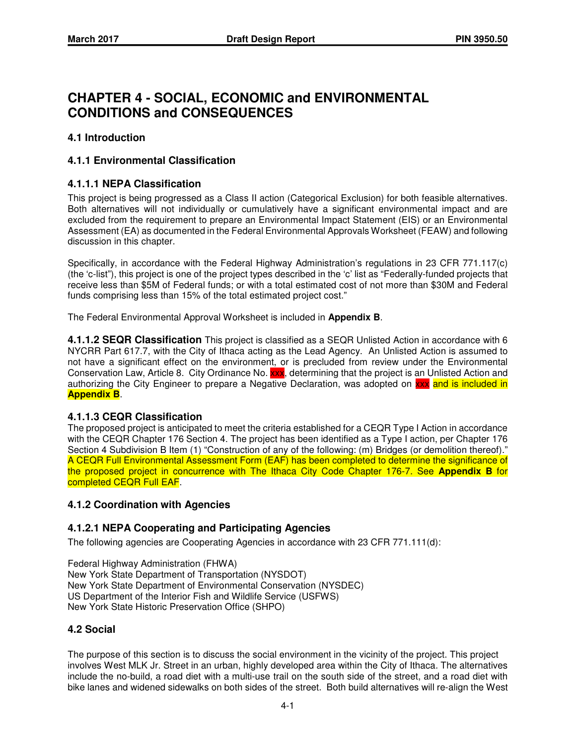# CHAPTER 4 - SOCIAL, ECONOMIC and ENVIRONMENTAL CONDITIONS and CONSEQUENCES

## 4.1 Introduction

### 4.1.1 Environmental Classification

#### 4.1.1.1 NEPA Classification

This project is being progressed as a Class II action (Categorical Exclusion) for both feasible alternatives. Both alternatives will not individually or cumulatively have a significant environmental impact and are excluded from the requirement to prepare an Environmental Impact Statement (EIS) or an Environmental Assessment (EA) as documented in the Federal Environmental Approvals Worksheet (FEAW) and following discussion in this chapter.

Specifically, in accordance with the Federal Highway Administration's regulations in 23 CFR 771.117(c) (the 'c-list"), this project is one of the project types described in the 'c' list as "Federally-funded projects that receive less than $5M of Federal funds; or with a total estimated cost of not more than $30M and Federal funds comprising less than 15% of the total estimated project cost."

The Federal Environmental Approval Worksheet is included in **Appendix B**.

**4.1.1.2 SEQR Classification** This project is classified as a SEQR Unlisted Action in accordance with 6 NYCRR Part 617.7, with the City of Ithaca acting as the Lead Agency. An Unlisted Action is assumed to not have a significant effect on the environment, or is precluded from review under the Environmental Conservation Law, Article 8. City Ordinance No. xxx, determining that the project is an Unlisted Action and authorizing the City Engineer to prepare a Negative Declaration, was adopted on xxx and is included in **Appendix B**.

#### 4.1.1.3 CEQR Classification

The proposed project is anticipated to meet the criteria established for a CEQR Type I Action in accordance with the CEQR Chapter 176 Section 4. The project has been identified as a Type I action, per Chapter 176 Section 4 Subdivision B Item (1) "Construction of any of the following: (m) Bridges (or demolition thereof)." A CEQR Full Environmental Assessment Form (EAF) has been completed to determine the significance of the proposed project in concurrence with The Ithaca City Code Chapter 176-7. See **Appendix B** for completed CEQR Full EAF.

### 4.1.2 Coordination with Agencies

#### 4.1.2.1 NEPA Cooperating and Participating Agencies

The following agencies are Cooperating Agencies in accordance with 23 CFR 771.111(d):

Federal Highway Administration (FHWA)
New York State Department of Transportation (NYSDOT)
New York State Department of Environmental Conservation (NYSDEC)
US Department of the Interior Fish and Wildlife Service (USFWS)
New York State Historic Preservation Office (SHPO)

## 4.2 Social

The purpose of this section is to discuss the social environment in the vicinity of the project. This project involves West MLK Jr. Street in an urban, highly developed area within the City of Ithaca. The alternatives include the no-build, a road diet with a multi-use trail on the south side of the street, and a road diet with bike lanes and widened sidewalks on both sides of the street. Both build alternatives will re-align the West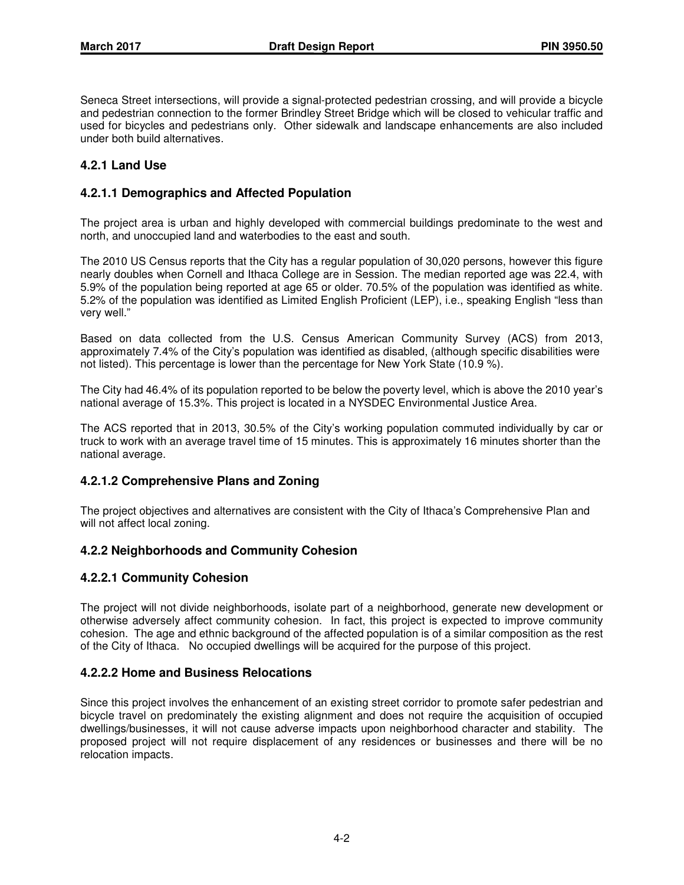Seneca Street intersections, will provide a signal-protected pedestrian crossing, and will provide a bicycle and pedestrian connection to the former Brindley Street Bridge which will be closed to vehicular traffic and used for bicycles and pedestrians only. Other sidewalk and landscape enhancements are also included under both build alternatives.

### 4.2.1 Land Use

### 4.2.1.1 Demographics and Affected Population

The project area is urban and highly developed with commercial buildings predominate to the west and north, and unoccupied land and waterbodies to the east and south.

The 2010 US Census reports that the City has a regular population of 30,020 persons, however this figure nearly doubles when Cornell and Ithaca College are in Session. The median reported age was 22.4, with 5.9% of the population being reported at age 65 or older. 70.5% of the population was identified as white. 5.2% of the population was identified as Limited English Proficient (LEP), i.e., speaking English "less than very well."

Based on data collected from the U.S. Census American Community Survey (ACS) from 2013, approximately 7.4% of the City's population was identified as disabled, (although specific disabilities were not listed). This percentage is lower than the percentage for New York State (10.9 %).

The City had 46.4% of its population reported to be below the poverty level, which is above the 2010 year's national average of 15.3%. This project is located in a NYSDEC Environmental Justice Area.

The ACS reported that in 2013, 30.5% of the City's working population commuted individually by car or truck to work with an average travel time of 15 minutes. This is approximately 16 minutes shorter than the national average.

### 4.2.1.2 Comprehensive Plans and Zoning

The project objectives and alternatives are consistent with the City of Ithaca's Comprehensive Plan and will not affect local zoning.

### 4.2.2 Neighborhoods and Community Cohesion

### 4.2.2.1 Community Cohesion

The project will not divide neighborhoods, isolate part of a neighborhood, generate new development or otherwise adversely affect community cohesion. In fact, this project is expected to improve community cohesion. The age and ethnic background of the affected population is of a similar composition as the rest of the City of Ithaca. No occupied dwellings will be acquired for the purpose of this project.

### 4.2.2.2 Home and Business Relocations

Since this project involves the enhancement of an existing street corridor to promote safer pedestrian and bicycle travel on predominately the existing alignment and does not require the acquisition of occupied dwellings/businesses, it will not cause adverse impacts upon neighborhood character and stability. The proposed project will not require displacement of any residences or businesses and there will be no relocation impacts.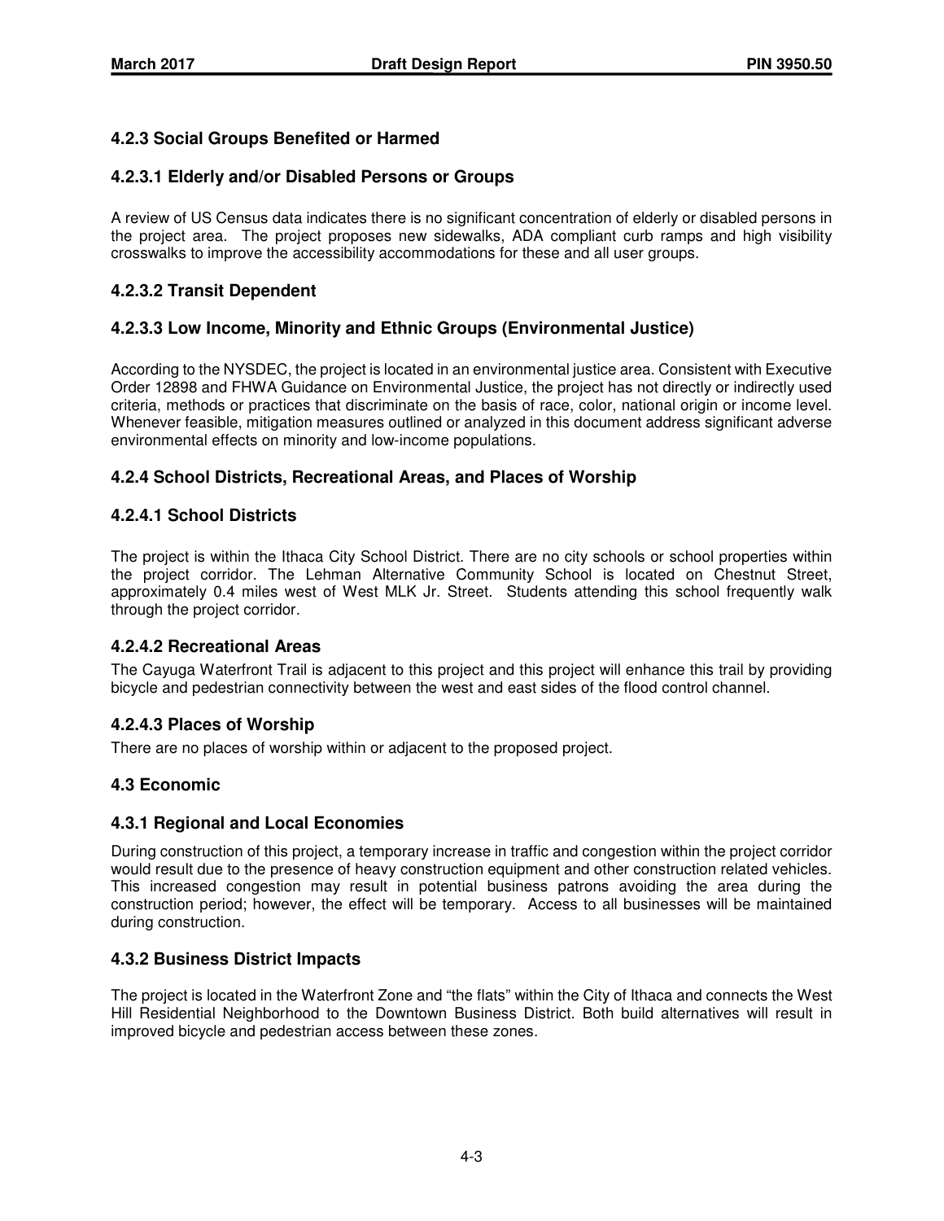### 4.2.3 Social Groups Benefited or Harmed

#### 4.2.3.1 Elderly and/or Disabled Persons or Groups

A review of US Census data indicates there is no significant concentration of elderly or disabled persons in the project area. The project proposes new sidewalks, ADA compliant curb ramps and high visibility crosswalks to improve the accessibility accommodations for these and all user groups.

#### 4.2.3.2 Transit Dependent

#### 4.2.3.3 Low Income, Minority and Ethnic Groups (Environmental Justice)

According to the NYSDEC, the project is located in an environmental justice area. Consistent with Executive Order 12898 and FHWA Guidance on Environmental Justice, the project has not directly or indirectly used criteria, methods or practices that discriminate on the basis of race, color, national origin or income level. Whenever feasible, mitigation measures outlined or analyzed in this document address significant adverse environmental effects on minority and low-income populations.

### 4.2.4 School Districts, Recreational Areas, and Places of Worship

#### 4.2.4.1 School Districts

The project is within the Ithaca City School District. There are no city schools or school properties within the project corridor. The Lehman Alternative Community School is located on Chestnut Street, approximately 0.4 miles west of West MLK Jr. Street. Students attending this school frequently walk through the project corridor.

#### 4.2.4.2 Recreational Areas

The Cayuga Waterfront Trail is adjacent to this project and this project will enhance this trail by providing bicycle and pedestrian connectivity between the west and east sides of the flood control channel.

#### 4.2.4.3 Places of Worship

There are no places of worship within or adjacent to the proposed project.

## 4.3 Economic

### 4.3.1 Regional and Local Economies

During construction of this project, a temporary increase in traffic and congestion within the project corridor would result due to the presence of heavy construction equipment and other construction related vehicles. This increased congestion may result in potential business patrons avoiding the area during the construction period; however, the effect will be temporary. Access to all businesses will be maintained during construction.

### 4.3.2 Business District Impacts

The project is located in the Waterfront Zone and "the flats" within the City of Ithaca and connects the West Hill Residential Neighborhood to the Downtown Business District. Both build alternatives will result in improved bicycle and pedestrian access between these zones.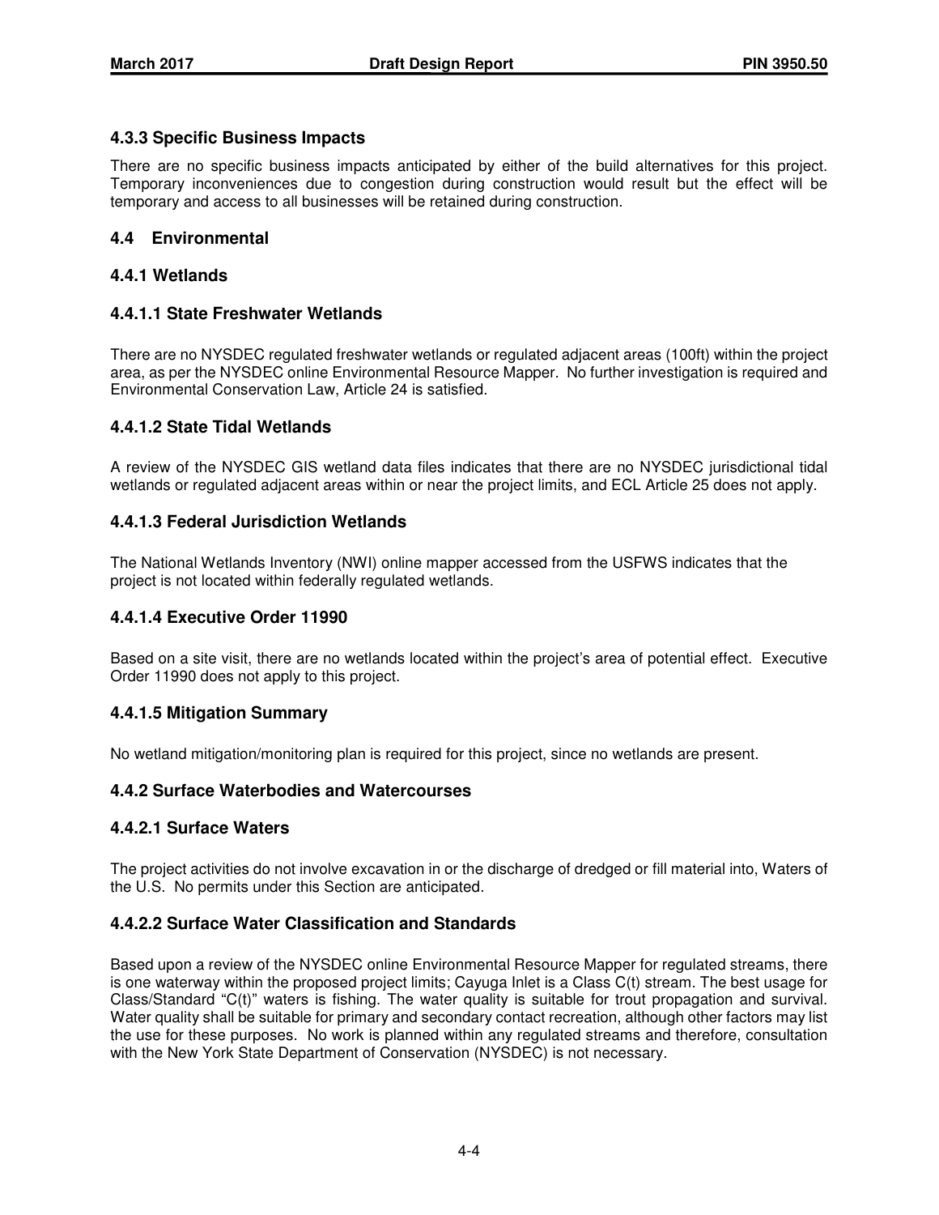### 4.3.3 Specific Business Impacts

There are no specific business impacts anticipated by either of the build alternatives for this project. Temporary inconveniences due to congestion during construction would result but the effect will be temporary and access to all businesses will be retained during construction.

## 4.4 Environmental

### 4.4.1 Wetlands

#### 4.4.1.1 State Freshwater Wetlands

There are no NYSDEC regulated freshwater wetlands or regulated adjacent areas (100ft) within the project area, as per the NYSDEC online Environmental Resource Mapper. No further investigation is required and Environmental Conservation Law, Article 24 is satisfied.

#### 4.4.1.2 State Tidal Wetlands

A review of the NYSDEC GIS wetland data files indicates that there are no NYSDEC jurisdictional tidal wetlands or regulated adjacent areas within or near the project limits, and ECL Article 25 does not apply.

#### 4.4.1.3 Federal Jurisdiction Wetlands

The National Wetlands Inventory (NWI) online mapper accessed from the USFWS indicates that the project is not located within federally regulated wetlands.

#### 4.4.1.4 Executive Order 11990

Based on a site visit, there are no wetlands located within the project's area of potential effect. Executive Order 11990 does not apply to this project.

#### 4.4.1.5 Mitigation Summary

No wetland mitigation/monitoring plan is required for this project, since no wetlands are present.

### 4.4.2 Surface Waterbodies and Watercourses

#### 4.4.2.1 Surface Waters

The project activities do not involve excavation in or the discharge of dredged or fill material into, Waters of the U.S. No permits under this Section are anticipated.

#### 4.4.2.2 Surface Water Classification and Standards

Based upon a review of the NYSDEC online Environmental Resource Mapper for regulated streams, there is one waterway within the proposed project limits; Cayuga Inlet is a Class C(t) stream. The best usage for Class/Standard "C(t)" waters is fishing. The water quality is suitable for trout propagation and survival. Water quality shall be suitable for primary and secondary contact recreation, although other factors may list the use for these purposes. No work is planned within any regulated streams and therefore, consultation with the New York State Department of Conservation (NYSDEC) is not necessary.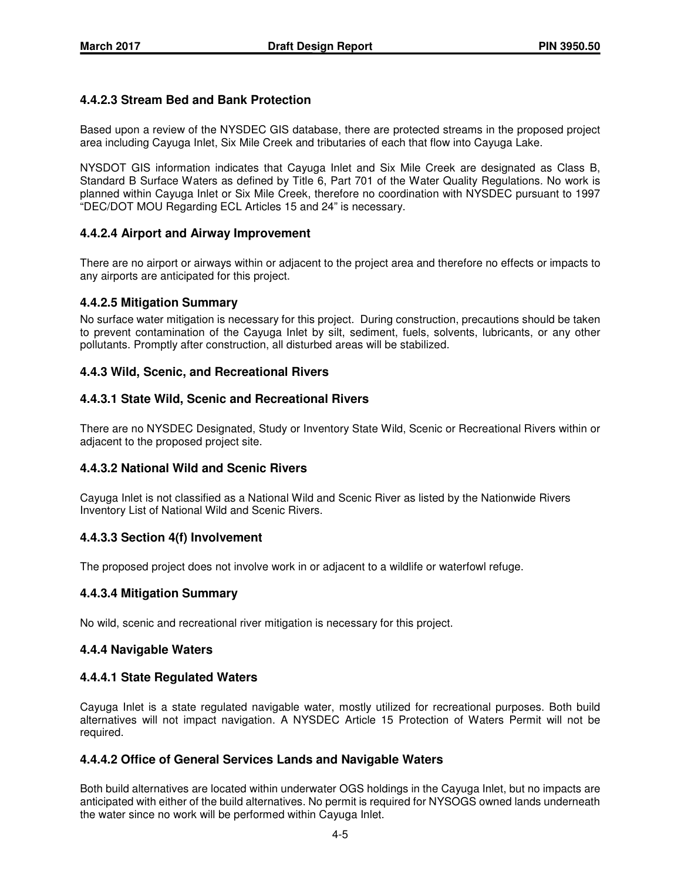#### 4.4.2.3 Stream Bed and Bank Protection

Based upon a review of the NYSDEC GIS database, there are protected streams in the proposed project area including Cayuga Inlet, Six Mile Creek and tributaries of each that flow into Cayuga Lake.

NYSDOT GIS information indicates that Cayuga Inlet and Six Mile Creek are designated as Class B, Standard B Surface Waters as defined by Title 6, Part 701 of the Water Quality Regulations. No work is planned within Cayuga Inlet or Six Mile Creek, therefore no coordination with NYSDEC pursuant to 1997 "DEC/DOT MOU Regarding ECL Articles 15 and 24" is necessary.

#### 4.4.2.4 Airport and Airway Improvement

There are no airport or airways within or adjacent to the project area and therefore no effects or impacts to any airports are anticipated for this project.

#### 4.4.2.5 Mitigation Summary

No surface water mitigation is necessary for this project. During construction, precautions should be taken to prevent contamination of the Cayuga Inlet by silt, sediment, fuels, solvents, lubricants, or any other pollutants. Promptly after construction, all disturbed areas will be stabilized.

### 4.4.3 Wild, Scenic, and Recreational Rivers

#### 4.4.3.1 State Wild, Scenic and Recreational Rivers

There are no NYSDEC Designated, Study or Inventory State Wild, Scenic or Recreational Rivers within or adjacent to the proposed project site.

#### 4.4.3.2 National Wild and Scenic Rivers

Cayuga Inlet is not classified as a National Wild and Scenic River as listed by the Nationwide Rivers Inventory List of National Wild and Scenic Rivers.

#### 4.4.3.3 Section 4(f) Involvement

The proposed project does not involve work in or adjacent to a wildlife or waterfowl refuge.

#### 4.4.3.4 Mitigation Summary

No wild, scenic and recreational river mitigation is necessary for this project.

### 4.4.4 Navigable Waters

#### 4.4.4.1 State Regulated Waters

Cayuga Inlet is a state regulated navigable water, mostly utilized for recreational purposes. Both build alternatives will not impact navigation. A NYSDEC Article 15 Protection of Waters Permit will not be required.

#### 4.4.4.2 Office of General Services Lands and Navigable Waters

Both build alternatives are located within underwater OGS holdings in the Cayuga Inlet, but no impacts are anticipated with either of the build alternatives. No permit is required for NYSOGS owned lands underneath the water since no work will be performed within Cayuga Inlet.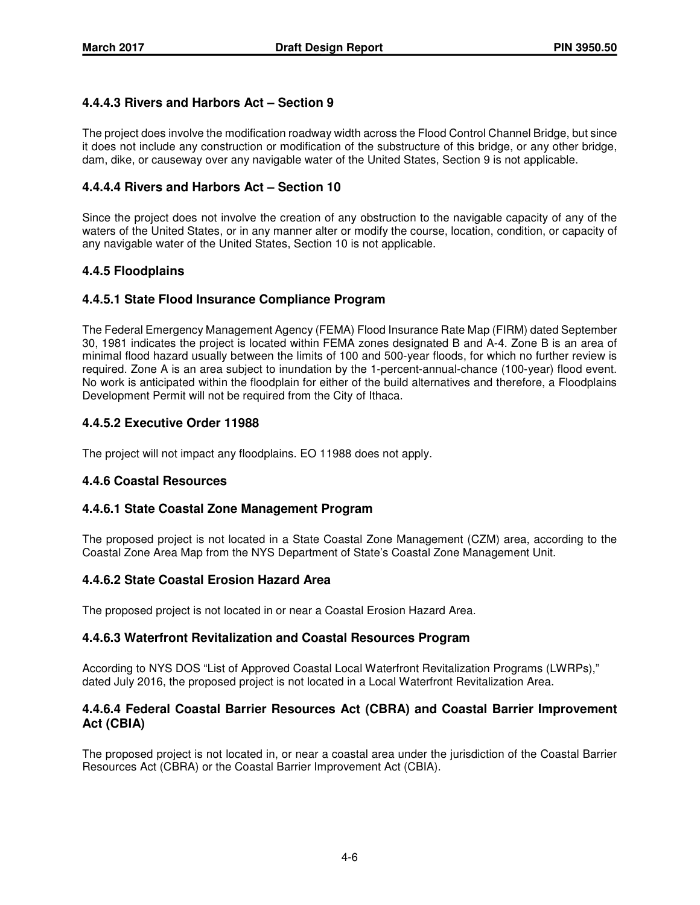#### 4.4.4.3 Rivers and Harbors Act – Section 9

The project does involve the modification roadway width across the Flood Control Channel Bridge, but since it does not include any construction or modification of the substructure of this bridge, or any other bridge, dam, dike, or causeway over any navigable water of the United States, Section 9 is not applicable.

#### 4.4.4.4 Rivers and Harbors Act – Section 10

Since the project does not involve the creation of any obstruction to the navigable capacity of any of the waters of the United States, or in any manner alter or modify the course, location, condition, or capacity of any navigable water of the United States, Section 10 is not applicable.

### 4.4.5 Floodplains

#### 4.4.5.1 State Flood Insurance Compliance Program

The Federal Emergency Management Agency (FEMA) Flood Insurance Rate Map (FIRM) dated September 30, 1981 indicates the project is located within FEMA zones designated B and A-4. Zone B is an area of minimal flood hazard usually between the limits of 100 and 500-year floods, for which no further review is required. Zone A is an area subject to inundation by the 1-percent-annual-chance (100-year) flood event. No work is anticipated within the floodplain for either of the build alternatives and therefore, a Floodplains Development Permit will not be required from the City of Ithaca.

#### 4.4.5.2 Executive Order 11988

The project will not impact any floodplains. EO 11988 does not apply.

### 4.4.6 Coastal Resources

#### 4.4.6.1 State Coastal Zone Management Program

The proposed project is not located in a State Coastal Zone Management (CZM) area, according to the Coastal Zone Area Map from the NYS Department of State's Coastal Zone Management Unit.

#### 4.4.6.2 State Coastal Erosion Hazard Area

The proposed project is not located in or near a Coastal Erosion Hazard Area.

#### 4.4.6.3 Waterfront Revitalization and Coastal Resources Program

According to NYS DOS "List of Approved Coastal Local Waterfront Revitalization Programs (LWRPs)," dated July 2016, the proposed project is not located in a Local Waterfront Revitalization Area.

#### 4.4.6.4 Federal Coastal Barrier Resources Act (CBRA) and Coastal Barrier Improvement Act (CBIA)

The proposed project is not located in, or near a coastal area under the jurisdiction of the Coastal Barrier Resources Act (CBRA) or the Coastal Barrier Improvement Act (CBIA).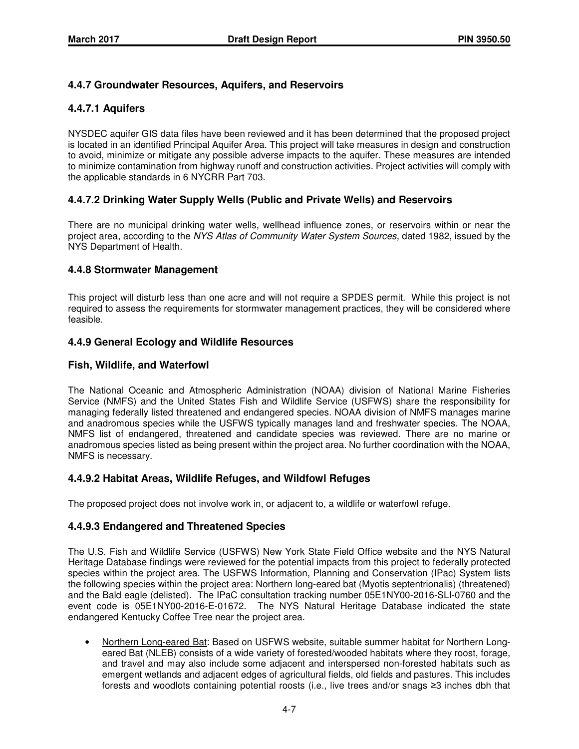### 4.4.7 Groundwater Resources, Aquifers, and Reservoirs

#### 4.4.7.1 Aquifers

NYSDEC aquifer GIS data files have been reviewed and it has been determined that the proposed project is located in an identified Principal Aquifer Area. This project will take measures in design and construction to avoid, minimize or mitigate any possible adverse impacts to the aquifer. These measures are intended to minimize contamination from highway runoff and construction activities. Project activities will comply with the applicable standards in 6 NYCRR Part 703.

#### 4.4.7.2 Drinking Water Supply Wells (Public and Private Wells) and Reservoirs

There are no municipal drinking water wells, wellhead influence zones, or reservoirs within or near the project area, according to the *NYS Atlas of Community Water System Sources*, dated 1982, issued by the NYS Department of Health.

### 4.4.8 Stormwater Management

This project will disturb less than one acre and will not require a SPDES permit. While this project is not required to assess the requirements for stormwater management practices, they will be considered where feasible.

### 4.4.9 General Ecology and Wildlife Resources

#### Fish, Wildlife, and Waterfowl

The National Oceanic and Atmospheric Administration (NOAA) division of National Marine Fisheries Service (NMFS) and the United States Fish and Wildlife Service (USFWS) share the responsibility for managing federally listed threatened and endangered species. NOAA division of NMFS manages marine and anadromous species while the USFWS typically manages land and freshwater species. The NOAA, NMFS list of endangered, threatened and candidate species was reviewed. There are no marine or anadromous species listed as being present within the project area. No further coordination with the NOAA, NMFS is necessary.

#### 4.4.9.2 Habitat Areas, Wildlife Refuges, and Wildfowl Refuges

The proposed project does not involve work in, or adjacent to, a wildlife or waterfowl refuge.

#### 4.4.9.3 Endangered and Threatened Species

The U.S. Fish and Wildlife Service (USFWS) New York State Field Office website and the NYS Natural Heritage Database findings were reviewed for the potential impacts from this project to federally protected species within the project area. The USFWS Information, Planning and Conservation (IPaC) System lists the following species within the project area: Northern long-eared bat (Myotis septentrionalis) (threatened) and the Bald eagle (delisted). The IPaC consultation tracking number 05E1NY00-2016-SLI-0760 and the event code is 05E1NY00-2016-E-01672. The NYS Natural Heritage Database indicated the state endangered Kentucky Coffee Tree near the project area.

- Northern Long-eared Bat: Based on USFWS website, suitable summer habitat for Northern Long-eared Bat (NLEB) consists of a wide variety of forested/wooded habitats where they roost, forage, and travel and may also include some adjacent and interspersed non-forested habitats such as emergent wetlands and adjacent edges of agricultural fields, old fields and pastures. This includes forests and woodlots containing potential roosts (i.e., live trees and/or snags ≥3 inches dbh that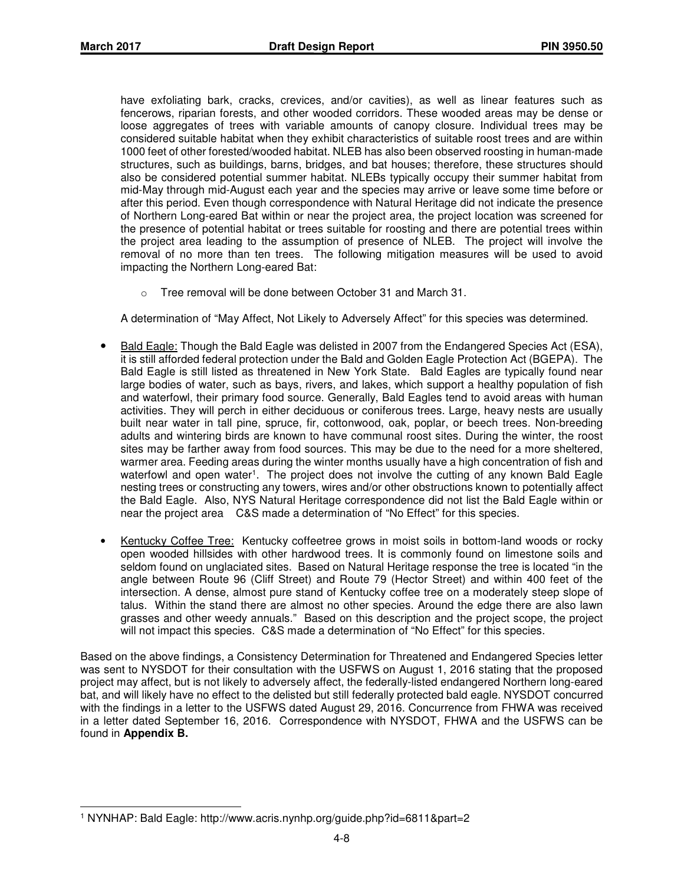have exfoliating bark, cracks, crevices, and/or cavities), as well as linear features such as fencerows, riparian forests, and other wooded corridors. These wooded areas may be dense or loose aggregates of trees with variable amounts of canopy closure. Individual trees may be considered suitable habitat when they exhibit characteristics of suitable roost trees and are within 1000 feet of other forested/wooded habitat. NLEB has also been observed roosting in human-made structures, such as buildings, barns, bridges, and bat houses; therefore, these structures should also be considered potential summer habitat. NLEBs typically occupy their summer habitat from mid-May through mid-August each year and the species may arrive or leave some time before or after this period. Even though correspondence with Natural Heritage did not indicate the presence of Northern Long-eared Bat within or near the project area, the project location was screened for the presence of potential habitat or trees suitable for roosting and there are potential trees within the project area leading to the assumption of presence of NLEB. The project will involve the removal of no more than ten trees. The following mitigation measures will be used to avoid impacting the Northern Long-eared Bat:

- Tree removal will be done between October 31 and March 31.

A determination of "May Affect, Not Likely to Adversely Affect" for this species was determined.

- Bald Eagle: Though the Bald Eagle was delisted in 2007 from the Endangered Species Act (ESA), it is still afforded federal protection under the Bald and Golden Eagle Protection Act (BGEPA). The Bald Eagle is still listed as threatened in New York State. Bald Eagles are typically found near large bodies of water, such as bays, rivers, and lakes, which support a healthy population of fish and waterfowl, their primary food source. Generally, Bald Eagles tend to avoid areas with human activities. They will perch in either deciduous or coniferous trees. Large, heavy nests are usually built near water in tall pine, spruce, fir, cottonwood, oak, poplar, or beech trees. Non-breeding adults and wintering birds are known to have communal roost sites. During the winter, the roost sites may be farther away from food sources. This may be due to the need for a more sheltered, warmer area. Feeding areas during the winter months usually have a high concentration of fish and waterfowl and open water[1]. The project does not involve the cutting of any known Bald Eagle nesting trees or constructing any towers, wires and/or other obstructions known to potentially affect the Bald Eagle. Also, NYS Natural Heritage correspondence did not list the Bald Eagle within or near the project area C&S made a determination of "No Effect" for this species.

- Kentucky Coffee Tree: Kentucky coffeetree grows in moist soils in bottom-land woods or rocky open wooded hillsides with other hardwood trees. It is commonly found on limestone soils and seldom found on unglaciated sites. Based on Natural Heritage response the tree is located "in the angle between Route 96 (Cliff Street) and Route 79 (Hector Street) and within 400 feet of the intersection. A dense, almost pure stand of Kentucky coffee tree on a moderately steep slope of talus. Within the stand there are almost no other species. Around the edge there are also lawn grasses and other weedy annuals." Based on this description and the project scope, the project will not impact this species. C&S made a determination of "No Effect" for this species.

Based on the above findings, a Consistency Determination for Threatened and Endangered Species letter was sent to NYSDOT for their consultation with the USFWS on August 1, 2016 stating that the proposed project may affect, but is not likely to adversely affect, the federally-listed endangered Northern long-eared bat, and will likely have no effect to the delisted but still federally protected bald eagle. NYSDOT concurred with the findings in a letter to the USFWS dated August 29, 2016. Concurrence from FHWA was received in a letter dated September 16, 2016. Correspondence with NYSDOT, FHWA and the USFWS can be found in **Appendix B.**

[1] NYNHAP: Bald Eagle: http://www.acris.nynhp.org/guide.php?id=6811&part=2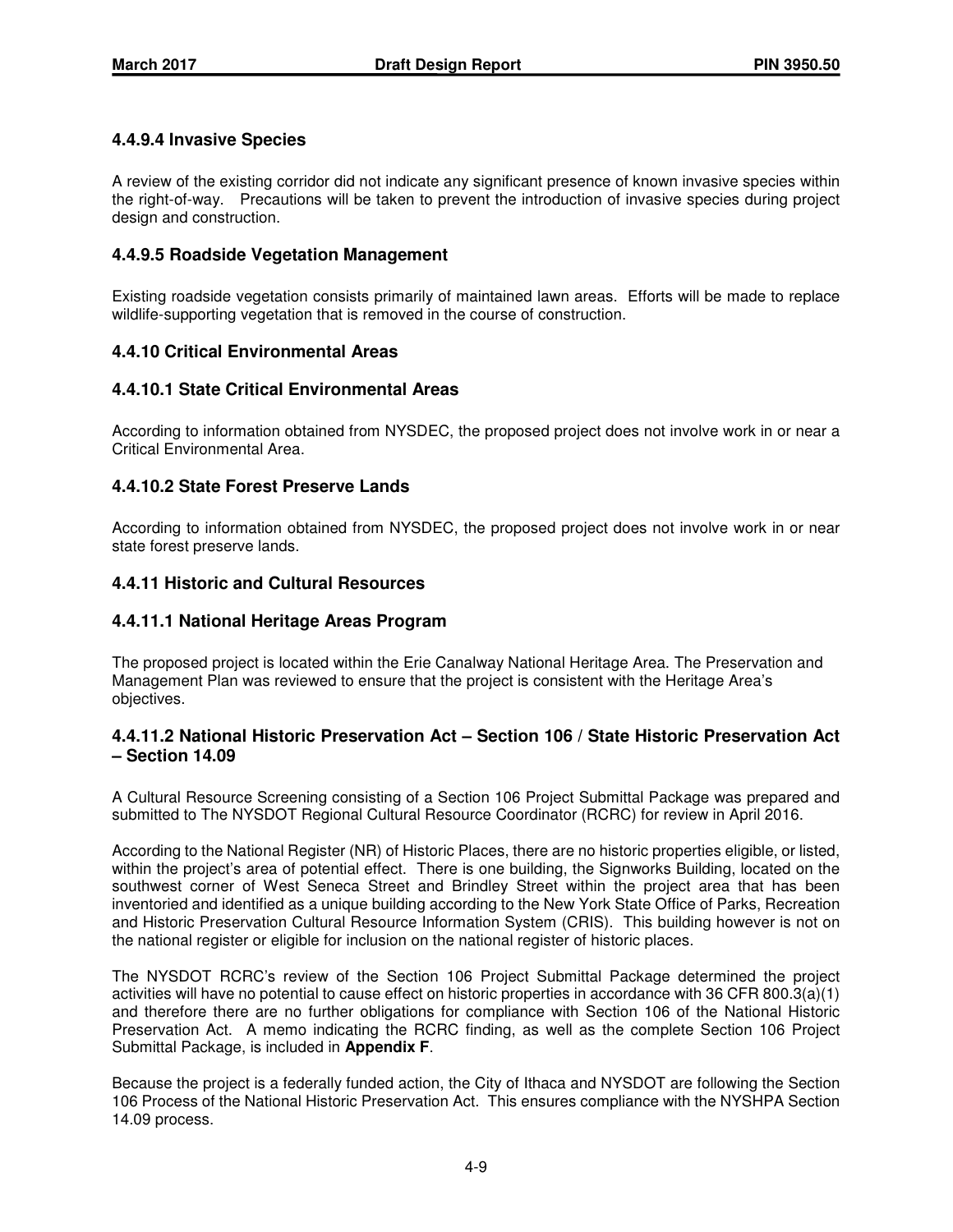#### 4.4.9.4 Invasive Species

A review of the existing corridor did not indicate any significant presence of known invasive species within the right-of-way. Precautions will be taken to prevent the introduction of invasive species during project design and construction.

#### 4.4.9.5 Roadside Vegetation Management

Existing roadside vegetation consists primarily of maintained lawn areas. Efforts will be made to replace wildlife-supporting vegetation that is removed in the course of construction.

### 4.4.10 Critical Environmental Areas

#### 4.4.10.1 State Critical Environmental Areas

According to information obtained from NYSDEC, the proposed project does not involve work in or near a Critical Environmental Area.

#### 4.4.10.2 State Forest Preserve Lands

According to information obtained from NYSDEC, the proposed project does not involve work in or near state forest preserve lands.

### 4.4.11 Historic and Cultural Resources

#### 4.4.11.1 National Heritage Areas Program

The proposed project is located within the Erie Canalway National Heritage Area. The Preservation and Management Plan was reviewed to ensure that the project is consistent with the Heritage Area's objectives.

#### 4.4.11.2 National Historic Preservation Act – Section 106 / State Historic Preservation Act – Section 14.09

A Cultural Resource Screening consisting of a Section 106 Project Submittal Package was prepared and submitted to The NYSDOT Regional Cultural Resource Coordinator (RCRC) for review in April 2016.

According to the National Register (NR) of Historic Places, there are no historic properties eligible, or listed, within the project's area of potential effect. There is one building, the Signworks Building, located on the southwest corner of West Seneca Street and Brindley Street within the project area that has been inventoried and identified as a unique building according to the New York State Office of Parks, Recreation and Historic Preservation Cultural Resource Information System (CRIS). This building however is not on the national register or eligible for inclusion on the national register of historic places.

The NYSDOT RCRC's review of the Section 106 Project Submittal Package determined the project activities will have no potential to cause effect on historic properties in accordance with 36 CFR 800.3(a)(1) and therefore there are no further obligations for compliance with Section 106 of the National Historic Preservation Act. A memo indicating the RCRC finding, as well as the complete Section 106 Project Submittal Package, is included in **Appendix F**.

Because the project is a federally funded action, the City of Ithaca and NYSDOT are following the Section 106 Process of the National Historic Preservation Act. This ensures compliance with the NYSHPA Section 14.09 process.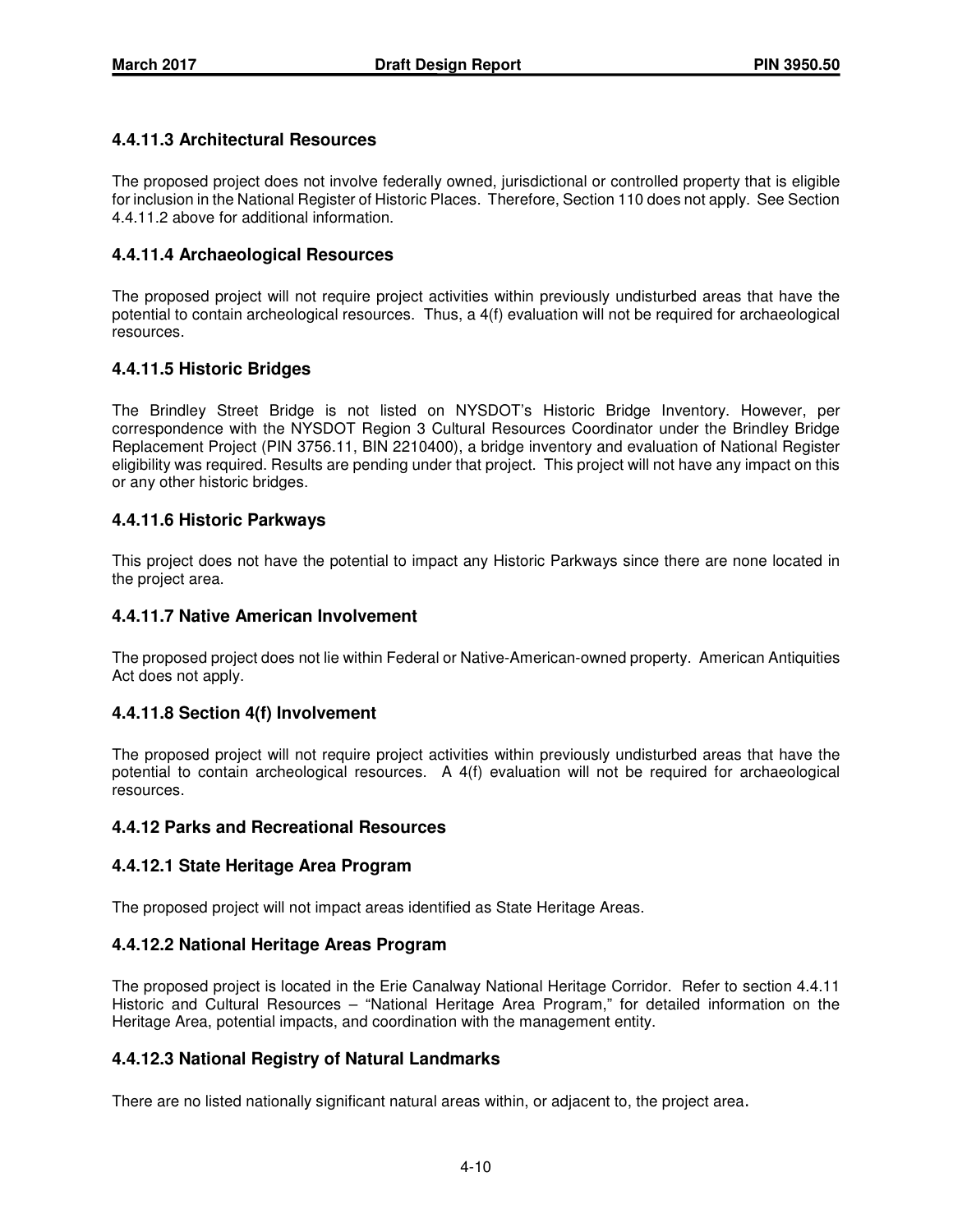### 4.4.11.3 Architectural Resources

The proposed project does not involve federally owned, jurisdictional or controlled property that is eligible for inclusion in the National Register of Historic Places. Therefore, Section 110 does not apply. See Section 4.4.11.2 above for additional information.

### 4.4.11.4 Archaeological Resources

The proposed project will not require project activities within previously undisturbed areas that have the potential to contain archeological resources. Thus, a 4(f) evaluation will not be required for archaeological resources.

### 4.4.11.5 Historic Bridges

The Brindley Street Bridge is not listed on NYSDOT's Historic Bridge Inventory. However, per correspondence with the NYSDOT Region 3 Cultural Resources Coordinator under the Brindley Bridge Replacement Project (PIN 3756.11, BIN 2210400), a bridge inventory and evaluation of National Register eligibility was required. Results are pending under that project. This project will not have any impact on this or any other historic bridges.

### 4.4.11.6 Historic Parkways

This project does not have the potential to impact any Historic Parkways since there are none located in the project area.

### 4.4.11.7 Native American Involvement

The proposed project does not lie within Federal or Native-American-owned property. American Antiquities Act does not apply.

### 4.4.11.8 Section 4(f) Involvement

The proposed project will not require project activities within previously undisturbed areas that have the potential to contain archeological resources. A 4(f) evaluation will not be required for archaeological resources.

### 4.4.12 Parks and Recreational Resources

### 4.4.12.1 State Heritage Area Program

The proposed project will not impact areas identified as State Heritage Areas.

### 4.4.12.2 National Heritage Areas Program

The proposed project is located in the Erie Canalway National Heritage Corridor. Refer to section 4.4.11 Historic and Cultural Resources – "National Heritage Area Program," for detailed information on the Heritage Area, potential impacts, and coordination with the management entity.

### 4.4.12.3 National Registry of Natural Landmarks

There are no listed nationally significant natural areas within, or adjacent to, the project area.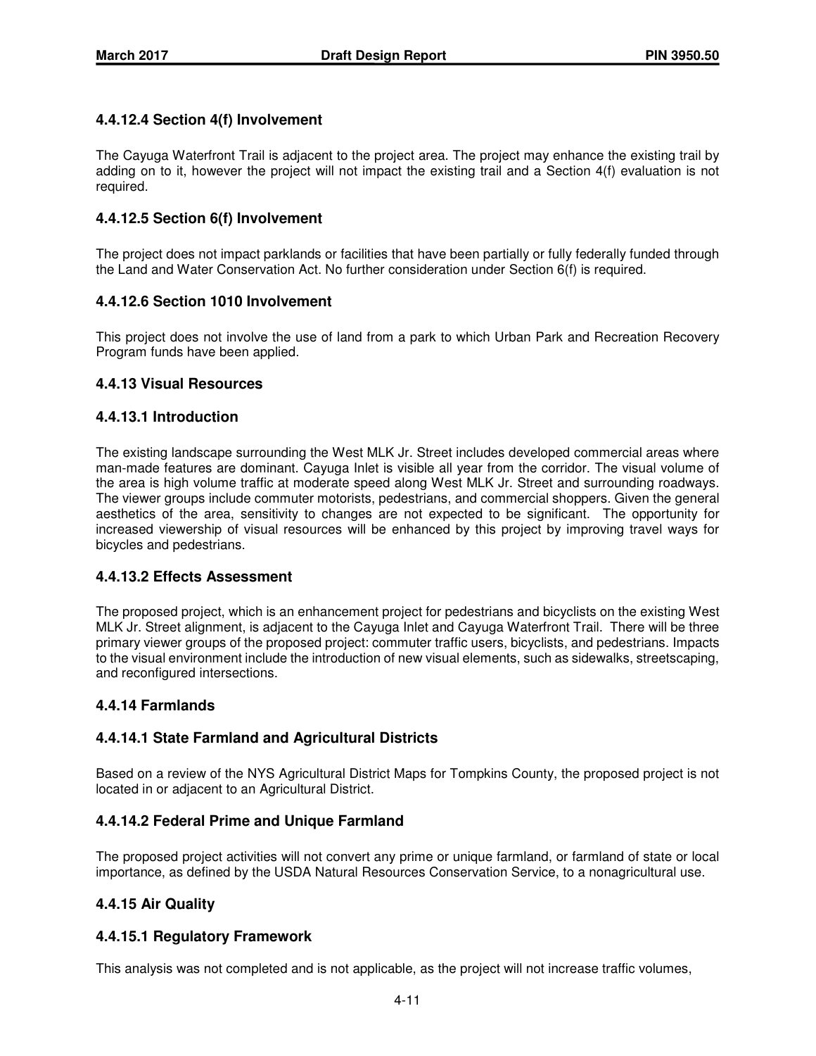#### 4.4.12.4 Section 4(f) Involvement

The Cayuga Waterfront Trail is adjacent to the project area. The project may enhance the existing trail by adding on to it, however the project will not impact the existing trail and a Section 4(f) evaluation is not required.

#### 4.4.12.5 Section 6(f) Involvement

The project does not impact parklands or facilities that have been partially or fully federally funded through the Land and Water Conservation Act. No further consideration under Section 6(f) is required.

#### 4.4.12.6 Section 1010 Involvement

This project does not involve the use of land from a park to which Urban Park and Recreation Recovery Program funds have been applied.

### 4.4.13 Visual Resources

#### 4.4.13.1 Introduction

The existing landscape surrounding the West MLK Jr. Street includes developed commercial areas where man-made features are dominant. Cayuga Inlet is visible all year from the corridor. The visual volume of the area is high volume traffic at moderate speed along West MLK Jr. Street and surrounding roadways. The viewer groups include commuter motorists, pedestrians, and commercial shoppers. Given the general aesthetics of the area, sensitivity to changes are not expected to be significant. The opportunity for increased viewership of visual resources will be enhanced by this project by improving travel ways for bicycles and pedestrians.

#### 4.4.13.2 Effects Assessment

The proposed project, which is an enhancement project for pedestrians and bicyclists on the existing West MLK Jr. Street alignment, is adjacent to the Cayuga Inlet and Cayuga Waterfront Trail. There will be three primary viewer groups of the proposed project: commuter traffic users, bicyclists, and pedestrians. Impacts to the visual environment include the introduction of new visual elements, such as sidewalks, streetscaping, and reconfigured intersections.

### 4.4.14 Farmlands

#### 4.4.14.1 State Farmland and Agricultural Districts

Based on a review of the NYS Agricultural District Maps for Tompkins County, the proposed project is not located in or adjacent to an Agricultural District.

#### 4.4.14.2 Federal Prime and Unique Farmland

The proposed project activities will not convert any prime or unique farmland, or farmland of state or local importance, as defined by the USDA Natural Resources Conservation Service, to a nonagricultural use.

### 4.4.15 Air Quality

#### 4.4.15.1 Regulatory Framework

This analysis was not completed and is not applicable, as the project will not increase traffic volumes,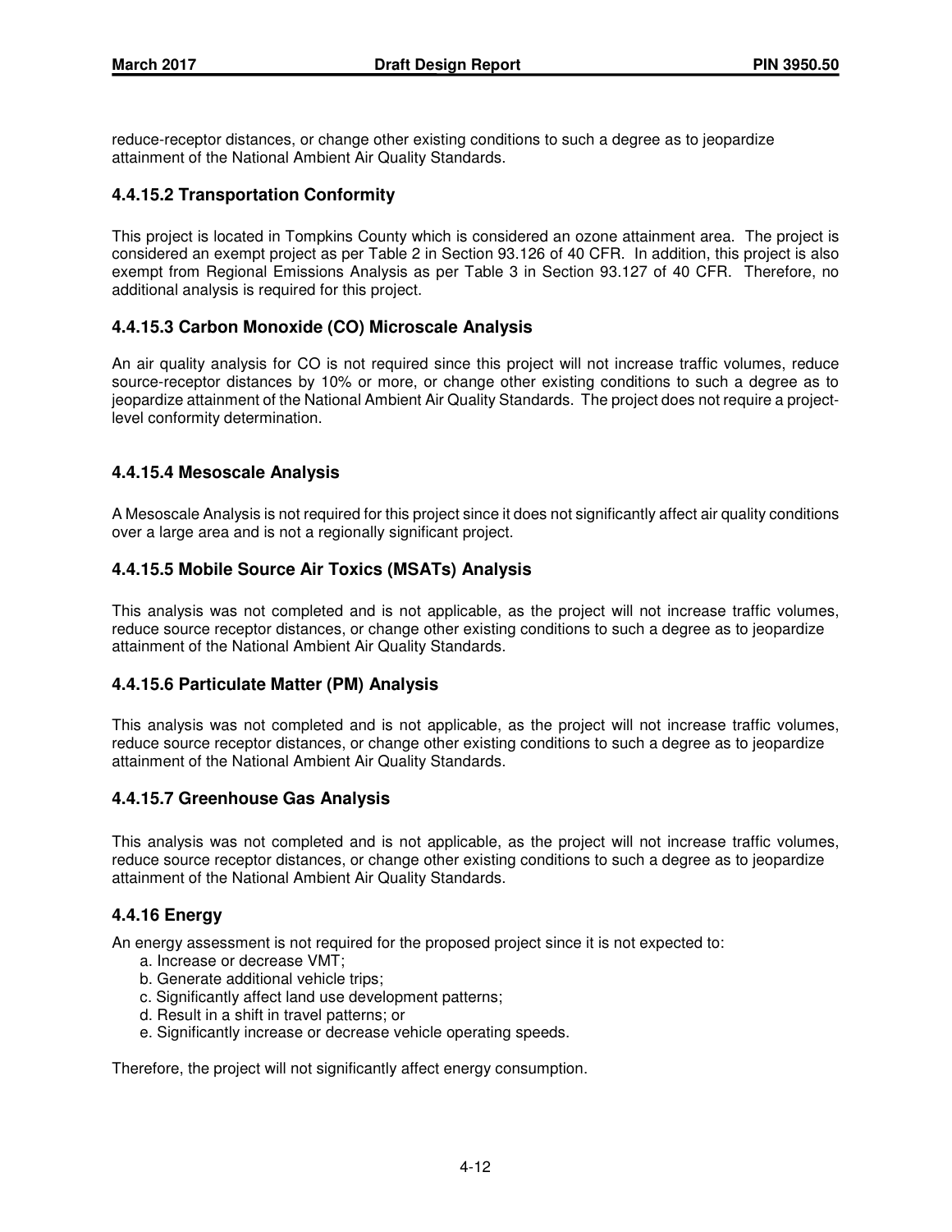reduce-receptor distances, or change other existing conditions to such a degree as to jeopardize attainment of the National Ambient Air Quality Standards.

### 4.4.15.2 Transportation Conformity

This project is located in Tompkins County which is considered an ozone attainment area. The project is considered an exempt project as per Table 2 in Section 93.126 of 40 CFR. In addition, this project is also exempt from Regional Emissions Analysis as per Table 3 in Section 93.127 of 40 CFR. Therefore, no additional analysis is required for this project.

### 4.4.15.3 Carbon Monoxide (CO) Microscale Analysis

An air quality analysis for CO is not required since this project will not increase traffic volumes, reduce source-receptor distances by 10% or more, or change other existing conditions to such a degree as to jeopardize attainment of the National Ambient Air Quality Standards. The project does not require a project-level conformity determination.

### 4.4.15.4 Mesoscale Analysis

A Mesoscale Analysis is not required for this project since it does not significantly affect air quality conditions over a large area and is not a regionally significant project.

### 4.4.15.5 Mobile Source Air Toxics (MSATs) Analysis

This analysis was not completed and is not applicable, as the project will not increase traffic volumes, reduce source receptor distances, or change other existing conditions to such a degree as to jeopardize attainment of the National Ambient Air Quality Standards.

### 4.4.15.6 Particulate Matter (PM) Analysis

This analysis was not completed and is not applicable, as the project will not increase traffic volumes, reduce source receptor distances, or change other existing conditions to such a degree as to jeopardize attainment of the National Ambient Air Quality Standards.

### 4.4.15.7 Greenhouse Gas Analysis

This analysis was not completed and is not applicable, as the project will not increase traffic volumes, reduce source receptor distances, or change other existing conditions to such a degree as to jeopardize attainment of the National Ambient Air Quality Standards.

### 4.4.16 Energy

An energy assessment is not required for the proposed project since it is not expected to:

a. Increase or decrease VMT;
b. Generate additional vehicle trips;
c. Significantly affect land use development patterns;
d. Result in a shift in travel patterns; or
e. Significantly increase or decrease vehicle operating speeds.

Therefore, the project will not significantly affect energy consumption.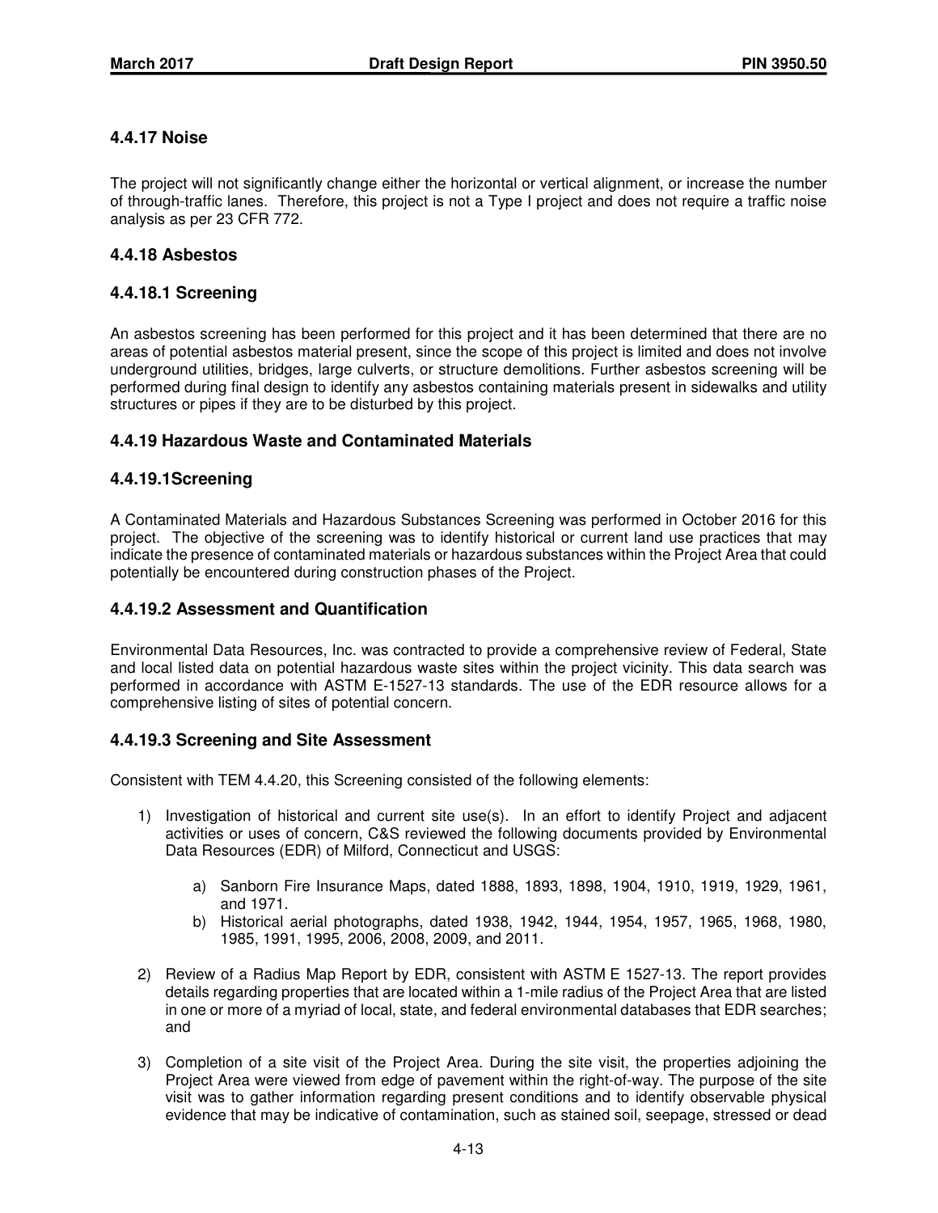### 4.4.17 Noise

The project will not significantly change either the horizontal or vertical alignment, or increase the number of through-traffic lanes. Therefore, this project is not a Type I project and does not require a traffic noise analysis as per 23 CFR 772.

### 4.4.18 Asbestos

### 4.4.18.1 Screening

An asbestos screening has been performed for this project and it has been determined that there are no areas of potential asbestos material present, since the scope of this project is limited and does not involve underground utilities, bridges, large culverts, or structure demolitions. Further asbestos screening will be performed during final design to identify any asbestos containing materials present in sidewalks and utility structures or pipes if they are to be disturbed by this project.

### 4.4.19 Hazardous Waste and Contaminated Materials

### 4.4.19.1Screening

A Contaminated Materials and Hazardous Substances Screening was performed in October 2016 for this project. The objective of the screening was to identify historical or current land use practices that may indicate the presence of contaminated materials or hazardous substances within the Project Area that could potentially be encountered during construction phases of the Project.

### 4.4.19.2 Assessment and Quantification

Environmental Data Resources, Inc. was contracted to provide a comprehensive review of Federal, State and local listed data on potential hazardous waste sites within the project vicinity. This data search was performed in accordance with ASTM E-1527-13 standards. The use of the EDR resource allows for a comprehensive listing of sites of potential concern.

### 4.4.19.3 Screening and Site Assessment

Consistent with TEM 4.4.20, this Screening consisted of the following elements:

1) Investigation of historical and current site use(s). In an effort to identify Project and adjacent activities or uses of concern, C&S reviewed the following documents provided by Environmental Data Resources (EDR) of Milford, Connecticut and USGS:

    a) Sanborn Fire Insurance Maps, dated 1888, 1893, 1898, 1904, 1910, 1919, 1929, 1961, and 1971.
    b) Historical aerial photographs, dated 1938, 1942, 1944, 1954, 1957, 1965, 1968, 1980, 1985, 1991, 1995, 2006, 2008, 2009, and 2011.

2) Review of a Radius Map Report by EDR, consistent with ASTM E 1527-13. The report provides details regarding properties that are located within a 1-mile radius of the Project Area that are listed in one or more of a myriad of local, state, and federal environmental databases that EDR searches; and

3) Completion of a site visit of the Project Area. During the site visit, the properties adjoining the Project Area were viewed from edge of pavement within the right-of-way. The purpose of the site visit was to gather information regarding present conditions and to identify observable physical evidence that may be indicative of contamination, such as stained soil, seepage, stressed or dead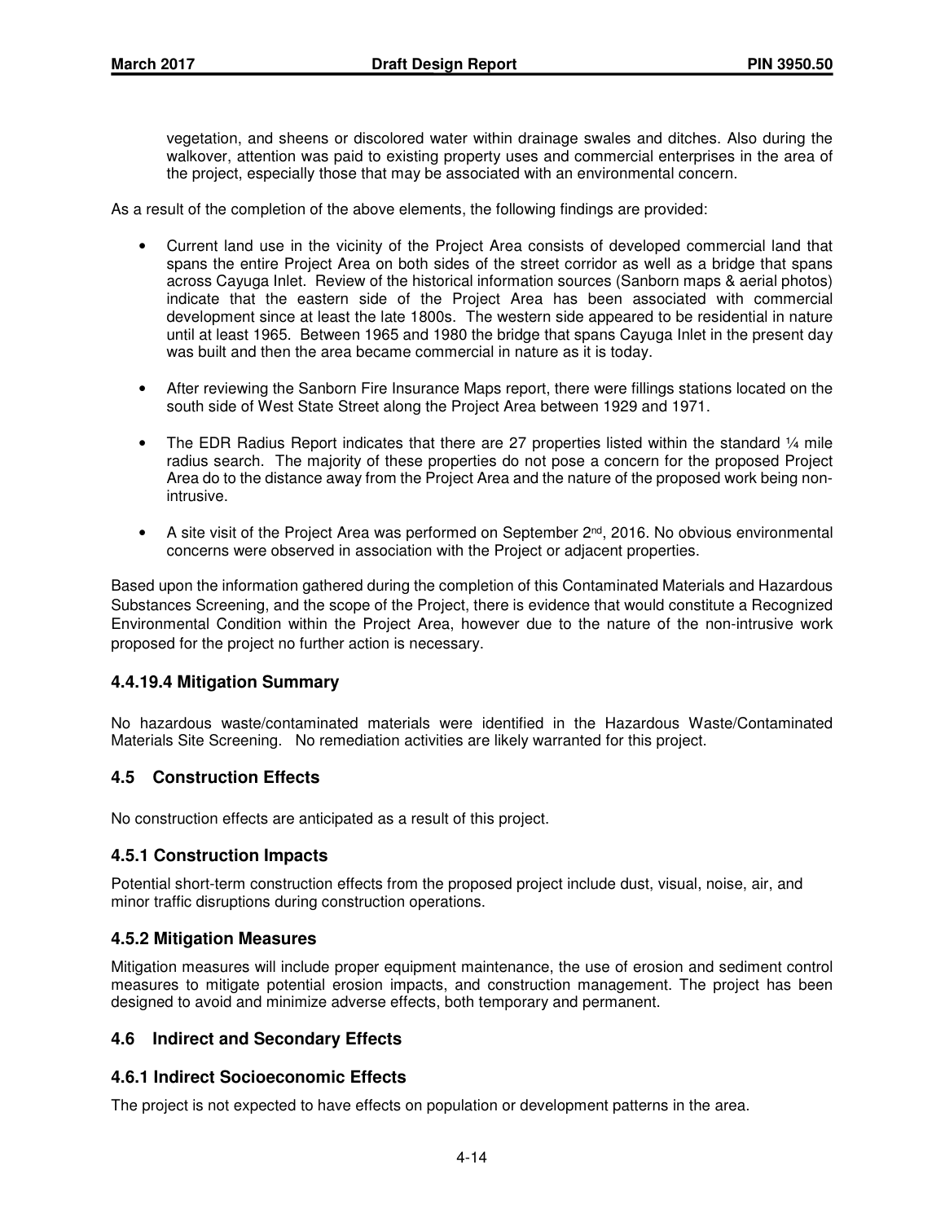vegetation, and sheens or discolored water within drainage swales and ditches. Also during the walkover, attention was paid to existing property uses and commercial enterprises in the area of the project, especially those that may be associated with an environmental concern.

As a result of the completion of the above elements, the following findings are provided:

- Current land use in the vicinity of the Project Area consists of developed commercial land that spans the entire Project Area on both sides of the street corridor as well as a bridge that spans across Cayuga Inlet. Review of the historical information sources (Sanborn maps & aerial photos) indicate that the eastern side of the Project Area has been associated with commercial development since at least the late 1800s. The western side appeared to be residential in nature until at least 1965. Between 1965 and 1980 the bridge that spans Cayuga Inlet in the present day was built and then the area became commercial in nature as it is today.

- After reviewing the Sanborn Fire Insurance Maps report, there were fillings stations located on the south side of West State Street along the Project Area between 1929 and 1971.

- The EDR Radius Report indicates that there are 27 properties listed within the standard ¼ mile radius search. The majority of these properties do not pose a concern for the proposed Project Area do to the distance away from the Project Area and the nature of the proposed work being non-intrusive.

- A site visit of the Project Area was performed on September 2nd, 2016. No obvious environmental concerns were observed in association with the Project or adjacent properties.

Based upon the information gathered during the completion of this Contaminated Materials and Hazardous Substances Screening, and the scope of the Project, there is evidence that would constitute a Recognized Environmental Condition within the Project Area, however due to the nature of the non-intrusive work proposed for the project no further action is necessary.

### 4.4.19.4 Mitigation Summary

No hazardous waste/contaminated materials were identified in the Hazardous Waste/Contaminated Materials Site Screening. No remediation activities are likely warranted for this project.

## 4.5 Construction Effects

No construction effects are anticipated as a result of this project.

### 4.5.1 Construction Impacts

Potential short-term construction effects from the proposed project include dust, visual, noise, air, and minor traffic disruptions during construction operations.

### 4.5.2 Mitigation Measures

Mitigation measures will include proper equipment maintenance, the use of erosion and sediment control measures to mitigate potential erosion impacts, and construction management. The project has been designed to avoid and minimize adverse effects, both temporary and permanent.

## 4.6 Indirect and Secondary Effects

### 4.6.1 Indirect Socioeconomic Effects

The project is not expected to have effects on population or development patterns in the area.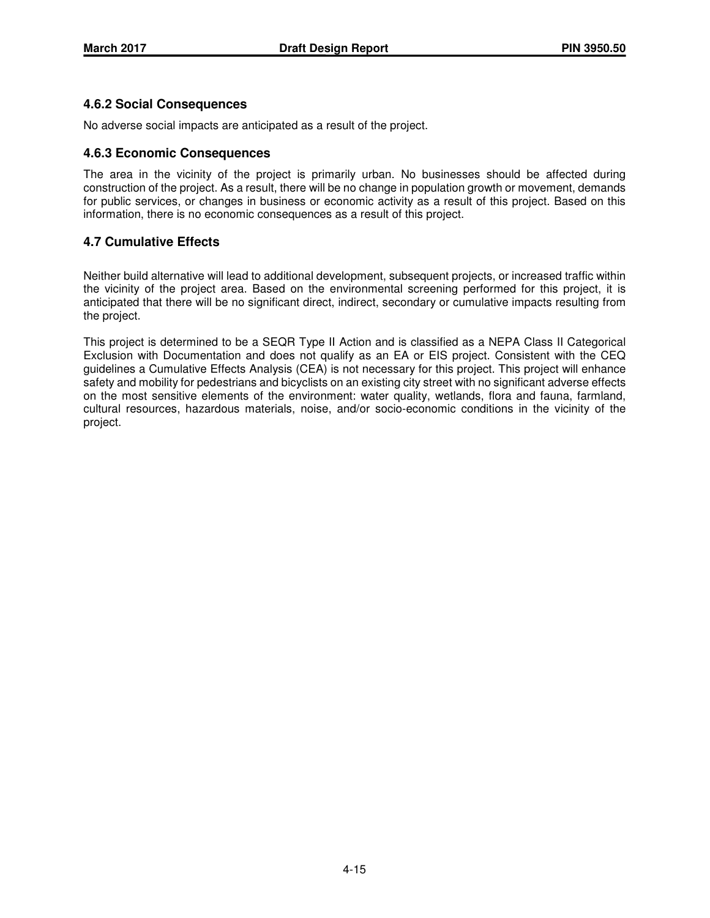### 4.6.2 Social Consequences

No adverse social impacts are anticipated as a result of the project.

### 4.6.3 Economic Consequences

The area in the vicinity of the project is primarily urban. No businesses should be affected during construction of the project. As a result, there will be no change in population growth or movement, demands for public services, or changes in business or economic activity as a result of this project. Based on this information, there is no economic consequences as a result of this project.

## 4.7 Cumulative Effects

Neither build alternative will lead to additional development, subsequent projects, or increased traffic within the vicinity of the project area. Based on the environmental screening performed for this project, it is anticipated that there will be no significant direct, indirect, secondary or cumulative impacts resulting from the project.

This project is determined to be a SEQR Type II Action and is classified as a NEPA Class II Categorical Exclusion with Documentation and does not qualify as an EA or EIS project. Consistent with the CEQ guidelines a Cumulative Effects Analysis (CEA) is not necessary for this project. This project will enhance safety and mobility for pedestrians and bicyclists on an existing city street with no significant adverse effects on the most sensitive elements of the environment: water quality, wetlands, flora and fauna, farmland, cultural resources, hazardous materials, noise, and/or socio-economic conditions in the vicinity of the project.